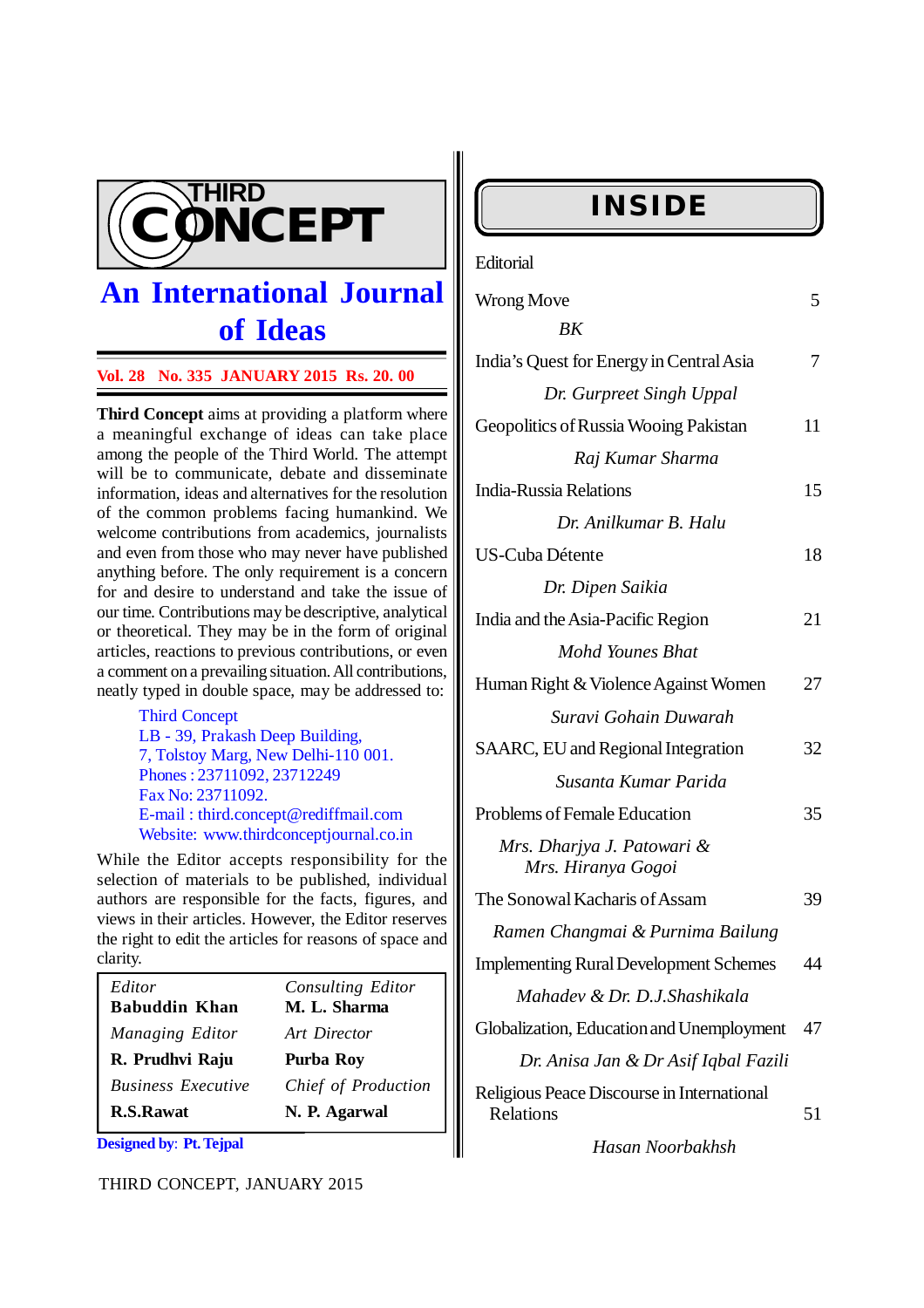# THIRD CONCEPT

## An International Journal of Ideas

**Vol. 28 No. 335 JANUARY 2015 Rs. 20. 00**

**Third Concept** aims at providing a platform where a meaningful exchange of ideas can take place among the people of the Third World. The attempt will be to communicate, debate and disseminate information, ideas and alternatives for the resolution of the common problems facing humankind. We welcome contributions from academics, journalists and even from those who may never have published anything before. The only requirement is a concern for and desire to understand and take the issue of our time. Contributions may be descriptive, analytical or theoretical. They may be in the form of original articles, reactions to previous contributions, or even a comment on a prevailing situation. All contributions, neatly typed in double space, may be addressed to:

Third Concept
LB - 39, Prakash Deep Building,
7, Tolstoy Marg, New Delhi-110 001.
Phones : 23711092, 23712249
Fax No: 23711092.
E-mail : third.concept@rediffmail.com
Website: www.thirdconceptjournal.co.in

While the Editor accepts responsibility for the selection of materials to be published, individual authors are responsible for the facts, figures, and views in their articles. However, the Editor reserves the right to edit the articles for reasons of space and clarity.

| *Editor* | *Consulting Editor* |
|---|---|
| **Babuddin Khan** | **M. L. Sharma** |
| *Managing Editor* | *Art Director* |
| **R. Prudhvi Raju** | **Purba Roy** |
| *Business Executive* | *Chief of Production* |
| **R.S.Rawat** | **N. P. Agarwal** |

**Designed by**: **Pt. Tejpal**

## INSIDE

Editorial

| Title | Page |
|---|---|
| Wrong Move — *BK* | 5 |
| India's Quest for Energy in Central Asia — *Dr. Gurpreet Singh Uppal* | 7 |
| Geopolitics of Russia Wooing Pakistan — *Raj Kumar Sharma* | 11 |
| India-Russia Relations — *Dr. Anilkumar B. Halu* | 15 |
| US-Cuba Détente — *Dr. Dipen Saikia* | 18 |
| India and the Asia-Pacific Region — *Mohd Younes Bhat* | 21 |
| Human Right & Violence Against Women — *Suravi Gohain Duwarah* | 27 |
| SAARC, EU and Regional Integration — *Susanta Kumar Parida* | 32 |
| Problems of Female Education — *Mrs. Dharjya J. Patowari & Mrs. Hiranya Gogoi* | 35 |
| The Sonowal Kacharis of Assam — *Ramen Changmai & Purnima Bailung* | 39 |
| Implementing Rural Development Schemes — *Mahadev & Dr. D.J.Shashikala* | 44 |
| Globalization, Education and Unemployment — *Dr. Anisa Jan & Dr Asif Iqbal Fazili* | 47 |
| Religious Peace Discourse in International Relations — *Hasan Noorbakhsh* | 51 |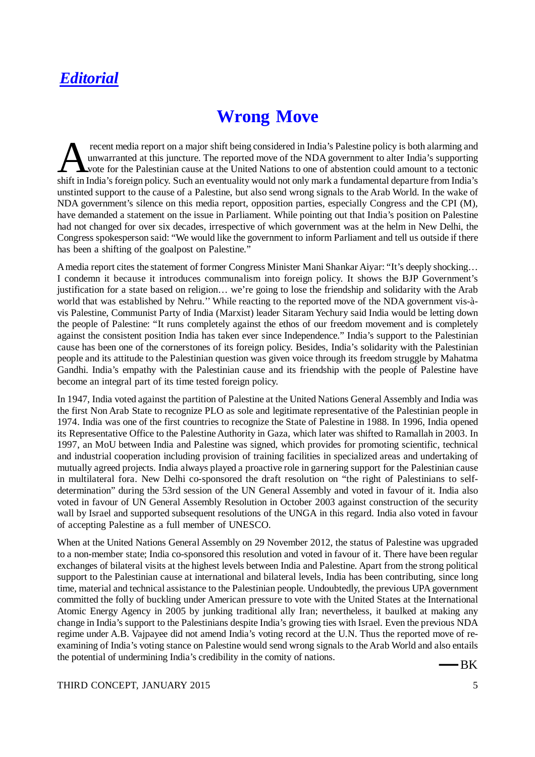## *Editorial*

# Wrong Move

A recent media report on a major shift being considered in India's Palestine policy is both alarming and unwarranted at this juncture. The reported move of the NDA government to alter India's supporting vote for the Palestinian cause at the United Nations to one of abstention could amount to a tectonic shift in India's foreign policy. Such an eventuality would not only mark a fundamental departure from India's unstinted support to the cause of a Palestine, but also send wrong signals to the Arab World. In the wake of NDA government's silence on this media report, opposition parties, especially Congress and the CPI (M), have demanded a statement on the issue in Parliament. While pointing out that India's position on Palestine had not changed for over six decades, irrespective of which government was at the helm in New Delhi, the Congress spokesperson said: "We would like the government to inform Parliament and tell us outside if there has been a shifting of the goalpost on Palestine."

A media report cites the statement of former Congress Minister Mani Shankar Aiyar: "It's deeply shocking… I condemn it because it introduces communalism into foreign policy. It shows the BJP Government's justification for a state based on religion… we're going to lose the friendship and solidarity with the Arab world that was established by Nehru.'' While reacting to the reported move of the NDA government vis-à-vis Palestine, Communist Party of India (Marxist) leader Sitaram Yechury said India would be letting down the people of Palestine: "It runs completely against the ethos of our freedom movement and is completely against the consistent position India has taken ever since Independence." India's support to the Palestinian cause has been one of the cornerstones of its foreign policy. Besides, India's solidarity with the Palestinian people and its attitude to the Palestinian question was given voice through its freedom struggle by Mahatma Gandhi. India's empathy with the Palestinian cause and its friendship with the people of Palestine have become an integral part of its time tested foreign policy.

In 1947, India voted against the partition of Palestine at the United Nations General Assembly and India was the first Non Arab State to recognize PLO as sole and legitimate representative of the Palestinian people in 1974. India was one of the first countries to recognize the State of Palestine in 1988. In 1996, India opened its Representative Office to the Palestine Authority in Gaza, which later was shifted to Ramallah in 2003. In 1997, an MoU between India and Palestine was signed, which provides for promoting scientific, technical and industrial cooperation including provision of training facilities in specialized areas and undertaking of mutually agreed projects. India always played a proactive role in garnering support for the Palestinian cause in multilateral fora. New Delhi co-sponsored the draft resolution on "the right of Palestinians to self-determination" during the 53rd session of the UN General Assembly and voted in favour of it. India also voted in favour of UN General Assembly Resolution in October 2003 against construction of the security wall by Israel and supported subsequent resolutions of the UNGA in this regard. India also voted in favour of accepting Palestine as a full member of UNESCO.

When at the United Nations General Assembly on 29 November 2012, the status of Palestine was upgraded to a non-member state; India co-sponsored this resolution and voted in favour of it. There have been regular exchanges of bilateral visits at the highest levels between India and Palestine. Apart from the strong political support to the Palestinian cause at international and bilateral levels, India has been contributing, since long time, material and technical assistance to the Palestinian people. Undoubtedly, the previous UPA government committed the folly of buckling under American pressure to vote with the United States at the International Atomic Energy Agency in 2005 by junking traditional ally Iran; nevertheless, it baulked at making any change in India's support to the Palestinians despite India's growing ties with Israel. Even the previous NDA regime under A.B. Vajpayee did not amend India's voting record at the U.N. Thus the reported move of re-examining of India's voting stance on Palestine would send wrong signals to the Arab World and also entails the potential of undermining India's credibility in the comity of nations.

—BK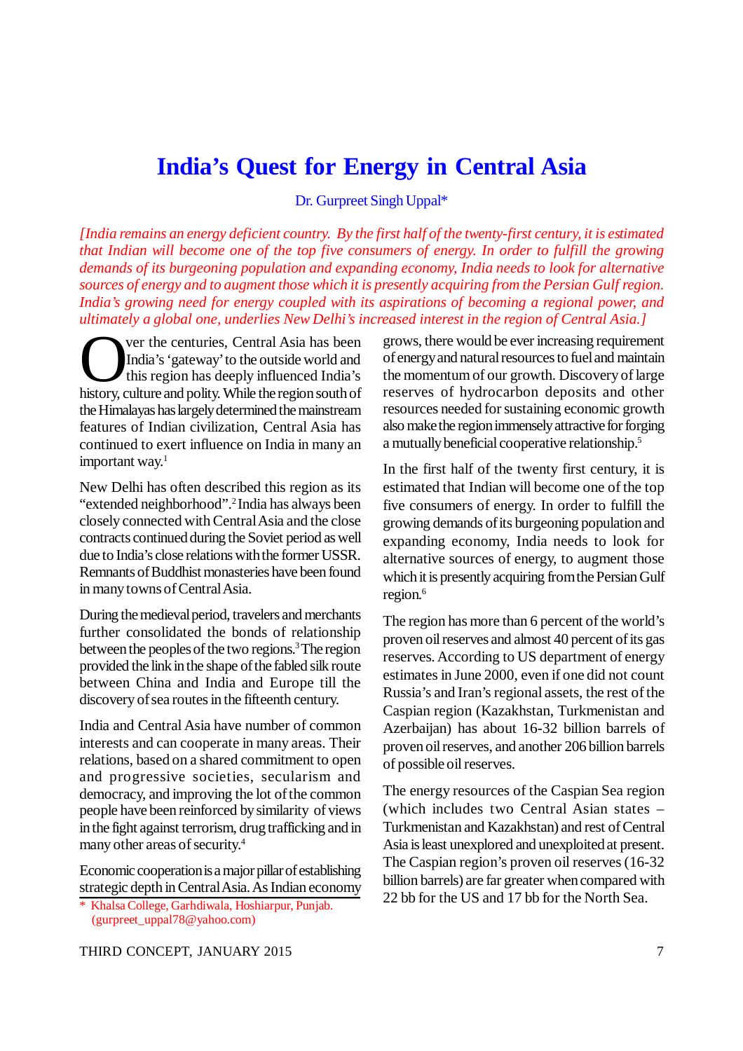# India's Quest for Energy in Central Asia

Dr. Gurpreet Singh Uppal*

*[India remains an energy deficient country. By the first half of the twenty-first century, it is estimated that Indian will become one of the top five consumers of energy. In order to fulfill the growing demands of its burgeoning population and expanding economy, India needs to look for alternative sources of energy and to augment those which it is presently acquiring from the Persian Gulf region. India's growing need for energy coupled with its aspirations of becoming a regional power, and ultimately a global one, underlies New Delhi's increased interest in the region of Central Asia.]*

Over the centuries, Central Asia has been India's 'gateway' to the outside world and this region has deeply influenced India's history, culture and polity. While the region south of the Himalayas has largely determined the mainstream features of Indian civilization, Central Asia has continued to exert influence on India in many an important way.[1]

New Delhi has often described this region as its "extended neighborhood".[2] India has always been closely connected with Central Asia and the close contracts continued during the Soviet period as well due to India's close relations with the former USSR. Remnants of Buddhist monasteries have been found in many towns of Central Asia.

During the medieval period, travelers and merchants further consolidated the bonds of relationship between the peoples of the two regions.[3] The region provided the link in the shape of the fabled silk route between China and India and Europe till the discovery of sea routes in the fifteenth century.

India and Central Asia have number of common interests and can cooperate in many areas. Their relations, based on a shared commitment to open and progressive societies, secularism and democracy, and improving the lot of the common people have been reinforced by similarity of views in the fight against terrorism, drug trafficking and in many other areas of security.[4]

Economic cooperation is a major pillar of establishing strategic depth in Central Asia. As Indian economy grows, there would be ever increasing requirement of energy and natural resources to fuel and maintain the momentum of our growth. Discovery of large reserves of hydrocarbon deposits and other resources needed for sustaining economic growth also make the region immensely attractive for forging a mutually beneficial cooperative relationship.[5]

In the first half of the twenty first century, it is estimated that Indian will become one of the top five consumers of energy. In order to fulfill the growing demands of its burgeoning population and expanding economy, India needs to look for alternative sources of energy, to augment those which it is presently acquiring from the Persian Gulf region.[6]

The region has more than 6 percent of the world's proven oil reserves and almost 40 percent of its gas reserves. According to US department of energy estimates in June 2000, even if one did not count Russia's and Iran's regional assets, the rest of the Caspian region (Kazakhstan, Turkmenistan and Azerbaijan) has about 16-32 billion barrels of proven oil reserves, and another 206 billion barrels of possible oil reserves.

The energy resources of the Caspian Sea region (which includes two Central Asian states – Turkmenistan and Kazakhstan) and rest of Central Asia is least unexplored and unexploited at present. The Caspian region's proven oil reserves (16-32 billion barrels) are far greater when compared with 22 bb for the US and 17 bb for the North Sea.

\* Khalsa College, Garhdiwala, Hoshiarpur, Punjab. (gurpreet_uppal78@yahoo.com)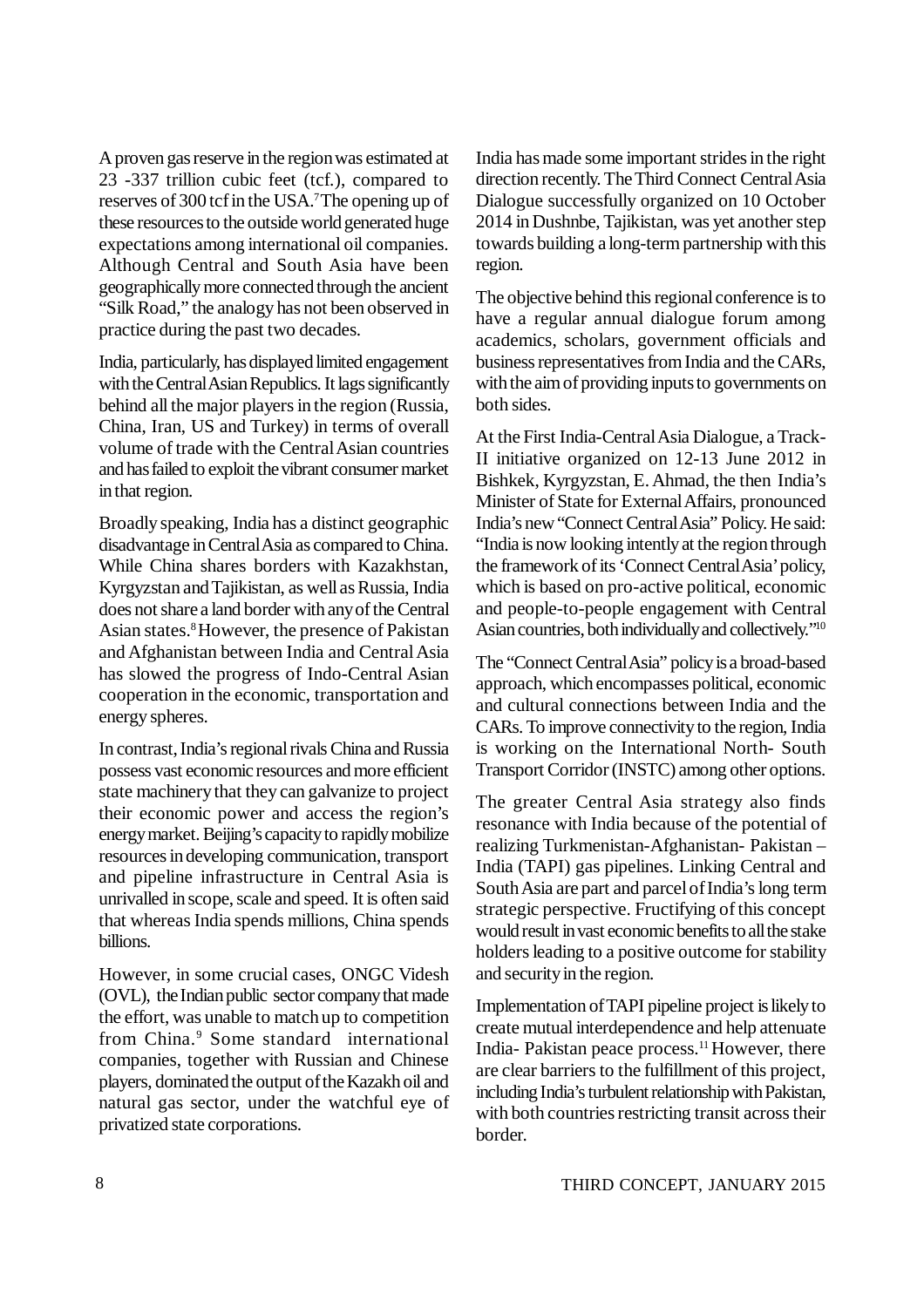A proven gas reserve in the region was estimated at 23 -337 trillion cubic feet (tcf.), compared to reserves of 300 tcf in the USA.[7] The opening up of these resources to the outside world generated huge expectations among international oil companies. Although Central and South Asia have been geographically more connected through the ancient "Silk Road," the analogy has not been observed in practice during the past two decades.

India, particularly, has displayed limited engagement with the Central Asian Republics. It lags significantly behind all the major players in the region (Russia, China, Iran, US and Turkey) in terms of overall volume of trade with the Central Asian countries and has failed to exploit the vibrant consumer market in that region.

Broadly speaking, India has a distinct geographic disadvantage in Central Asia as compared to China. While China shares borders with Kazakhstan, Kyrgyzstan and Tajikistan, as well as Russia, India does not share a land border with any of the Central Asian states.[8] However, the presence of Pakistan and Afghanistan between India and Central Asia has slowed the progress of Indo-Central Asian cooperation in the economic, transportation and energy spheres.

In contrast, India's regional rivals China and Russia possess vast economic resources and more efficient state machinery that they can galvanize to project their economic power and access the region's energy market. Beijing's capacity to rapidly mobilize resources in developing communication, transport and pipeline infrastructure in Central Asia is unrivalled in scope, scale and speed. It is often said that whereas India spends millions, China spends billions.

However, in some crucial cases, ONGC Videsh (OVL), the Indian public sector company that made the effort, was unable to match up to competition from China.[9] Some standard international companies, together with Russian and Chinese players, dominated the output of the Kazakh oil and natural gas sector, under the watchful eye of privatized state corporations.

India has made some important strides in the right direction recently. The Third Connect Central Asia Dialogue successfully organized on 10 October 2014 in Dushnbe, Tajikistan, was yet another step towards building a long-term partnership with this region.

The objective behind this regional conference is to have a regular annual dialogue forum among academics, scholars, government officials and business representatives from India and the CARs, with the aim of providing inputs to governments on both sides.

At the First India-Central Asia Dialogue, a Track-II initiative organized on 12-13 June 2012 in Bishkek, Kyrgyzstan, E. Ahmad, the then India's Minister of State for External Affairs, pronounced India's new "Connect Central Asia" Policy. He said: "India is now looking intently at the region through the framework of its 'Connect Central Asia' policy, which is based on pro-active political, economic and people-to-people engagement with Central Asian countries, both individually and collectively."[10]

The "Connect Central Asia" policy is a broad-based approach, which encompasses political, economic and cultural connections between India and the CARs. To improve connectivity to the region, India is working on the International North- South Transport Corridor (INSTC) among other options.

The greater Central Asia strategy also finds resonance with India because of the potential of realizing Turkmenistan-Afghanistan- Pakistan – India (TAPI) gas pipelines. Linking Central and South Asia are part and parcel of India's long term strategic perspective. Fructifying of this concept would result in vast economic benefits to all the stake holders leading to a positive outcome for stability and security in the region.

Implementation of TAPI pipeline project is likely to create mutual interdependence and help attenuate India- Pakistan peace process.[11] However, there are clear barriers to the fulfillment of this project, including India's turbulent relationship with Pakistan, with both countries restricting transit across their border.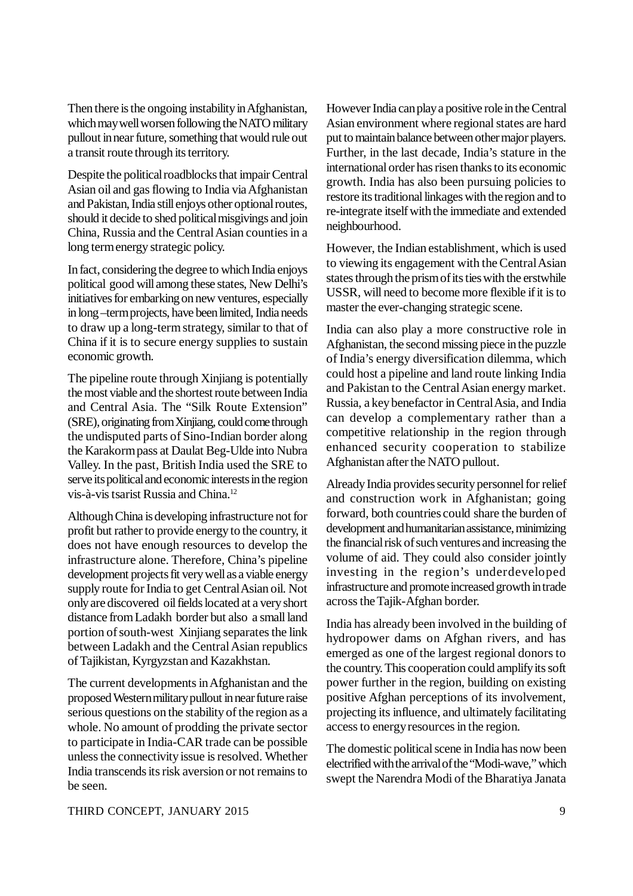Then there is the ongoing instability in Afghanistan, which may well worsen following the NATO military pullout in near future, something that would rule out a transit route through its territory.

Despite the political roadblocks that impair Central Asian oil and gas flowing to India via Afghanistan and Pakistan, India still enjoys other optional routes, should it decide to shed political misgivings and join China, Russia and the Central Asian counties in a long term energy strategic policy.

In fact, considering the degree to which India enjoys political good will among these states, New Delhi's initiatives for embarking on new ventures, especially in long –term projects, have been limited, India needs to draw up a long-term strategy, similar to that of China if it is to secure energy supplies to sustain economic growth.

The pipeline route through Xinjiang is potentially the most viable and the shortest route between India and Central Asia. The "Silk Route Extension" (SRE), originating from Xinjiang, could come through the undisputed parts of Sino-Indian border along the Karakorm pass at Daulat Beg-Ulde into Nubra Valley. In the past, British India used the SRE to serve its political and economic interests in the region vis-à-vis tsarist Russia and China.[12]

Although China is developing infrastructure not for profit but rather to provide energy to the country, it does not have enough resources to develop the infrastructure alone. Therefore, China's pipeline development projects fit very well as a viable energy supply route for India to get Central Asian oil. Not only are discovered oil fields located at a very short distance from Ladakh border but also a small land portion of south-west Xinjiang separates the link between Ladakh and the Central Asian republics of Tajikistan, Kyrgyzstan and Kazakhstan.

The current developments in Afghanistan and the proposed Western military pullout in near future raise serious questions on the stability of the region as a whole. No amount of prodding the private sector to participate in India-CAR trade can be possible unless the connectivity issue is resolved. Whether India transcends its risk aversion or not remains to be seen.

However India can play a positive role in the Central Asian environment where regional states are hard put to maintain balance between other major players. Further, in the last decade, India's stature in the international order has risen thanks to its economic growth. India has also been pursuing policies to restore its traditional linkages with the region and to re-integrate itself with the immediate and extended neighbourhood.

However, the Indian establishment, which is used to viewing its engagement with the Central Asian states through the prism of its ties with the erstwhile USSR, will need to become more flexible if it is to master the ever-changing strategic scene.

India can also play a more constructive role in Afghanistan, the second missing piece in the puzzle of India's energy diversification dilemma, which could host a pipeline and land route linking India and Pakistan to the Central Asian energy market. Russia, a key benefactor in Central Asia, and India can develop a complementary rather than a competitive relationship in the region through enhanced security cooperation to stabilize Afghanistan after the NATO pullout.

Already India provides security personnel for relief and construction work in Afghanistan; going forward, both countries could share the burden of development and humanitarian assistance, minimizing the financial risk of such ventures and increasing the volume of aid. They could also consider jointly investing in the region's underdeveloped infrastructure and promote increased growth in trade across the Tajik-Afghan border.

India has already been involved in the building of hydropower dams on Afghan rivers, and has emerged as one of the largest regional donors to the country. This cooperation could amplify its soft power further in the region, building on existing positive Afghan perceptions of its involvement, projecting its influence, and ultimately facilitating access to energy resources in the region.

The domestic political scene in India has now been electrified with the arrival of the "Modi-wave," which swept the Narendra Modi of the Bharatiya Janata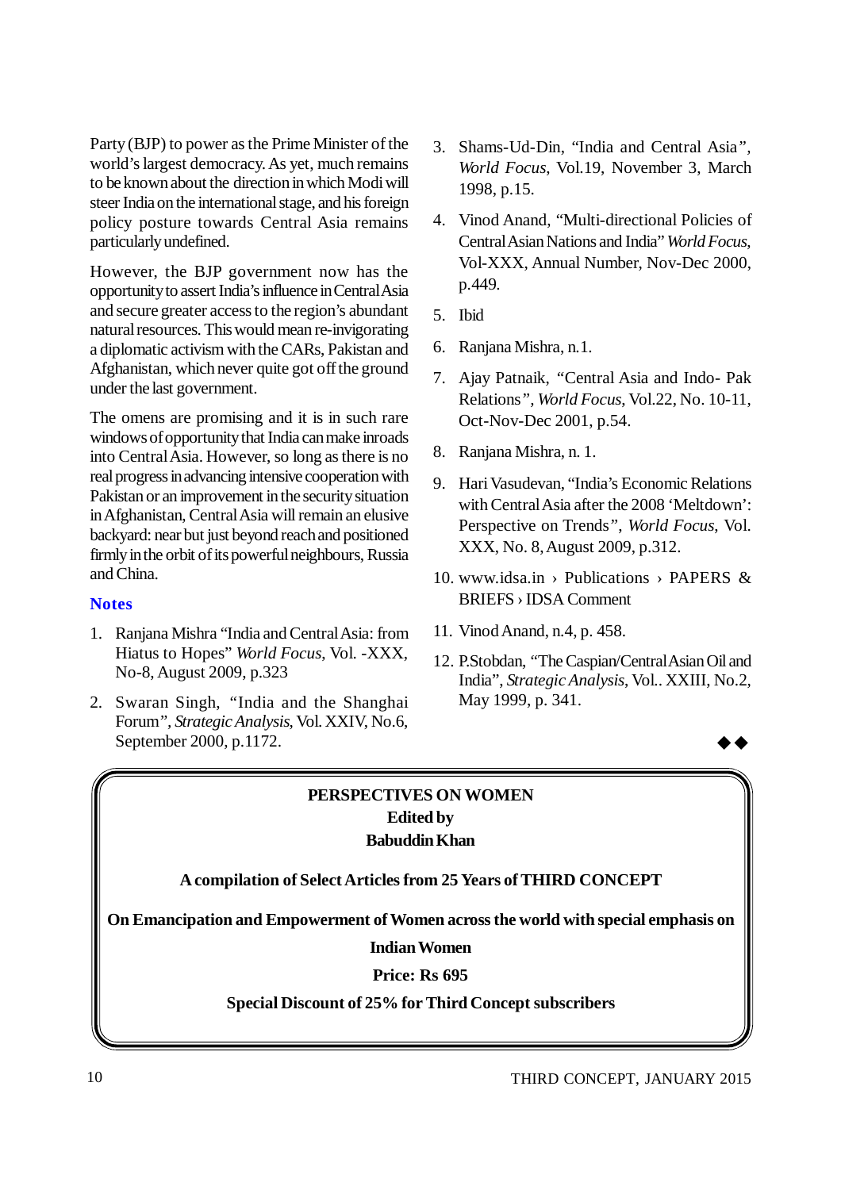Party (BJP) to power as the Prime Minister of the world's largest democracy. As yet, much remains to be known about the direction in which Modi will steer India on the international stage, and his foreign policy posture towards Central Asia remains particularly undefined.

However, the BJP government now has the opportunity to assert India's influence in Central Asia and secure greater access to the region's abundant natural resources. This would mean re-invigorating a diplomatic activism with the CARs, Pakistan and Afghanistan, which never quite got off the ground under the last government.

The omens are promising and it is in such rare windows of opportunity that India can make inroads into Central Asia. However, so long as there is no real progress in advancing intensive cooperation with Pakistan or an improvement in the security situation in Afghanistan, Central Asia will remain an elusive backyard: near but just beyond reach and positioned firmly in the orbit of its powerful neighbours, Russia and China.

## Notes

1. Ranjana Mishra "India and Central Asia: from Hiatus to Hopes" *World Focus*, Vol. -XXX, No-8, August 2009, p.323
2. Swaran Singh, "India and the Shanghai Forum", *Strategic Analysis*, Vol. XXIV, No.6, September 2000, p.1172.
3. Shams-Ud-Din, "India and Central Asia", *World Focus*, Vol.19, November 3, March 1998, p.15.
4. Vinod Anand, "Multi-directional Policies of Central Asian Nations and India" *World Focus*, Vol-XXX, Annual Number, Nov-Dec 2000, p.449.
5. Ibid
6. Ranjana Mishra, n.1.
7. Ajay Patnaik, "Central Asia and Indo- Pak Relations", *World Focus*, Vol.22, No. 10-11, Oct-Nov-Dec 2001, p.54.
8. Ranjana Mishra, n. 1.
9. Hari Vasudevan, "India's Economic Relations with Central Asia after the 2008 'Meltdown': Perspective on Trends", *World Focus*, Vol. XXX, No. 8, August 2009, p.312.
10. www.idsa.in › Publications › PAPERS & BRIEFS › IDSA Comment
11. Vinod Anand, n.4, p. 458.
12. P.Stobdan, "The Caspian/Central Asian Oil and India", *Strategic Analysis*, Vol.. XXIII, No.2, May 1999, p. 341.

◆◆

**PERSPECTIVES ON WOMEN**
**Edited by**
**Babuddin Khan**

**A compilation of Select Articles from 25 Years of THIRD CONCEPT**

**On Emancipation and Empowerment of Women across the world with special emphasis on Indian Women**

**Price: Rs 695**

**Special Discount of 25% for Third Concept subscribers**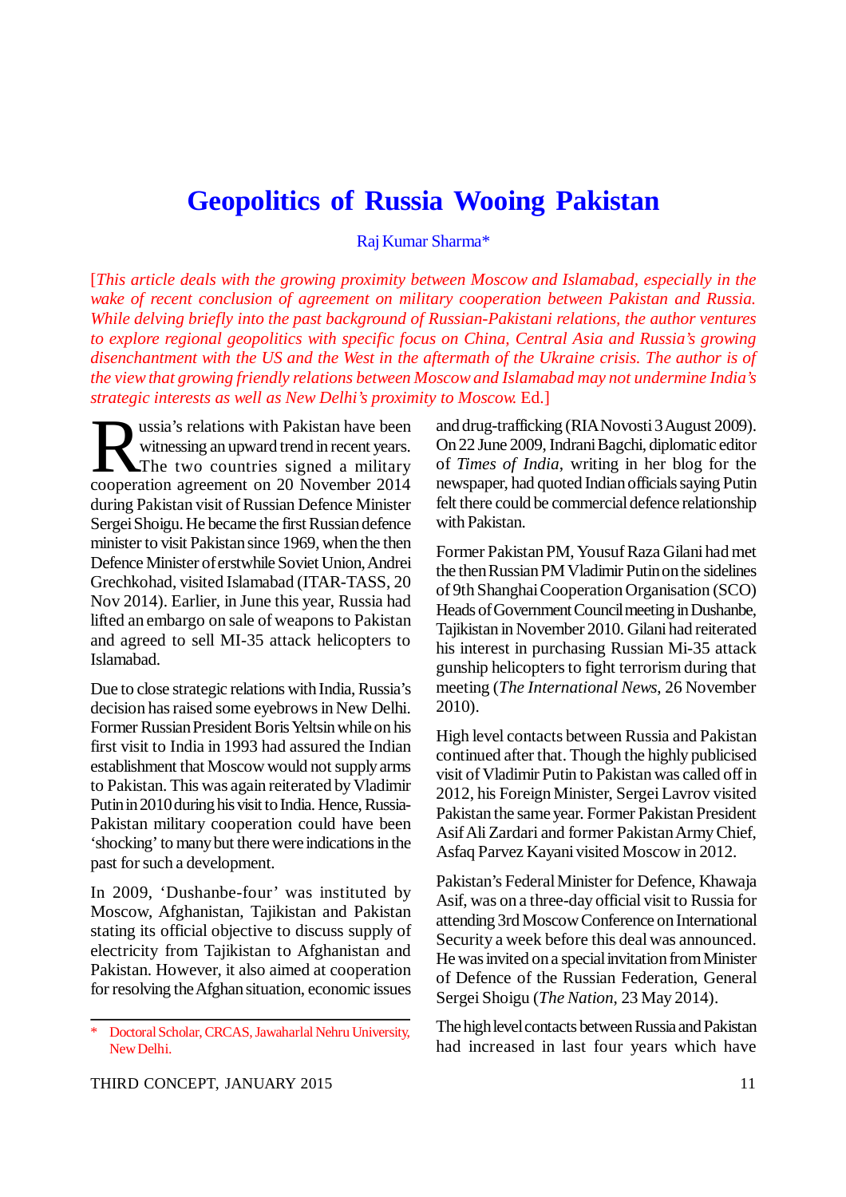# Geopolitics of Russia Wooing Pakistan

Raj Kumar Sharma*

[*This article deals with the growing proximity between Moscow and Islamabad, especially in the wake of recent conclusion of agreement on military cooperation between Pakistan and Russia. While delving briefly into the past background of Russian-Pakistani relations, the author ventures to explore regional geopolitics with specific focus on China, Central Asia and Russia's growing disenchantment with the US and the West in the aftermath of the Ukraine crisis. The author is of the view that growing friendly relations between Moscow and Islamabad may not undermine India's strategic interests as well as New Delhi's proximity to Moscow.* Ed.]

Russia's relations with Pakistan have been witnessing an upward trend in recent years. The two countries signed a military cooperation agreement on 20 November 2014 during Pakistan visit of Russian Defence Minister Sergei Shoigu. He became the first Russian defence minister to visit Pakistan since 1969, when the then Defence Minister of erstwhile Soviet Union, Andrei Grechkohad, visited Islamabad (ITAR-TASS, 20 Nov 2014). Earlier, in June this year, Russia had lifted an embargo on sale of weapons to Pakistan and agreed to sell MI-35 attack helicopters to Islamabad.

Due to close strategic relations with India, Russia's decision has raised some eyebrows in New Delhi. Former Russian President Boris Yeltsin while on his first visit to India in 1993 had assured the Indian establishment that Moscow would not supply arms to Pakistan. This was again reiterated by Vladimir Putin in 2010 during his visit to India. Hence, Russia-Pakistan military cooperation could have been 'shocking' to many but there were indications in the past for such a development.

In 2009, 'Dushanbe-four' was instituted by Moscow, Afghanistan, Tajikistan and Pakistan stating its official objective to discuss supply of electricity from Tajikistan to Afghanistan and Pakistan. However, it also aimed at cooperation for resolving the Afghan situation, economic issues and drug-trafficking (RIA Novosti 3 August 2009). On 22 June 2009, Indrani Bagchi, diplomatic editor of *Times of India*, writing in her blog for the newspaper, had quoted Indian officials saying Putin felt there could be commercial defence relationship with Pakistan.

Former Pakistan PM, Yousuf Raza Gilani had met the then Russian PM Vladimir Putin on the sidelines of 9th Shanghai Cooperation Organisation (SCO) Heads of Government Council meeting in Dushanbe, Tajikistan in November 2010. Gilani had reiterated his interest in purchasing Russian Mi-35 attack gunship helicopters to fight terrorism during that meeting (*The International News*, 26 November 2010).

High level contacts between Russia and Pakistan continued after that. Though the highly publicised visit of Vladimir Putin to Pakistan was called off in 2012, his Foreign Minister, Sergei Lavrov visited Pakistan the same year. Former Pakistan President Asif Ali Zardari and former Pakistan Army Chief, Asfaq Parvez Kayani visited Moscow in 2012.

Pakistan's Federal Minister for Defence, Khawaja Asif, was on a three-day official visit to Russia for attending 3rd Moscow Conference on International Security a week before this deal was announced. He was invited on a special invitation from Minister of Defence of the Russian Federation, General Sergei Shoigu (*The Nation*, 23 May 2014).

The high level contacts between Russia and Pakistan had increased in last four years which have

\* Doctoral Scholar, CRCAS, Jawaharlal Nehru University, New Delhi.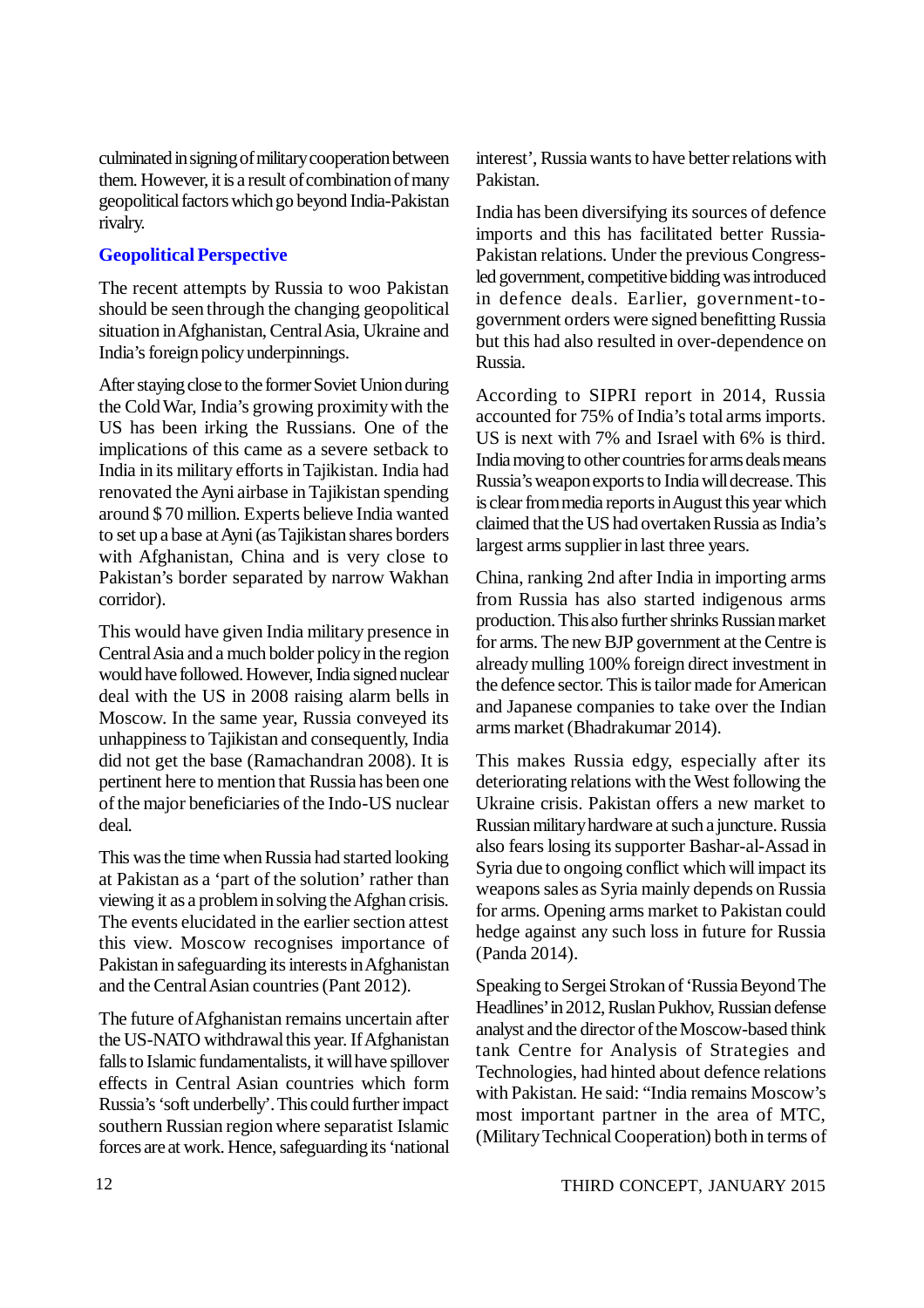culminated in signing of military cooperation between them. However, it is a result of combination of many geopolitical factors which go beyond India-Pakistan rivalry.

## Geopolitical Perspective

The recent attempts by Russia to woo Pakistan should be seen through the changing geopolitical situation in Afghanistan, Central Asia, Ukraine and India's foreign policy underpinnings.

After staying close to the former Soviet Union during the Cold War, India's growing proximity with the US has been irking the Russians. One of the implications of this came as a severe setback to India in its military efforts in Tajikistan. India had renovated the Ayni airbase in Tajikistan spending around $ 70 million. Experts believe India wanted to set up a base at Ayni (as Tajikistan shares borders with Afghanistan, China and is very close to Pakistan's border separated by narrow Wakhan corridor).

This would have given India military presence in Central Asia and a much bolder policy in the region would have followed. However, India signed nuclear deal with the US in 2008 raising alarm bells in Moscow. In the same year, Russia conveyed its unhappiness to Tajikistan and consequently, India did not get the base (Ramachandran 2008). It is pertinent here to mention that Russia has been one of the major beneficiaries of the Indo-US nuclear deal.

This was the time when Russia had started looking at Pakistan as a 'part of the solution' rather than viewing it as a problem in solving the Afghan crisis. The events elucidated in the earlier section attest this view. Moscow recognises importance of Pakistan in safeguarding its interests in Afghanistan and the Central Asian countries (Pant 2012).

The future of Afghanistan remains uncertain after the US-NATO withdrawal this year. If Afghanistan falls to Islamic fundamentalists, it will have spillover effects in Central Asian countries which form Russia's 'soft underbelly'. This could further impact southern Russian region where separatist Islamic forces are at work. Hence, safeguarding its 'national interest', Russia wants to have better relations with Pakistan.

India has been diversifying its sources of defence imports and this has facilitated better Russia-Pakistan relations. Under the previous Congress-led government, competitive bidding was introduced in defence deals. Earlier, government-to-government orders were signed benefitting Russia but this had also resulted in over-dependence on Russia.

According to SIPRI report in 2014, Russia accounted for 75% of India's total arms imports. US is next with 7% and Israel with 6% is third. India moving to other countries for arms deals means Russia's weapon exports to India will decrease. This is clear from media reports in August this year which claimed that the US had overtaken Russia as India's largest arms supplier in last three years.

China, ranking 2nd after India in importing arms from Russia has also started indigenous arms production. This also further shrinks Russian market for arms. The new BJP government at the Centre is already mulling 100% foreign direct investment in the defence sector. This is tailor made for American and Japanese companies to take over the Indian arms market (Bhadrakumar 2014).

This makes Russia edgy, especially after its deteriorating relations with the West following the Ukraine crisis. Pakistan offers a new market to Russian military hardware at such a juncture. Russia also fears losing its supporter Bashar-al-Assad in Syria due to ongoing conflict which will impact its weapons sales as Syria mainly depends on Russia for arms. Opening arms market to Pakistan could hedge against any such loss in future for Russia (Panda 2014).

Speaking to Sergei Strokan of 'Russia Beyond The Headlines' in 2012, Ruslan Pukhov, Russian defense analyst and the director of the Moscow-based think tank Centre for Analysis of Strategies and Technologies, had hinted about defence relations with Pakistan. He said: "India remains Moscow's most important partner in the area of MTC, (Military Technical Cooperation) both in terms of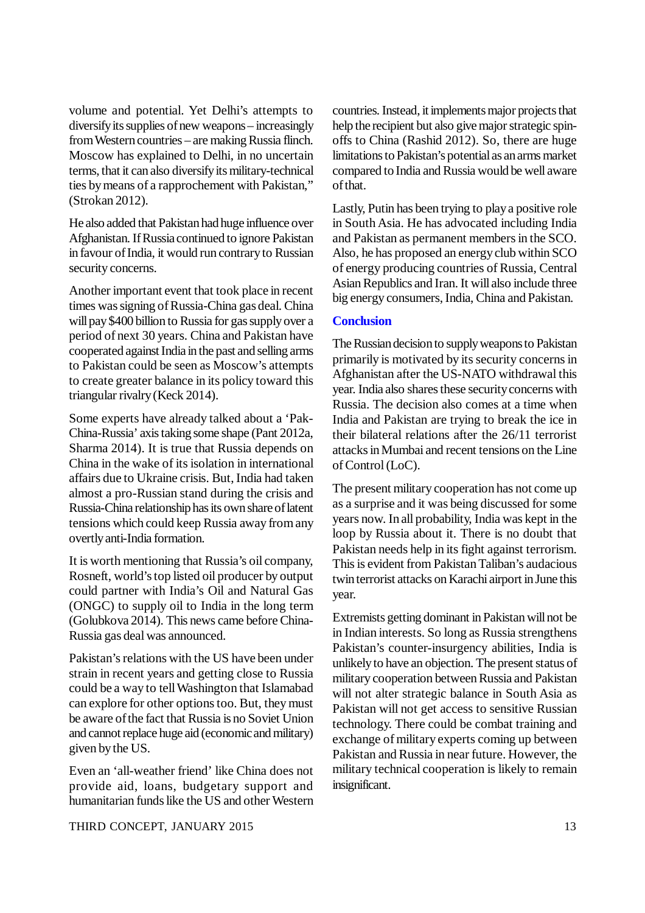volume and potential. Yet Delhi's attempts to diversify its supplies of new weapons – increasingly from Western countries – are making Russia flinch. Moscow has explained to Delhi, in no uncertain terms, that it can also diversify its military-technical ties by means of a rapprochement with Pakistan," (Strokan 2012).

He also added that Pakistan had huge influence over Afghanistan. If Russia continued to ignore Pakistan in favour of India, it would run contrary to Russian security concerns.

Another important event that took place in recent times was signing of Russia-China gas deal. China will pay $400 billion to Russia for gas supply over a period of next 30 years. China and Pakistan have cooperated against India in the past and selling arms to Pakistan could be seen as Moscow's attempts to create greater balance in its policy toward this triangular rivalry (Keck 2014).

Some experts have already talked about a 'Pak-China-Russia' axis taking some shape (Pant 2012a, Sharma 2014). It is true that Russia depends on China in the wake of its isolation in international affairs due to Ukraine crisis. But, India had taken almost a pro-Russian stand during the crisis and Russia-China relationship has its own share of latent tensions which could keep Russia away from any overtly anti-India formation.

It is worth mentioning that Russia's oil company, Rosneft, world's top listed oil producer by output could partner with India's Oil and Natural Gas (ONGC) to supply oil to India in the long term (Golubkova 2014). This news came before China-Russia gas deal was announced.

Pakistan's relations with the US have been under strain in recent years and getting close to Russia could be a way to tell Washington that Islamabad can explore for other options too. But, they must be aware of the fact that Russia is no Soviet Union and cannot replace huge aid (economic and military) given by the US.

Even an 'all-weather friend' like China does not provide aid, loans, budgetary support and humanitarian funds like the US and other Western countries. Instead, it implements major projects that help the recipient but also give major strategic spin-offs to China (Rashid 2012). So, there are huge limitations to Pakistan's potential as an arms market compared to India and Russia would be well aware of that.

Lastly, Putin has been trying to play a positive role in South Asia. He has advocated including India and Pakistan as permanent members in the SCO. Also, he has proposed an energy club within SCO of energy producing countries of Russia, Central Asian Republics and Iran. It will also include three big energy consumers, India, China and Pakistan.

### Conclusion

The Russian decision to supply weapons to Pakistan primarily is motivated by its security concerns in Afghanistan after the US-NATO withdrawal this year. India also shares these security concerns with Russia. The decision also comes at a time when India and Pakistan are trying to break the ice in their bilateral relations after the 26/11 terrorist attacks in Mumbai and recent tensions on the Line of Control (LoC).

The present military cooperation has not come up as a surprise and it was being discussed for some years now. In all probability, India was kept in the loop by Russia about it. There is no doubt that Pakistan needs help in its fight against terrorism. This is evident from Pakistan Taliban's audacious twin terrorist attacks on Karachi airport in June this year.

Extremists getting dominant in Pakistan will not be in Indian interests. So long as Russia strengthens Pakistan's counter-insurgency abilities, India is unlikely to have an objection. The present status of military cooperation between Russia and Pakistan will not alter strategic balance in South Asia as Pakistan will not get access to sensitive Russian technology. There could be combat training and exchange of military experts coming up between Pakistan and Russia in near future. However, the military technical cooperation is likely to remain insignificant.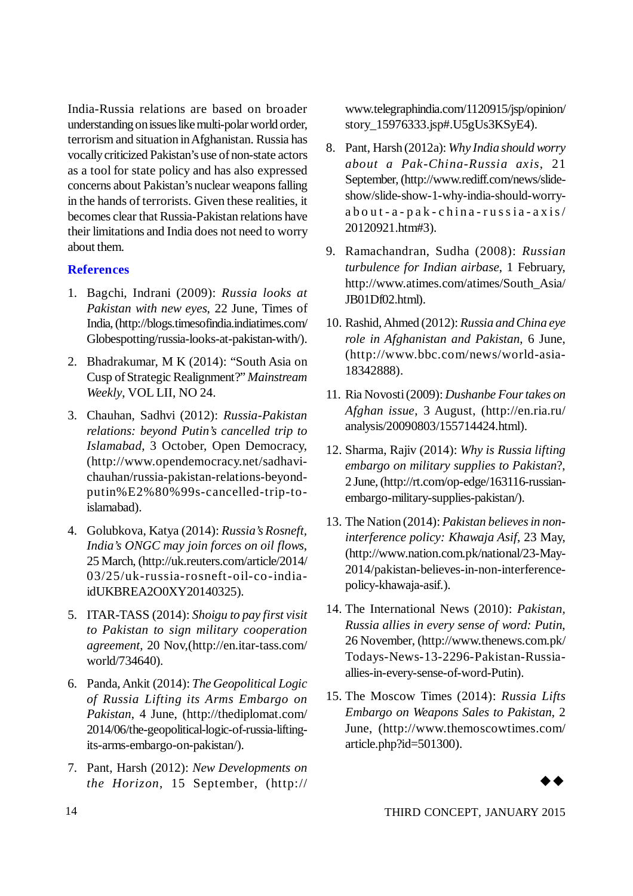India-Russia relations are based on broader understanding on issues like multi-polar world order, terrorism and situation in Afghanistan. Russia has vocally criticized Pakistan's use of non-state actors as a tool for state policy and has also expressed concerns about Pakistan's nuclear weapons falling in the hands of terrorists. Given these realities, it becomes clear that Russia-Pakistan relations have their limitations and India does not need to worry about them.

## References

1. Bagchi, Indrani (2009): *Russia looks at Pakistan with new eyes*, 22 June, Times of India, (http://blogs.timesofindia.indiatimes.com/Globespotting/russia-looks-at-pakistan-with/).
2. Bhadrakumar, M K (2014): "South Asia on Cusp of Strategic Realignment?" *Mainstream Weekly*, VOL LII, NO 24.
3. Chauhan, Sadhvi (2012): *Russia-Pakistan relations: beyond Putin's cancelled trip to Islamabad*, 3 October, Open Democracy, (http://www.opendemocracy.net/sadhavi-chauhan/russia-pakistan-relations-beyond-putin%E2%80%99s-cancelled-trip-to-islamabad).
4. Golubkova, Katya (2014): *Russia's Rosneft, India's ONGC may join forces on oil flows*, 25 March, (http://uk.reuters.com/article/2014/03/25/uk-russia-rosneft-oil-co-india-idUKBREA2O0XY20140325).
5. ITAR-TASS (2014): *Shoigu to pay first visit to Pakistan to sign military cooperation agreement*, 20 Nov,(http://en.itar-tass.com/world/734640).
6. Panda, Ankit (2014): *The Geopolitical Logic of Russia Lifting its Arms Embargo on Pakistan*, 4 June, (http://thediplomat.com/2014/06/the-geopolitical-logic-of-russia-lifting-its-arms-embargo-on-pakistan/).
7. Pant, Harsh (2012): *New Developments on the Horizon*, 15 September, (http://www.telegraphindia.com/1120915/jsp/opinion/story_15976333.jsp#.U5gUs3KSyE4).
8. Pant, Harsh (2012a): *Why India should worry about a Pak-China-Russia axis*, 21 September, (http://www.rediff.com/news/slide-show/slide-show-1-why-india-should-worry-about-a-pak-china-russia-axis/20120921.htm#3).
9. Ramachandran, Sudha (2008): *Russian turbulence for Indian airbase*, 1 February, http://www.atimes.com/atimes/South_Asia/JB01Df02.html).
10. Rashid, Ahmed (2012): *Russia and China eye role in Afghanistan and Pakistan*, 6 June, (http://www.bbc.com/news/world-asia-18342888).
11. Ria Novosti (2009): *Dushanbe Four takes on Afghan issue*, 3 August, (http://en.ria.ru/analysis/20090803/155714424.html).
12. Sharma, Rajiv (2014): *Why is Russia lifting embargo on military supplies to Pakistan*?, 2 June, (http://rt.com/op-edge/163116-russian-embargo-military-supplies-pakistan/).
13. The Nation (2014): *Pakistan believes in non-interference policy: Khawaja Asif*, 23 May, (http://www.nation.com.pk/national/23-May-2014/pakistan-believes-in-non-interference-policy-khawaja-asif.).
14. The International News (2010): *Pakistan, Russia allies in every sense of word: Putin*, 26 November, (http://www.thenews.com.pk/Todays-News-13-2296-Pakistan-Russia-allies-in-every-sense-of-word-Putin).
15. The Moscow Times (2014): *Russia Lifts Embargo on Weapons Sales to Pakistan*, 2 June, (http://www.themoscowtimes.com/article.php?id=501300).

◆◆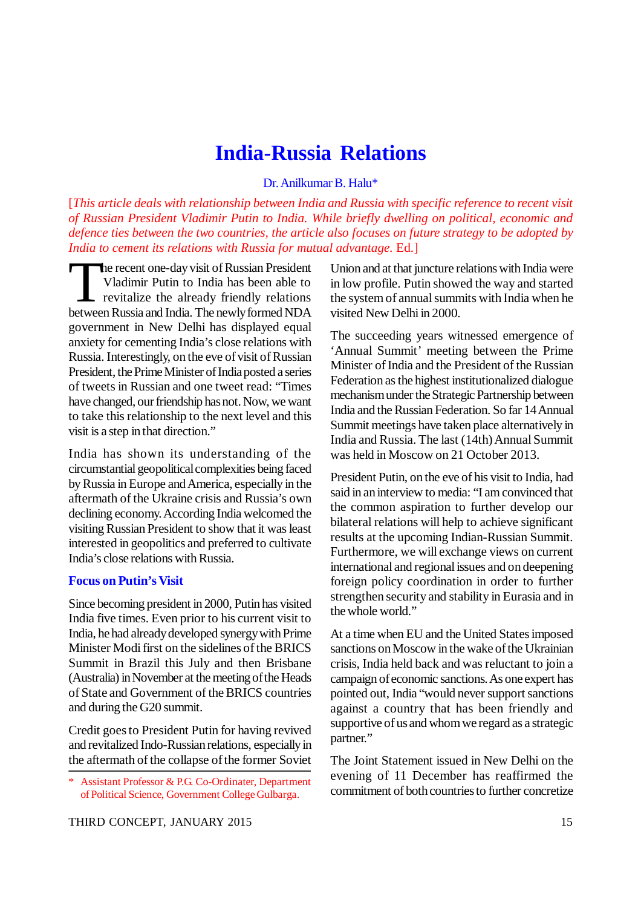# India-Russia Relations

Dr. Anilkumar B. Halu*

[*This article deals with relationship between India and Russia with specific reference to recent visit of Russian President Vladimir Putin to India. While briefly dwelling on political, economic and defence ties between the two countries, the article also focuses on future strategy to be adopted by India to cement its relations with Russia for mutual advantage.* Ed.]

The recent one-day visit of Russian President Vladimir Putin to India has been able to revitalize the already friendly relations between Russia and India. The newly formed NDA government in New Delhi has displayed equal anxiety for cementing India's close relations with Russia. Interestingly, on the eve of visit of Russian President, the Prime Minister of India posted a series of tweets in Russian and one tweet read: "Times have changed, our friendship has not. Now, we want to take this relationship to the next level and this visit is a step in that direction."

India has shown its understanding of the circumstantial geopolitical complexities being faced by Russia in Europe and America, especially in the aftermath of the Ukraine crisis and Russia's own declining economy. According India welcomed the visiting Russian President to show that it was least interested in geopolitics and preferred to cultivate India's close relations with Russia.

## Focus on Putin's Visit

Since becoming president in 2000, Putin has visited India five times. Even prior to his current visit to India, he had already developed synergy with Prime Minister Modi first on the sidelines of the BRICS Summit in Brazil this July and then Brisbane (Australia) in November at the meeting of the Heads of State and Government of the BRICS countries and during the G20 summit.

Credit goes to President Putin for having revived and revitalized Indo-Russian relations, especially in the aftermath of the collapse of the former Soviet Union and at that juncture relations with India were in low profile. Putin showed the way and started the system of annual summits with India when he visited New Delhi in 2000.

The succeeding years witnessed emergence of 'Annual Summit' meeting between the Prime Minister of India and the President of the Russian Federation as the highest institutionalized dialogue mechanism under the Strategic Partnership between India and the Russian Federation. So far 14 Annual Summit meetings have taken place alternatively in India and Russia. The last (14th) Annual Summit was held in Moscow on 21 October 2013.

President Putin, on the eve of his visit to India, had said in an interview to media: "I am convinced that the common aspiration to further develop our bilateral relations will help to achieve significant results at the upcoming Indian-Russian Summit. Furthermore, we will exchange views on current international and regional issues and on deepening foreign policy coordination in order to further strengthen security and stability in Eurasia and in the whole world."

At a time when EU and the United States imposed sanctions on Moscow in the wake of the Ukrainian crisis, India held back and was reluctant to join a campaign of economic sanctions. As one expert has pointed out, India "would never support sanctions against a country that has been friendly and supportive of us and whom we regard as a strategic partner."

The Joint Statement issued in New Delhi on the evening of 11 December has reaffirmed the commitment of both countries to further concretize

---

* Assistant Professor & P.G. Co-Ordinater, Department of Political Science, Government College Gulbarga.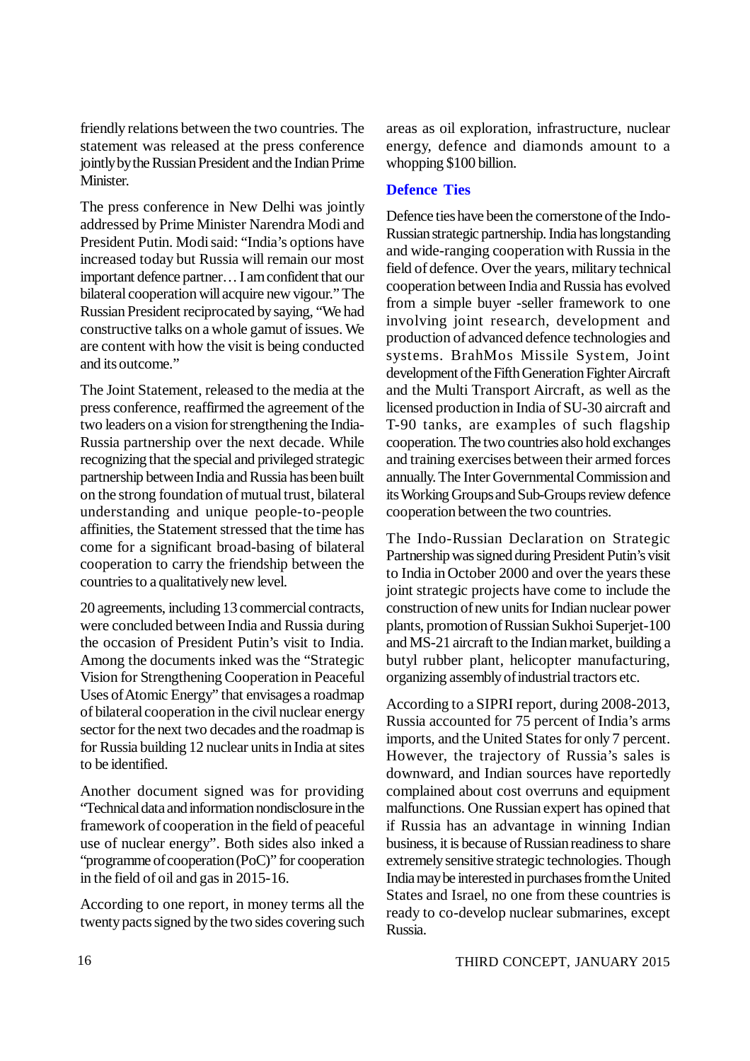friendly relations between the two countries. The statement was released at the press conference jointly by the Russian President and the Indian Prime Minister.

The press conference in New Delhi was jointly addressed by Prime Minister Narendra Modi and President Putin. Modi said: "India's options have increased today but Russia will remain our most important defence partner… I am confident that our bilateral cooperation will acquire new vigour." The Russian President reciprocated by saying, "We had constructive talks on a whole gamut of issues. We are content with how the visit is being conducted and its outcome."

The Joint Statement, released to the media at the press conference, reaffirmed the agreement of the two leaders on a vision for strengthening the India-Russia partnership over the next decade. While recognizing that the special and privileged strategic partnership between India and Russia has been built on the strong foundation of mutual trust, bilateral understanding and unique people-to-people affinities, the Statement stressed that the time has come for a significant broad-basing of bilateral cooperation to carry the friendship between the countries to a qualitatively new level.

20 agreements, including 13 commercial contracts, were concluded between India and Russia during the occasion of President Putin's visit to India. Among the documents inked was the "Strategic Vision for Strengthening Cooperation in Peaceful Uses of Atomic Energy" that envisages a roadmap of bilateral cooperation in the civil nuclear energy sector for the next two decades and the roadmap is for Russia building 12 nuclear units in India at sites to be identified.

Another document signed was for providing "Technical data and information nondisclosure in the framework of cooperation in the field of peaceful use of nuclear energy". Both sides also inked a "programme of cooperation (PoC)" for cooperation in the field of oil and gas in 2015-16.

According to one report, in money terms all the twenty pacts signed by the two sides covering such areas as oil exploration, infrastructure, nuclear energy, defence and diamonds amount to a whopping $100 billion.

## Defence Ties

Defence ties have been the cornerstone of the Indo-Russian strategic partnership. India has longstanding and wide-ranging cooperation with Russia in the field of defence. Over the years, military technical cooperation between India and Russia has evolved from a simple buyer -seller framework to one involving joint research, development and production of advanced defence technologies and systems. BrahMos Missile System, Joint development of the Fifth Generation Fighter Aircraft and the Multi Transport Aircraft, as well as the licensed production in India of SU-30 aircraft and T-90 tanks, are examples of such flagship cooperation. The two countries also hold exchanges and training exercises between their armed forces annually. The Inter Governmental Commission and its Working Groups and Sub-Groups review defence cooperation between the two countries.

The Indo-Russian Declaration on Strategic Partnership was signed during President Putin's visit to India in October 2000 and over the years these joint strategic projects have come to include the construction of new units for Indian nuclear power plants, promotion of Russian Sukhoi Superjet-100 and MS-21 aircraft to the Indian market, building a butyl rubber plant, helicopter manufacturing, organizing assembly of industrial tractors etc.

According to a SIPRI report, during 2008-2013, Russia accounted for 75 percent of India's arms imports, and the United States for only 7 percent. However, the trajectory of Russia's sales is downward, and Indian sources have reportedly complained about cost overruns and equipment malfunctions. One Russian expert has opined that if Russia has an advantage in winning Indian business, it is because of Russian readiness to share extremely sensitive strategic technologies. Though India may be interested in purchases from the United States and Israel, no one from these countries is ready to co-develop nuclear submarines, except Russia.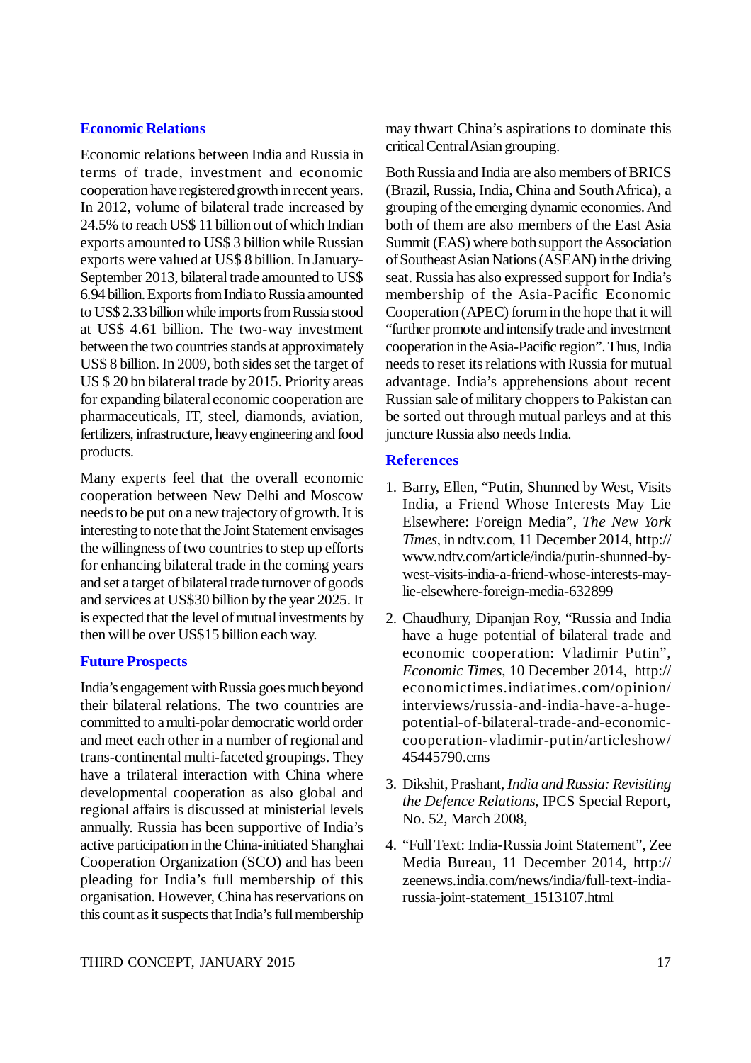## Economic Relations

Economic relations between India and Russia in terms of trade, investment and economic cooperation have registered growth in recent years. In 2012, volume of bilateral trade increased by 24.5% to reach US$ 11 billion out of which Indian exports amounted to US$ 3 billion while Russian exports were valued at US$ 8 billion. In January-September 2013, bilateral trade amounted to US$ 6.94 billion. Exports from India to Russia amounted to US$ 2.33 billion while imports from Russia stood at US$ 4.61 billion. The two-way investment between the two countries stands at approximately US$ 8 billion. In 2009, both sides set the target of US $ 20 bn bilateral trade by 2015. Priority areas for expanding bilateral economic cooperation are pharmaceuticals, IT, steel, diamonds, aviation, fertilizers, infrastructure, heavy engineering and food products.

Many experts feel that the overall economic cooperation between New Delhi and Moscow needs to be put on a new trajectory of growth. It is interesting to note that the Joint Statement envisages the willingness of two countries to step up efforts for enhancing bilateral trade in the coming years and set a target of bilateral trade turnover of goods and services at US$30 billion by the year 2025. It is expected that the level of mutual investments by then will be over US$15 billion each way.

## Future Prospects

India's engagement with Russia goes much beyond their bilateral relations. The two countries are committed to a multi-polar democratic world order and meet each other in a number of regional and trans-continental multi-faceted groupings. They have a trilateral interaction with China where developmental cooperation as also global and regional affairs is discussed at ministerial levels annually. Russia has been supportive of India's active participation in the China-initiated Shanghai Cooperation Organization (SCO) and has been pleading for India's full membership of this organisation. However, China has reservations on this count as it suspects that India's full membership may thwart China's aspirations to dominate this critical Central Asian grouping.

Both Russia and India are also members of BRICS (Brazil, Russia, India, China and South Africa), a grouping of the emerging dynamic economies. And both of them are also members of the East Asia Summit (EAS) where both support the Association of Southeast Asian Nations (ASEAN) in the driving seat. Russia has also expressed support for India's membership of the Asia-Pacific Economic Cooperation (APEC) forum in the hope that it will "further promote and intensify trade and investment cooperation in the Asia-Pacific region". Thus, India needs to reset its relations with Russia for mutual advantage. India's apprehensions about recent Russian sale of military choppers to Pakistan can be sorted out through mutual parleys and at this juncture Russia also needs India.

## References

1. Barry, Ellen, "Putin, Shunned by West, Visits India, a Friend Whose Interests May Lie Elsewhere: Foreign Media", *The New York Times*, in ndtv.com, 11 December 2014, http://www.ndtv.com/article/india/putin-shunned-by-west-visits-india-a-friend-whose-interests-may-lie-elsewhere-foreign-media-632899

2. Chaudhury, Dipanjan Roy, "Russia and India have a huge potential of bilateral trade and economic cooperation: Vladimir Putin", *Economic Times*, 10 December 2014, http://economictimes.indiatimes.com/opinion/interviews/russia-and-india-have-a-huge-potential-of-bilateral-trade-and-economic-cooperation-vladimir-putin/articleshow/45445790.cms

3. Dikshit, Prashant, *India and Russia: Revisiting the Defence Relations*, IPCS Special Report, No. 52, March 2008,

4. "Full Text: India-Russia Joint Statement", Zee Media Bureau, 11 December 2014, http://zeenews.india.com/news/india/full-text-india-russia-joint-statement_1513107.html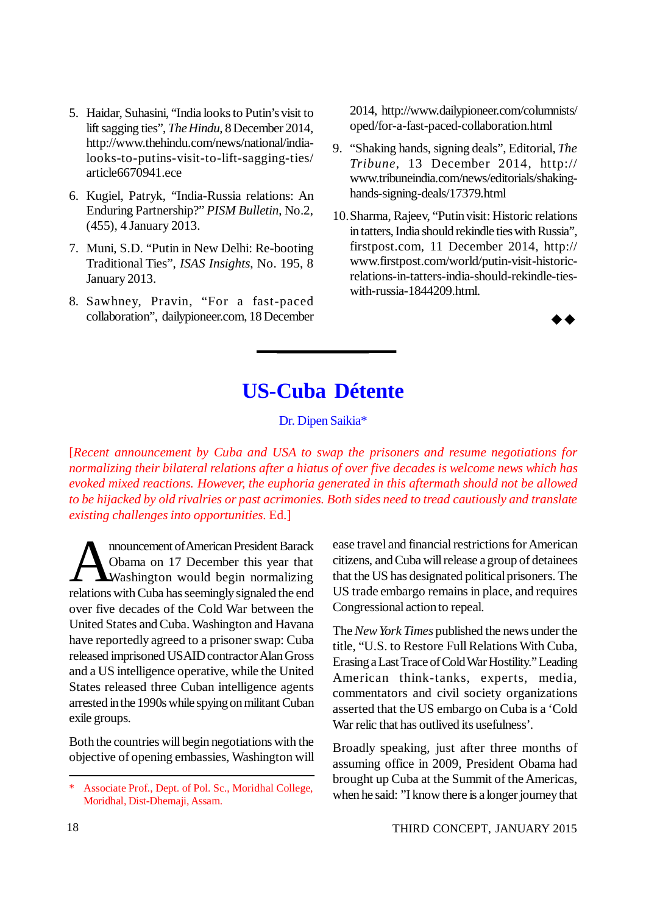5. Haidar, Suhasini, "India looks to Putin's visit to lift sagging ties", *The Hindu*, 8 December 2014, http://www.thehindu.com/news/national/india-looks-to-putins-visit-to-lift-sagging-ties/article6670941.ece

6. Kugiel, Patryk, "India-Russia relations: An Enduring Partnership?" *PISM Bulletin*, No.2, (455), 4 January 2013.

7. Muni, S.D. "Putin in New Delhi: Re-booting Traditional Ties", *ISAS Insights*, No. 195, 8 January 2013.

8. Sawhney, Pravin, "For a fast-paced collaboration", dailypioneer.com, 18 December 2014, http://www.dailypioneer.com/columnists/oped/for-a-fast-paced-collaboration.html

9. "Shaking hands, signing deals", Editorial, *The Tribune*, 13 December 2014, http://www.tribuneindia.com/news/editorials/shaking-hands-signing-deals/17379.html

10. Sharma, Rajeev, "Putin visit: Historic relations in tatters, India should rekindle ties with Russia", firstpost.com, 11 December 2014, http://www.firstpost.com/world/putin-visit-historic-relations-in-tatters-india-should-rekindle-ties-with-russia-1844209.html.

◆◆

# US-Cuba Détente

Dr. Dipen Saikia*

[*Recent announcement by Cuba and USA to swap the prisoners and resume negotiations for normalizing their bilateral relations after a hiatus of over five decades is welcome news which has evoked mixed reactions. However, the euphoria generated in this aftermath should not be allowed to be hijacked by old rivalries or past acrimonies. Both sides need to tread cautiously and translate existing challenges into opportunities.* Ed.]

Announcement of American President Barack Obama on 17 December this year that Washington would begin normalizing relations with Cuba has seemingly signaled the end over five decades of the Cold War between the United States and Cuba. Washington and Havana have reportedly agreed to a prisoner swap: Cuba released imprisoned USAID contractor Alan Gross and a US intelligence operative, while the United States released three Cuban intelligence agents arrested in the 1990s while spying on militant Cuban exile groups.

Both the countries will begin negotiations with the objective of opening embassies, Washington will ease travel and financial restrictions for American citizens, and Cuba will release a group of detainees that the US has designated political prisoners. The US trade embargo remains in place, and requires Congressional action to repeal.

The *New York Times* published the news under the title, "U.S. to Restore Full Relations With Cuba, Erasing a Last Trace of Cold War Hostility." Leading American think-tanks, experts, media, commentators and civil society organizations asserted that the US embargo on Cuba is a 'Cold War relic that has outlived its usefulness'.

Broadly speaking, just after three months of assuming office in 2009, President Obama had brought up Cuba at the Summit of the Americas, when he said: "I know there is a longer journey that

\* Associate Prof., Dept. of Pol. Sc., Moridhal College, Moridhal, Dist-Dhemaji, Assam.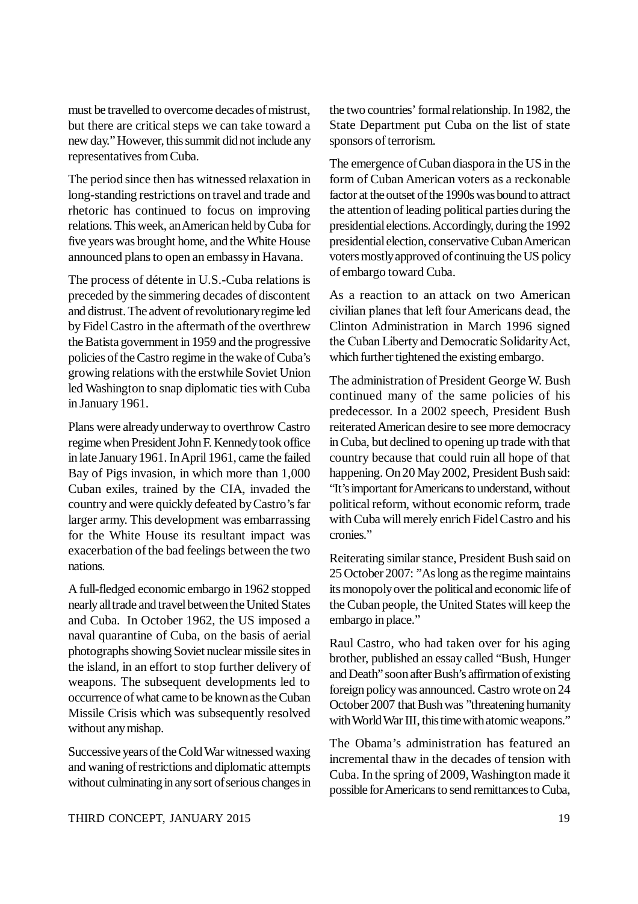must be travelled to overcome decades of mistrust, but there are critical steps we can take toward a new day." However, this summit did not include any representatives from Cuba.

The period since then has witnessed relaxation in long-standing restrictions on travel and trade and rhetoric has continued to focus on improving relations. This week, an American held by Cuba for five years was brought home, and the White House announced plans to open an embassy in Havana.

The process of détente in U.S.-Cuba relations is preceded by the simmering decades of discontent and distrust. The advent of revolutionary regime led by Fidel Castro in the aftermath of the overthrew the Batista government in 1959 and the progressive policies of the Castro regime in the wake of Cuba's growing relations with the erstwhile Soviet Union led Washington to snap diplomatic ties with Cuba in January 1961.

Plans were already underway to overthrow Castro regime when President John F. Kennedy took office in late January 1961. In April 1961, came the failed Bay of Pigs invasion, in which more than 1,000 Cuban exiles, trained by the CIA, invaded the country and were quickly defeated by Castro's far larger army. This development was embarrassing for the White House its resultant impact was exacerbation of the bad feelings between the two nations.

A full-fledged economic embargo in 1962 stopped nearly all trade and travel between the United States and Cuba. In October 1962, the US imposed a naval quarantine of Cuba, on the basis of aerial photographs showing Soviet nuclear missile sites in the island, in an effort to stop further delivery of weapons. The subsequent developments led to occurrence of what came to be known as the Cuban Missile Crisis which was subsequently resolved without any mishap.

Successive years of the Cold War witnessed waxing and waning of restrictions and diplomatic attempts without culminating in any sort of serious changes in the two countries' formal relationship. In 1982, the State Department put Cuba on the list of state sponsors of terrorism.

The emergence of Cuban diaspora in the US in the form of Cuban American voters as a reckonable factor at the outset of the 1990s was bound to attract the attention of leading political parties during the presidential elections. Accordingly, during the 1992 presidential election, conservative Cuban American voters mostly approved of continuing the US policy of embargo toward Cuba.

As a reaction to an attack on two American civilian planes that left four Americans dead, the Clinton Administration in March 1996 signed the Cuban Liberty and Democratic Solidarity Act, which further tightened the existing embargo.

The administration of President George W. Bush continued many of the same policies of his predecessor. In a 2002 speech, President Bush reiterated American desire to see more democracy in Cuba, but declined to opening up trade with that country because that could ruin all hope of that happening. On 20 May 2002, President Bush said: "It's important for Americans to understand, without political reform, without economic reform, trade with Cuba will merely enrich Fidel Castro and his cronies."

Reiterating similar stance, President Bush said on 25 October 2007: "As long as the regime maintains its monopoly over the political and economic life of the Cuban people, the United States will keep the embargo in place."

Raul Castro, who had taken over for his aging brother, published an essay called "Bush, Hunger and Death" soon after Bush's affirmation of existing foreign policy was announced. Castro wrote on 24 October 2007 that Bush was "threatening humanity with World War III, this time with atomic weapons."

The Obama's administration has featured an incremental thaw in the decades of tension with Cuba. In the spring of 2009, Washington made it possible for Americans to send remittances to Cuba,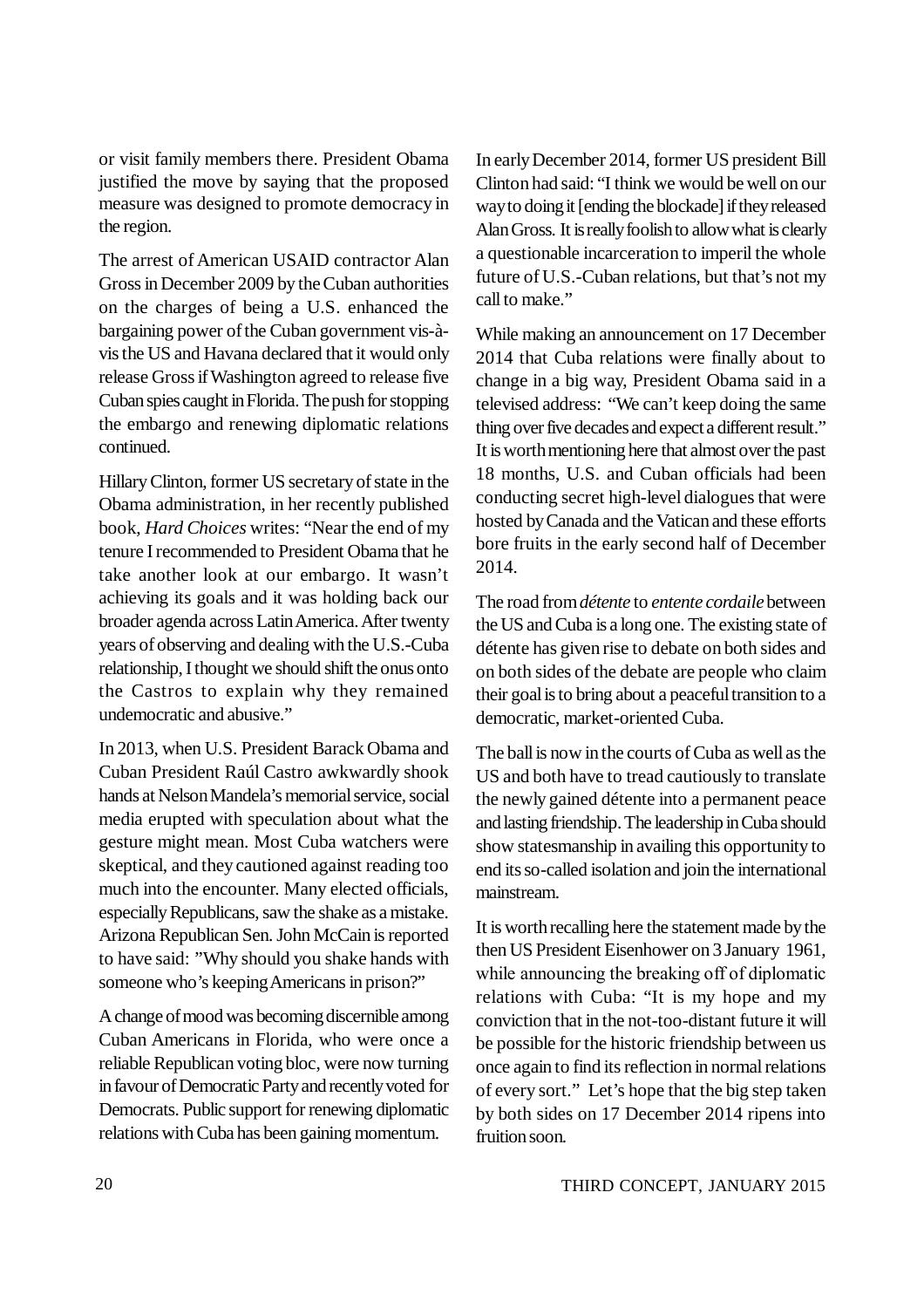or visit family members there. President Obama justified the move by saying that the proposed measure was designed to promote democracy in the region.

The arrest of American USAID contractor Alan Gross in December 2009 by the Cuban authorities on the charges of being a U.S. enhanced the bargaining power of the Cuban government vis-à-vis the US and Havana declared that it would only release Gross if Washington agreed to release five Cuban spies caught in Florida. The push for stopping the embargo and renewing diplomatic relations continued.

Hillary Clinton, former US secretary of state in the Obama administration, in her recently published book, *Hard Choices* writes: "Near the end of my tenure I recommended to President Obama that he take another look at our embargo. It wasn't achieving its goals and it was holding back our broader agenda across Latin America. After twenty years of observing and dealing with the U.S.-Cuba relationship, I thought we should shift the onus onto the Castros to explain why they remained undemocratic and abusive."

In 2013, when U.S. President Barack Obama and Cuban President Raúl Castro awkwardly shook hands at Nelson Mandela's memorial service, social media erupted with speculation about what the gesture might mean. Most Cuba watchers were skeptical, and they cautioned against reading too much into the encounter. Many elected officials, especially Republicans, saw the shake as a mistake. Arizona Republican Sen. John McCain is reported to have said: "Why should you shake hands with someone who's keeping Americans in prison?"

A change of mood was becoming discernible among Cuban Americans in Florida, who were once a reliable Republican voting bloc, were now turning in favour of Democratic Party and recently voted for Democrats. Public support for renewing diplomatic relations with Cuba has been gaining momentum.

In early December 2014, former US president Bill Clinton had said: "I think we would be well on our way to doing it [ending the blockade] if they released Alan Gross. It is really foolish to allow what is clearly a questionable incarceration to imperil the whole future of U.S.-Cuban relations, but that's not my call to make."

While making an announcement on 17 December 2014 that Cuba relations were finally about to change in a big way, President Obama said in a televised address: "We can't keep doing the same thing over five decades and expect a different result." It is worth mentioning here that almost over the past 18 months, U.S. and Cuban officials had been conducting secret high-level dialogues that were hosted by Canada and the Vatican and these efforts bore fruits in the early second half of December 2014.

The road from *détente* to *entente cordaile* between the US and Cuba is a long one. The existing state of détente has given rise to debate on both sides and on both sides of the debate are people who claim their goal is to bring about a peaceful transition to a democratic, market-oriented Cuba.

The ball is now in the courts of Cuba as well as the US and both have to tread cautiously to translate the newly gained détente into a permanent peace and lasting friendship. The leadership in Cuba should show statesmanship in availing this opportunity to end its so-called isolation and join the international mainstream.

It is worth recalling here the statement made by the then US President Eisenhower on 3 January 1961, while announcing the breaking off of diplomatic relations with Cuba: "It is my hope and my conviction that in the not-too-distant future it will be possible for the historic friendship between us once again to find its reflection in normal relations of every sort." Let's hope that the big step taken by both sides on 17 December 2014 ripens into fruition soon.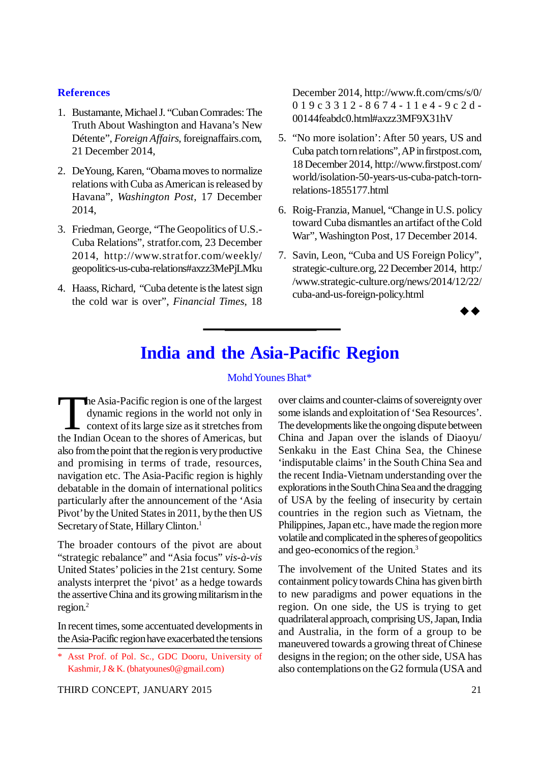## References

1. Bustamante, Michael J. "Cuban Comrades: The Truth About Washington and Havana's New Détente", *Foreign Affairs*, foreignaffairs.com, 21 December 2014,
2. DeYoung, Karen, "Obama moves to normalize relations with Cuba as American is released by Havana", *Washington Post*, 17 December 2014,
3. Friedman, George, "The Geopolitics of U.S.-Cuba Relations", stratfor.com, 23 December 2014, http://www.stratfor.com/weekly/geopolitics-us-cuba-relations#axzz3MePjLMku
4. Haass, Richard, "Cuba detente is the latest sign the cold war is over", *Financial Times*, 18 December 2014, http://www.ft.com/cms/s/0/019c3312-8674-11e4-9c2d-00144feabdc0.html#axzz3MF9X31hV
5. "'No more isolation': After 50 years, US and Cuba patch torn relations", AP in firstpost.com, 18 December 2014, http://www.firstpost.com/world/isolation-50-years-us-cuba-patch-torn-relations-1855177.html
6. Roig-Franzia, Manuel, "Change in U.S. policy toward Cuba dismantles an artifact of the Cold War", Washington Post, 17 December 2014.
7. Savin, Leon, "Cuba and US Foreign Policy", strategic-culture.org, 22 December 2014, http://www.strategic-culture.org/news/2014/12/22/cuba-and-us-foreign-policy.html

◆◆

# India and the Asia-Pacific Region

Mohd Younes Bhat*

The Asia-Pacific region is one of the largest dynamic regions in the world not only in context of its large size as it stretches from the Indian Ocean to the shores of Americas, but also from the point that the region is very productive and promising in terms of trade, resources, navigation etc. The Asia-Pacific region is highly debatable in the domain of international politics particularly after the announcement of the 'Asia Pivot' by the United States in 2011, by the then US Secretary of State, Hillary Clinton.[1]

The broader contours of the pivot are about "strategic rebalance" and "Asia focus" *vis-à-vis* United States' policies in the 21st century. Some analysts interpret the 'pivot' as a hedge towards the assertive China and its growing militarism in the region.[2]

In recent times, some accentuated developments in the Asia-Pacific region have exacerbated the tensions over claims and counter-claims of sovereignty over some islands and exploitation of 'Sea Resources'. The developments like the ongoing dispute between China and Japan over the islands of Diaoyu/Senkaku in the East China Sea, the Chinese 'indisputable claims' in the South China Sea and the recent India-Vietnam understanding over the explorations in the South China Sea and the dragging of USA by the feeling of insecurity by certain countries in the region such as Vietnam, the Philippines, Japan etc., have made the region more volatile and complicated in the spheres of geopolitics and geo-economics of the region.[3]

The involvement of the United States and its containment policy towards China has given birth to new paradigms and power equations in the region. On one side, the US is trying to get quadrilateral approach, comprising US, Japan, India and Australia, in the form of a group to be maneuvered towards a growing threat of Chinese designs in the region; on the other side, USA has also contemplations on the G2 formula (USA and

\* Asst Prof. of Pol. Sc., GDC Dooru, University of Kashmir, J & K. (bhatyounes0@gmail.com)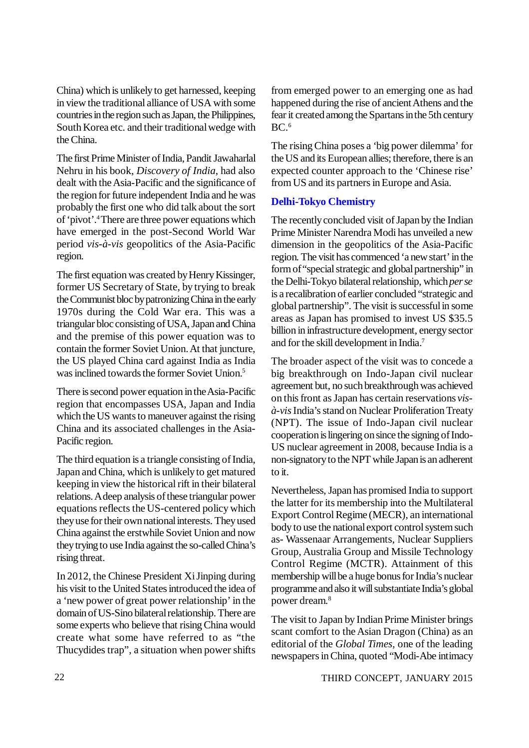China) which is unlikely to get harnessed, keeping in view the traditional alliance of USA with some countries in the region such as Japan, the Philippines, South Korea etc. and their traditional wedge with the China.

The first Prime Minister of India, Pandit Jawaharlal Nehru in his book, *Discovery of India*, had also dealt with the Asia-Pacific and the significance of the region for future independent India and he was probably the first one who did talk about the sort of 'pivot'.[4] There are three power equations which have emerged in the post-Second World War period *vis-à-vis* geopolitics of the Asia-Pacific region.

The first equation was created by Henry Kissinger, former US Secretary of State, by trying to break the Communist bloc by patronizing China in the early 1970s during the Cold War era. This was a triangular bloc consisting of USA, Japan and China and the premise of this power equation was to contain the former Soviet Union. At that juncture, the US played China card against India as India was inclined towards the former Soviet Union.[5]

There is second power equation in the Asia-Pacific region that encompasses USA, Japan and India which the US wants to maneuver against the rising China and its associated challenges in the Asia-Pacific region.

The third equation is a triangle consisting of India, Japan and China, which is unlikely to get matured keeping in view the historical rift in their bilateral relations. A deep analysis of these triangular power equations reflects the US-centered policy which they use for their own national interests. They used China against the erstwhile Soviet Union and now they trying to use India against the so-called China's rising threat.

In 2012, the Chinese President Xi Jinping during his visit to the United States introduced the idea of a 'new power of great power relationship' in the domain of US-Sino bilateral relationship. There are some experts who believe that rising China would create what some have referred to as "the Thucydides trap", a situation when power shifts from emerged power to an emerging one as had happened during the rise of ancient Athens and the fear it created among the Spartans in the 5th century BC.[6]

The rising China poses a 'big power dilemma' for the US and its European allies; therefore, there is an expected counter approach to the 'Chinese rise' from US and its partners in Europe and Asia.

### Delhi-Tokyo Chemistry

The recently concluded visit of Japan by the Indian Prime Minister Narendra Modi has unveiled a new dimension in the geopolitics of the Asia-Pacific region. The visit has commenced 'a new start' in the form of "special strategic and global partnership" in the Delhi-Tokyo bilateral relationship, which *per se* is a recalibration of earlier concluded "strategic and global partnership". The visit is successful in some areas as Japan has promised to invest US $35.5 billion in infrastructure development, energy sector and for the skill development in India.[7]

The broader aspect of the visit was to concede a big breakthrough on Indo-Japan civil nuclear agreement but, no such breakthrough was achieved on this front as Japan has certain reservations *vis-à-vis* India's stand on Nuclear Proliferation Treaty (NPT). The issue of Indo-Japan civil nuclear cooperation is lingering on since the signing of Indo-US nuclear agreement in 2008, because India is a non-signatory to the NPT while Japan is an adherent to it.

Nevertheless, Japan has promised India to support the latter for its membership into the Multilateral Export Control Regime (MECR), an international body to use the national export control system such as- Wassenaar Arrangements, Nuclear Suppliers Group, Australia Group and Missile Technology Control Regime (MCTR). Attainment of this membership will be a huge bonus for India's nuclear programme and also it will substantiate India's global power dream.[8]

The visit to Japan by Indian Prime Minister brings scant comfort to the Asian Dragon (China) as an editorial of the *Global Times*, one of the leading newspapers in China, quoted "Modi-Abe intimacy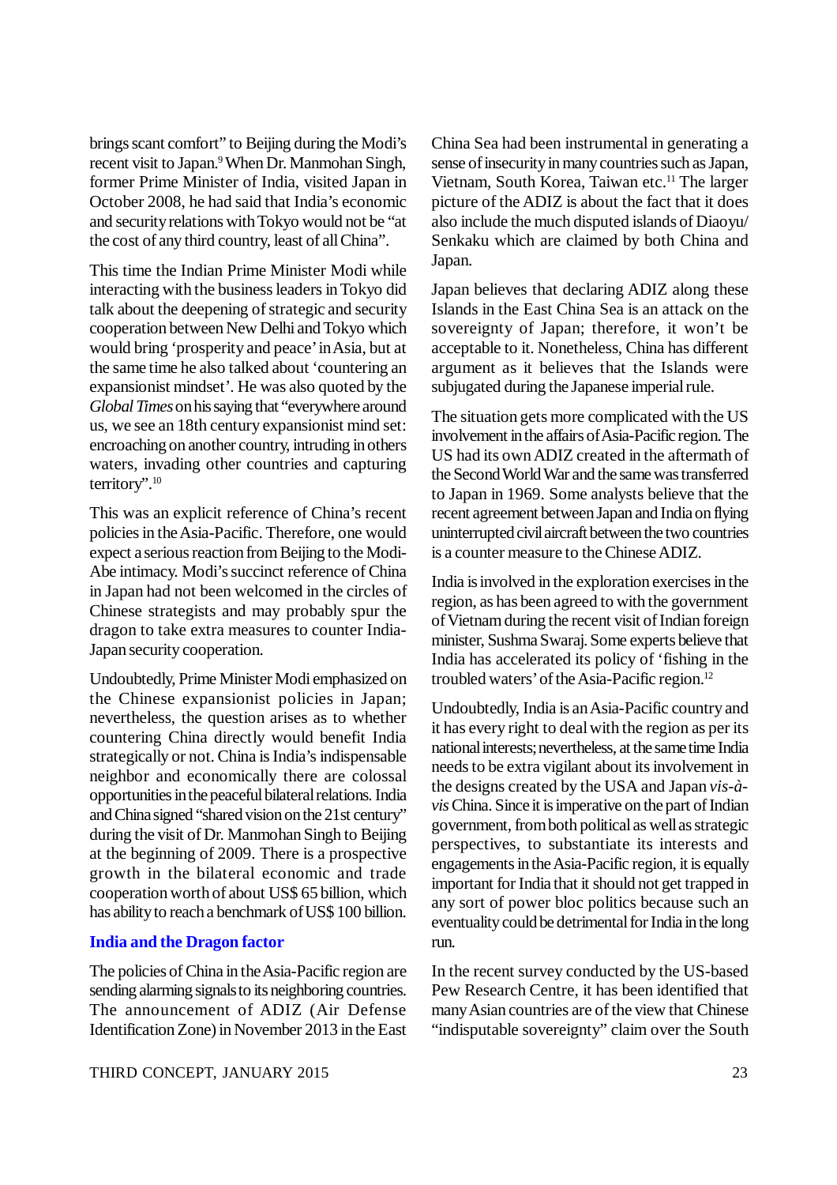brings scant comfort" to Beijing during the Modi's recent visit to Japan.[9] When Dr. Manmohan Singh, former Prime Minister of India, visited Japan in October 2008, he had said that India's economic and security relations with Tokyo would not be "at the cost of any third country, least of all China".

This time the Indian Prime Minister Modi while interacting with the business leaders in Tokyo did talk about the deepening of strategic and security cooperation between New Delhi and Tokyo which would bring 'prosperity and peace' in Asia, but at the same time he also talked about 'countering an expansionist mindset'. He was also quoted by the *Global Times* on his saying that "everywhere around us, we see an 18th century expansionist mind set: encroaching on another country, intruding in others waters, invading other countries and capturing territory".[10]

This was an explicit reference of China's recent policies in the Asia-Pacific. Therefore, one would expect a serious reaction from Beijing to the Modi-Abe intimacy. Modi's succinct reference of China in Japan had not been welcomed in the circles of Chinese strategists and may probably spur the dragon to take extra measures to counter India-Japan security cooperation.

Undoubtedly, Prime Minister Modi emphasized on the Chinese expansionist policies in Japan; nevertheless, the question arises as to whether countering China directly would benefit India strategically or not. China is India's indispensable neighbor and economically there are colossal opportunities in the peaceful bilateral relations. India and China signed "shared vision on the 21st century" during the visit of Dr. Manmohan Singh to Beijing at the beginning of 2009. There is a prospective growth in the bilateral economic and trade cooperation worth of about US$ 65 billion, which has ability to reach a benchmark of US$ 100 billion.

## India and the Dragon factor

The policies of China in the Asia-Pacific region are sending alarming signals to its neighboring countries. The announcement of ADIZ (Air Defense Identification Zone) in November 2013 in the East China Sea had been instrumental in generating a sense of insecurity in many countries such as Japan, Vietnam, South Korea, Taiwan etc.[11] The larger picture of the ADIZ is about the fact that it does also include the much disputed islands of Diaoyu/ Senkaku which are claimed by both China and Japan.

Japan believes that declaring ADIZ along these Islands in the East China Sea is an attack on the sovereignty of Japan; therefore, it won't be acceptable to it. Nonetheless, China has different argument as it believes that the Islands were subjugated during the Japanese imperial rule.

The situation gets more complicated with the US involvement in the affairs of Asia-Pacific region. The US had its own ADIZ created in the aftermath of the Second World War and the same was transferred to Japan in 1969. Some analysts believe that the recent agreement between Japan and India on flying uninterrupted civil aircraft between the two countries is a counter measure to the Chinese ADIZ.

India is involved in the exploration exercises in the region, as has been agreed to with the government of Vietnam during the recent visit of Indian foreign minister, Sushma Swaraj. Some experts believe that India has accelerated its policy of 'fishing in the troubled waters' of the Asia-Pacific region.[12]

Undoubtedly, India is an Asia-Pacific country and it has every right to deal with the region as per its national interests; nevertheless, at the same time India needs to be extra vigilant about its involvement in the designs created by the USA and Japan *vis-à-vis* China. Since it is imperative on the part of Indian government, from both political as well as strategic perspectives, to substantiate its interests and engagements in the Asia-Pacific region, it is equally important for India that it should not get trapped in any sort of power bloc politics because such an eventuality could be detrimental for India in the long run.

In the recent survey conducted by the US-based Pew Research Centre, it has been identified that many Asian countries are of the view that Chinese "indisputable sovereignty" claim over the South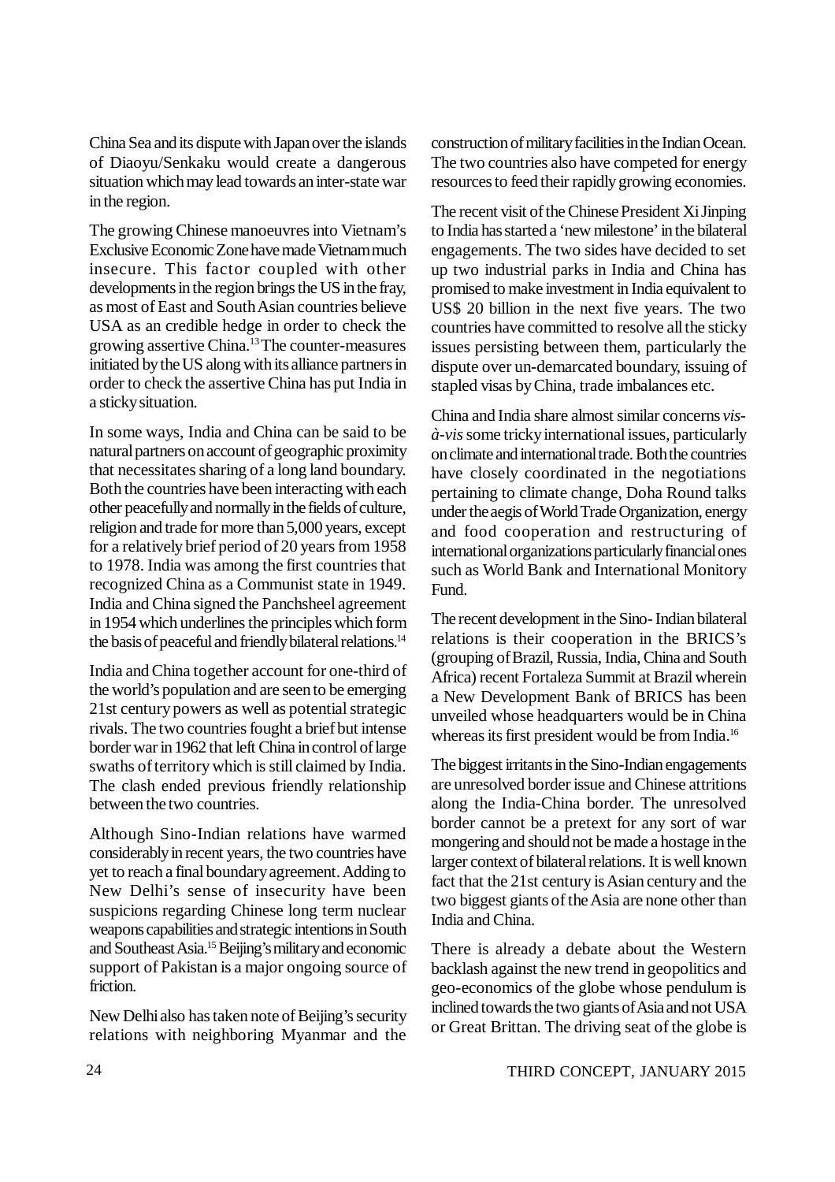China Sea and its dispute with Japan over the islands of Diaoyu/Senkaku would create a dangerous situation which may lead towards an inter-state war in the region.

The growing Chinese manoeuvres into Vietnam's Exclusive Economic Zone have made Vietnam much insecure. This factor coupled with other developments in the region brings the US in the fray, as most of East and South Asian countries believe USA as an credible hedge in order to check the growing assertive China.[13] The counter-measures initiated by the US along with its alliance partners in order to check the assertive China has put India in a sticky situation.

In some ways, India and China can be said to be natural partners on account of geographic proximity that necessitates sharing of a long land boundary. Both the countries have been interacting with each other peacefully and normally in the fields of culture, religion and trade for more than 5,000 years, except for a relatively brief period of 20 years from 1958 to 1978. India was among the first countries that recognized China as a Communist state in 1949. India and China signed the Panchsheel agreement in 1954 which underlines the principles which form the basis of peaceful and friendly bilateral relations.[14]

India and China together account for one-third of the world's population and are seen to be emerging 21st century powers as well as potential strategic rivals. The two countries fought a brief but intense border war in 1962 that left China in control of large swaths of territory which is still claimed by India. The clash ended previous friendly relationship between the two countries.

Although Sino-Indian relations have warmed considerably in recent years, the two countries have yet to reach a final boundary agreement. Adding to New Delhi's sense of insecurity have been suspicions regarding Chinese long term nuclear weapons capabilities and strategic intentions in South and Southeast Asia.[15] Beijing's military and economic support of Pakistan is a major ongoing source of friction.

New Delhi also has taken note of Beijing's security relations with neighboring Myanmar and the construction of military facilities in the Indian Ocean. The two countries also have competed for energy resources to feed their rapidly growing economies.

The recent visit of the Chinese President Xi Jinping to India has started a 'new milestone' in the bilateral engagements. The two sides have decided to set up two industrial parks in India and China has promised to make investment in India equivalent to US$ 20 billion in the next five years. The two countries have committed to resolve all the sticky issues persisting between them, particularly the dispute over un-demarcated boundary, issuing of stapled visas by China, trade imbalances etc.

China and India share almost similar concerns *vis-à-vis* some tricky international issues, particularly on climate and international trade. Both the countries have closely coordinated in the negotiations pertaining to climate change, Doha Round talks under the aegis of World Trade Organization, energy and food cooperation and restructuring of international organizations particularly financial ones such as World Bank and International Monitory Fund.

The recent development in the Sino- Indian bilateral relations is their cooperation in the BRICS's (grouping of Brazil, Russia, India, China and South Africa) recent Fortaleza Summit at Brazil wherein a New Development Bank of BRICS has been unveiled whose headquarters would be in China whereas its first president would be from India.[16]

The biggest irritants in the Sino-Indian engagements are unresolved border issue and Chinese attritions along the India-China border. The unresolved border cannot be a pretext for any sort of war mongering and should not be made a hostage in the larger context of bilateral relations. It is well known fact that the 21st century is Asian century and the two biggest giants of the Asia are none other than India and China.

There is already a debate about the Western backlash against the new trend in geopolitics and geo-economics of the globe whose pendulum is inclined towards the two giants of Asia and not USA or Great Brittan. The driving seat of the globe is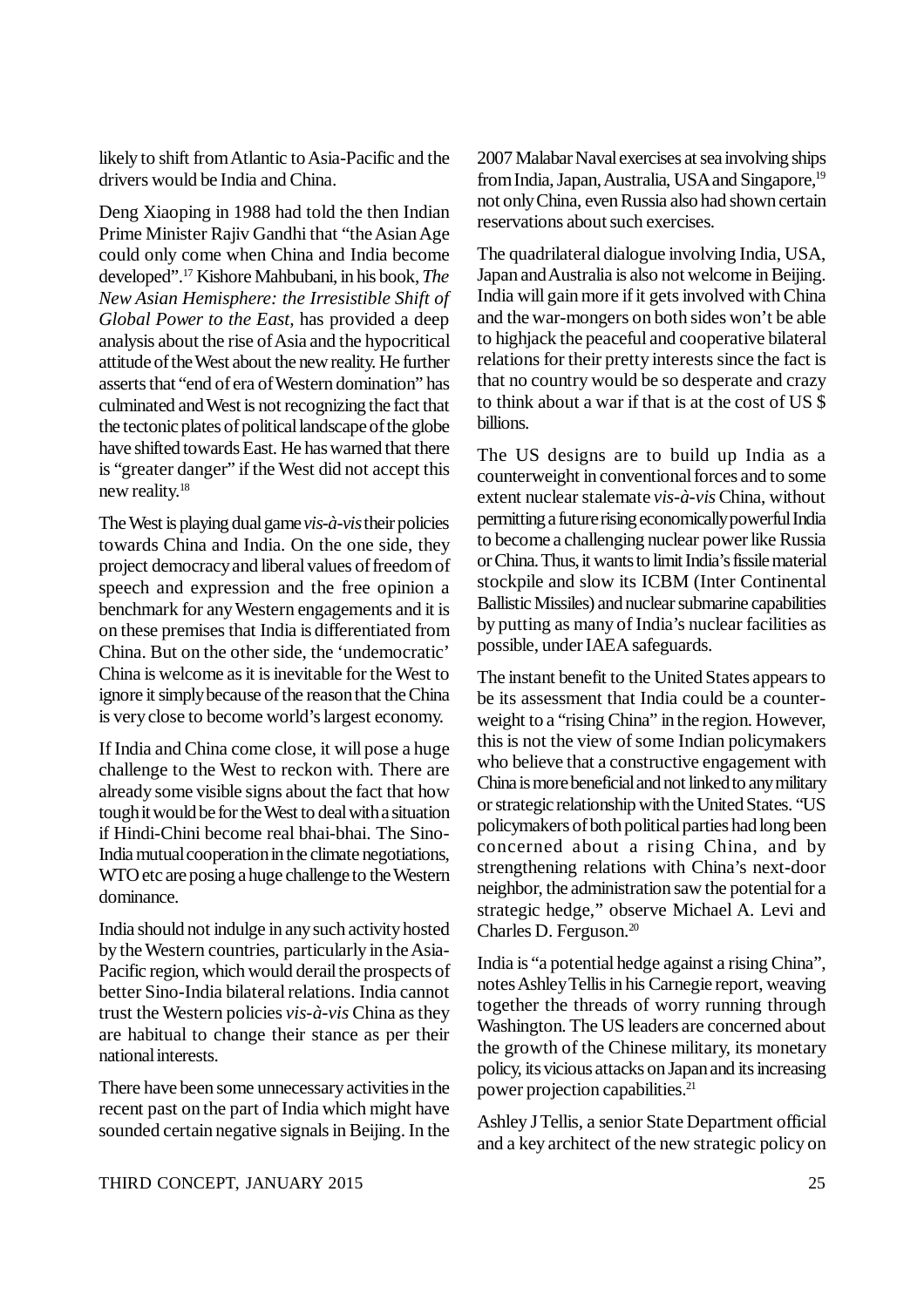likely to shift from Atlantic to Asia-Pacific and the drivers would be India and China.

Deng Xiaoping in 1988 had told the then Indian Prime Minister Rajiv Gandhi that "the Asian Age could only come when China and India become developed".[17] Kishore Mahbubani, in his book, *The New Asian Hemisphere: the Irresistible Shift of Global Power to the East*, has provided a deep analysis about the rise of Asia and the hypocritical attitude of the West about the new reality. He further asserts that "end of era of Western domination" has culminated and West is not recognizing the fact that the tectonic plates of political landscape of the globe have shifted towards East. He has warned that there is "greater danger" if the West did not accept this new reality.[18]

The West is playing dual game *vis-à-vis* their policies towards China and India. On the one side, they project democracy and liberal values of freedom of speech and expression and the free opinion a benchmark for any Western engagements and it is on these premises that India is differentiated from China. But on the other side, the 'undemocratic' China is welcome as it is inevitable for the West to ignore it simply because of the reason that the China is very close to become world's largest economy.

If India and China come close, it will pose a huge challenge to the West to reckon with. There are already some visible signs about the fact that how tough it would be for the West to deal with a situation if Hindi-Chini become real bhai-bhai. The Sino-India mutual cooperation in the climate negotiations, WTO etc are posing a huge challenge to the Western dominance.

India should not indulge in any such activity hosted by the Western countries, particularly in the Asia-Pacific region, which would derail the prospects of better Sino-India bilateral relations. India cannot trust the Western policies *vis-à-vis* China as they are habitual to change their stance as per their national interests.

There have been some unnecessary activities in the recent past on the part of India which might have sounded certain negative signals in Beijing. In the 2007 Malabar Naval exercises at sea involving ships from India, Japan, Australia, USA and Singapore,[19] not only China, even Russia also had shown certain reservations about such exercises.

The quadrilateral dialogue involving India, USA, Japan and Australia is also not welcome in Beijing. India will gain more if it gets involved with China and the war-mongers on both sides won't be able to highjack the peaceful and cooperative bilateral relations for their pretty interests since the fact is that no country would be so desperate and crazy to think about a war if that is at the cost of US $ billions.

The US designs are to build up India as a counterweight in conventional forces and to some extent nuclear stalemate *vis-à-vis* China, without permitting a future rising economically powerful India to become a challenging nuclear power like Russia or China. Thus, it wants to limit India's fissile material stockpile and slow its ICBM (Inter Continental Ballistic Missiles) and nuclear submarine capabilities by putting as many of India's nuclear facilities as possible, under IAEA safeguards.

The instant benefit to the United States appears to be its assessment that India could be a counter-weight to a "rising China" in the region. However, this is not the view of some Indian policymakers who believe that a constructive engagement with China is more beneficial and not linked to any military or strategic relationship with the United States. "US policymakers of both political parties had long been concerned about a rising China, and by strengthening relations with China's next-door neighbor, the administration saw the potential for a strategic hedge," observe Michael A. Levi and Charles D. Ferguson.[20]

India is "a potential hedge against a rising China", notes Ashley Tellis in his Carnegie report, weaving together the threads of worry running through Washington. The US leaders are concerned about the growth of the Chinese military, its monetary policy, its vicious attacks on Japan and its increasing power projection capabilities.[21]

Ashley J Tellis, a senior State Department official and a key architect of the new strategic policy on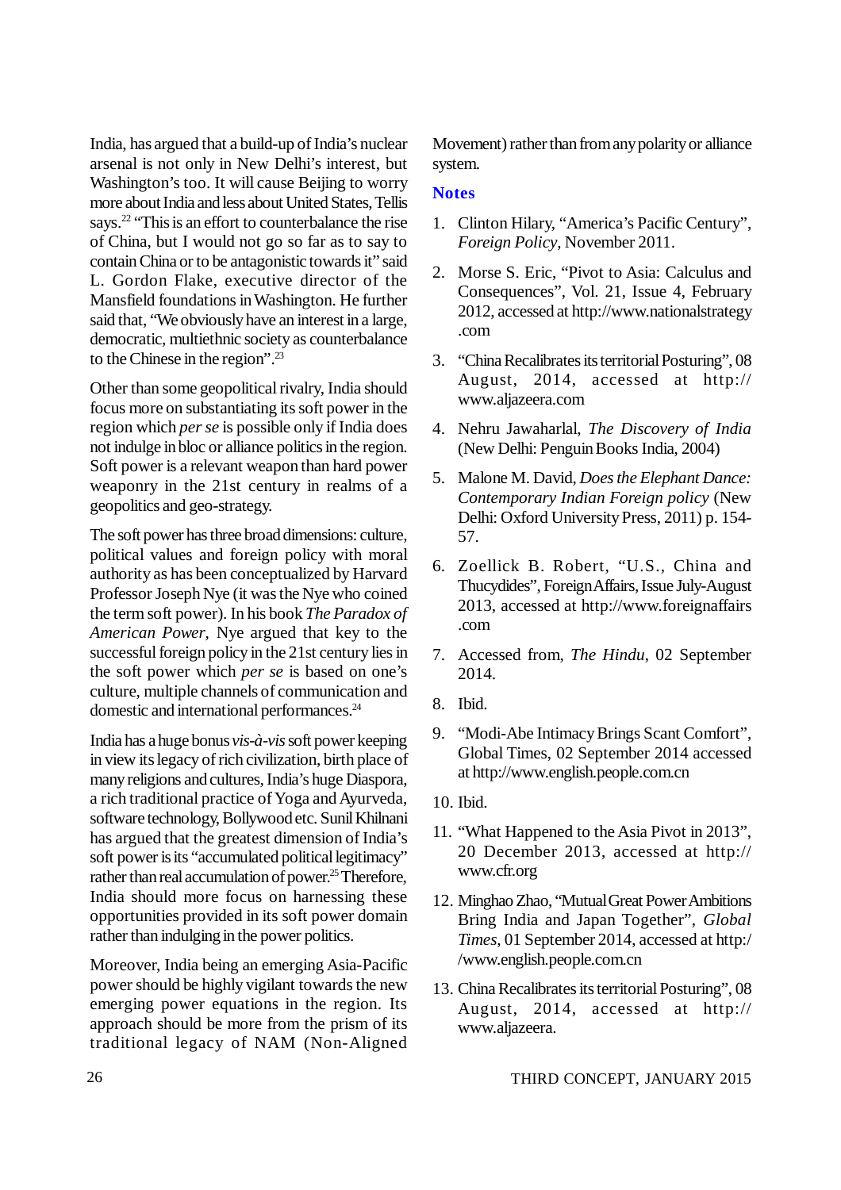India, has argued that a build-up of India's nuclear arsenal is not only in New Delhi's interest, but Washington's too. It will cause Beijing to worry more about India and less about United States, Tellis says.[22] "This is an effort to counterbalance the rise of China, but I would not go so far as to say to contain China or to be antagonistic towards it" said L. Gordon Flake, executive director of the Mansfield foundations in Washington. He further said that, "We obviously have an interest in a large, democratic, multiethnic society as counterbalance to the Chinese in the region".[23]

Other than some geopolitical rivalry, India should focus more on substantiating its soft power in the region which *per se* is possible only if India does not indulge in bloc or alliance politics in the region. Soft power is a relevant weapon than hard power weaponry in the 21st century in realms of a geopolitics and geo-strategy.

The soft power has three broad dimensions: culture, political values and foreign policy with moral authority as has been conceptualized by Harvard Professor Joseph Nye (it was the Nye who coined the term soft power). In his book *The Paradox of American Power*, Nye argued that key to the successful foreign policy in the 21st century lies in the soft power which *per se* is based on one's culture, multiple channels of communication and domestic and international performances.[24]

India has a huge bonus *vis-à-vis* soft power keeping in view its legacy of rich civilization, birth place of many religions and cultures, India's huge Diaspora, a rich traditional practice of Yoga and Ayurveda, software technology, Bollywood etc. Sunil Khilnani has argued that the greatest dimension of India's soft power is its "accumulated political legitimacy" rather than real accumulation of power.[25] Therefore, India should more focus on harnessing these opportunities provided in its soft power domain rather than indulging in the power politics.

Moreover, India being an emerging Asia-Pacific power should be highly vigilant towards the new emerging power equations in the region. Its approach should be more from the prism of its traditional legacy of NAM (Non-Aligned Movement) rather than from any polarity or alliance system.

## Notes

1. Clinton Hilary, "America's Pacific Century", *Foreign Policy*, November 2011.
2. Morse S. Eric, "Pivot to Asia: Calculus and Consequences", Vol. 21, Issue 4, February 2012, accessed at http://www.nationalstrategy.com
3. "China Recalibrates its territorial Posturing", 08 August, 2014, accessed at http://www.aljazeera.com
4. Nehru Jawaharlal, *The Discovery of India* (New Delhi: Penguin Books India, 2004)
5. Malone M. David, *Does the Elephant Dance: Contemporary Indian Foreign policy* (New Delhi: Oxford University Press, 2011) p. 154-57.
6. Zoellick B. Robert, "U.S., China and Thucydides", ForeignAffairs, Issue July-August 2013, accessed at http://www.foreignaffairs.com
7. Accessed from, *The Hindu*, 02 September 2014.
8. Ibid.
9. "Modi-Abe Intimacy Brings Scant Comfort", Global Times, 02 September 2014 accessed at http://www.english.people.com.cn
10. Ibid.
11. "What Happened to the Asia Pivot in 2013", 20 December 2013, accessed at http://www.cfr.org
12. Minghao Zhao, "Mutual Great Power Ambitions Bring India and Japan Together", *Global Times*, 01 September 2014, accessed at http://www.english.people.com.cn
13. China Recalibrates its territorial Posturing", 08 August, 2014, accessed at http://www.aljazeera.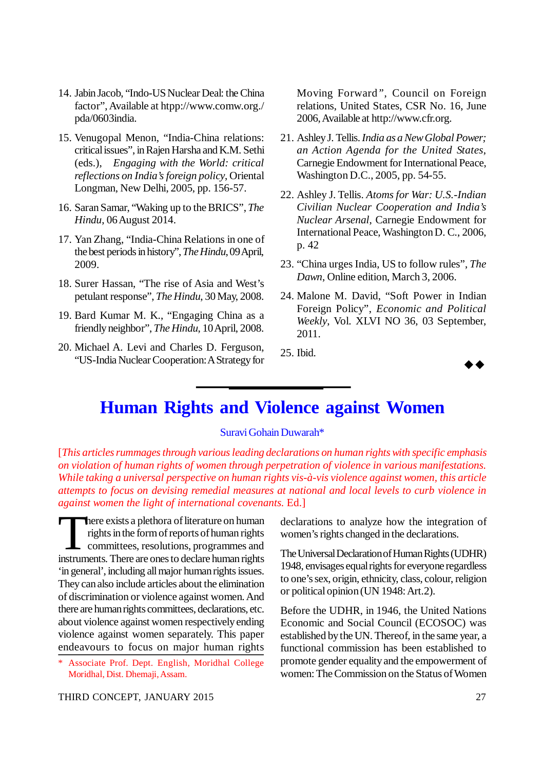14. Jabin Jacob, "Indo-US Nuclear Deal: the China factor", Available at htpp://www.comw.org./pda/0603india.

15. Venugopal Menon, "India-China relations: critical issues", in Rajen Harsha and K.M. Sethi (eds.), *Engaging with the World: critical reflections on India's foreign policy*, Oriental Longman, New Delhi, 2005, pp. 156-57.

16. Saran Samar, "Waking up to the BRICS", *The Hindu*, 06 August 2014.

17. Yan Zhang, "India-China Relations in one of the best periods in history", *The Hindu*, 09 April, 2009.

18. Surer Hassan, "The rise of Asia and West's petulant response", *The Hindu*, 30 May, 2008.

19. Bard Kumar M. K., "Engaging China as a friendly neighbor", *The Hindu*, 10 April, 2008.

20. Michael A. Levi and Charles D. Ferguson, "US-India Nuclear Cooperation: A Strategy for Moving Forward", Council on Foreign relations, United States, CSR No. 16, June 2006, Available at http://www.cfr.org.

21. Ashley J. Tellis. *India as a New Global Power; an Action Agenda for the United States*, Carnegie Endowment for International Peace, Washington D.C., 2005, pp. 54-55.

22. Ashley J. Tellis. *Atoms for War: U.S.-Indian Civilian Nuclear Cooperation and India's Nuclear Arsenal*, Carnegie Endowment for International Peace, Washington D. C., 2006, p. 42

23. "China urges India, US to follow rules", *The Dawn*, Online edition, March 3, 2006.

24. Malone M. David, "Soft Power in Indian Foreign Policy", *Economic and Political Weekly*, Vol. XLVI NO 36, 03 September, 2011.

25. Ibid.

◆◆

# Human Rights and Violence against Women

Suravi Gohain Duwarah*

[*This articles rummages through various leading declarations on human rights with specific emphasis on violation of human rights of women through perpetration of violence in various manifestations. While taking a universal perspective on human rights vis-à-vis violence against women, this article attempts to focus on devising remedial measures at national and local levels to curb violence in against women the light of international covenants.* Ed.]

There exists a plethora of literature on human rights in the form of reports of human rights committees, resolutions, programmes and instruments. There are ones to declare human rights 'in general', including all major human rights issues. They can also include articles about the elimination of discrimination or violence against women. And there are human rights committees, declarations, etc. about violence against women respectively ending violence against women separately. This paper endeavours to focus on major human rights declarations to analyze how the integration of women's rights changed in the declarations.

The Universal Declaration of Human Rights (UDHR) 1948, envisages equal rights for everyone regardless to one's sex, origin, ethnicity, class, colour, religion or political opinion (UN 1948: Art.2).

Before the UDHR, in 1946, the United Nations Economic and Social Council (ECOSOC) was established by the UN. Thereof, in the same year, a functional commission has been established to promote gender equality and the empowerment of women: The Commission on the Status of Women

\* Associate Prof. Dept. English, Moridhal College Moridhal, Dist. Dhemaji, Assam.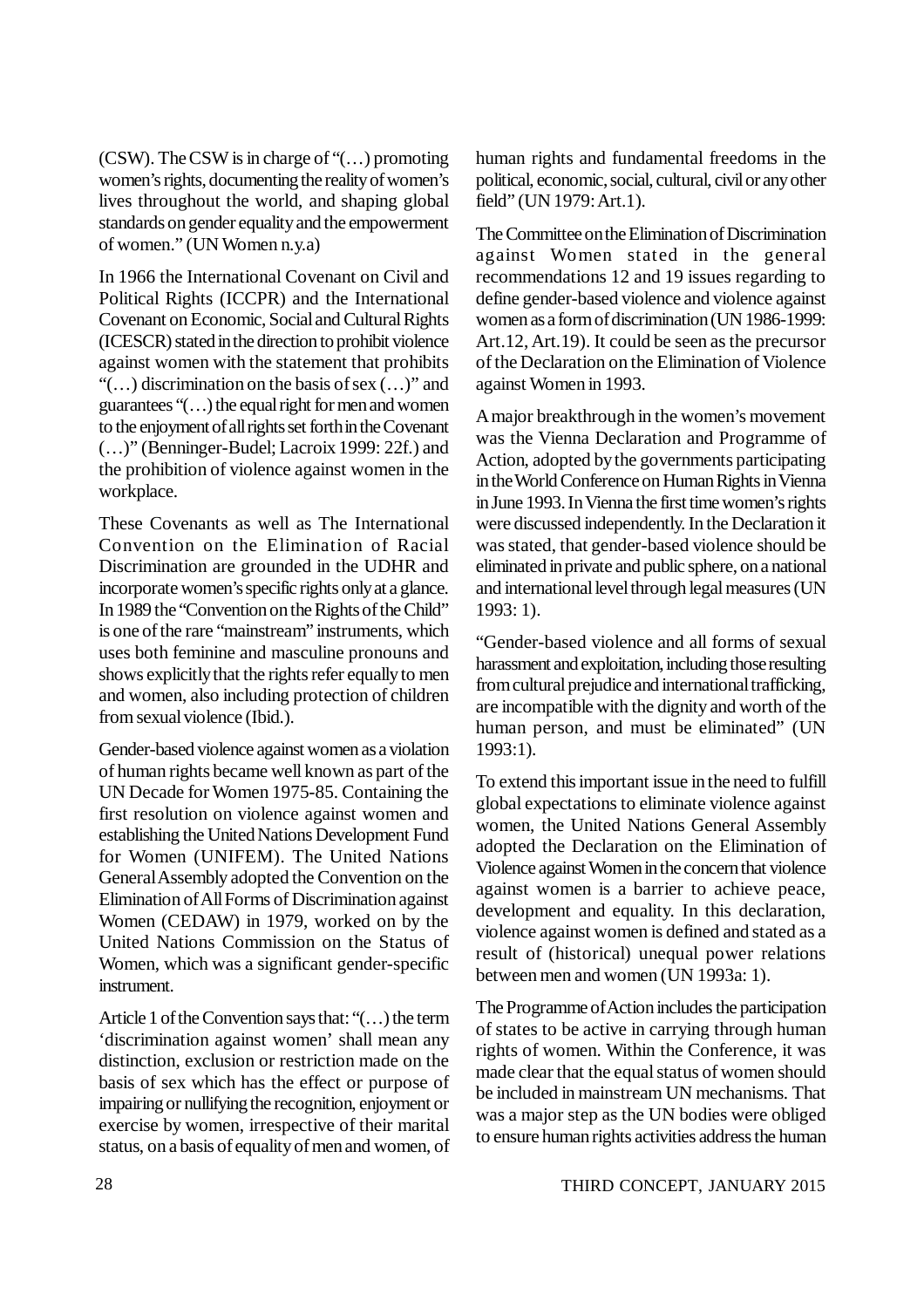(CSW). The CSW is in charge of "(…) promoting women's rights, documenting the reality of women's lives throughout the world, and shaping global standards on gender equality and the empowerment of women." (UN Women n.y.a)

In 1966 the International Covenant on Civil and Political Rights (ICCPR) and the International Covenant on Economic, Social and Cultural Rights (ICESCR) stated in the direction to prohibit violence against women with the statement that prohibits "(…) discrimination on the basis of sex (…)" and guarantees "(…) the equal right for men and women to the enjoyment of all rights set forth in the Covenant (…)" (Benninger-Budel; Lacroix 1999: 22f.) and the prohibition of violence against women in the workplace.

These Covenants as well as The International Convention on the Elimination of Racial Discrimination are grounded in the UDHR and incorporate women's specific rights only at a glance. In 1989 the "Convention on the Rights of the Child" is one of the rare "mainstream" instruments, which uses both feminine and masculine pronouns and shows explicitly that the rights refer equally to men and women, also including protection of children from sexual violence (Ibid.).

Gender-based violence against women as a violation of human rights became well known as part of the UN Decade for Women 1975-85. Containing the first resolution on violence against women and establishing the United Nations Development Fund for Women (UNIFEM). The United Nations General Assembly adopted the Convention on the Elimination of All Forms of Discrimination against Women (CEDAW) in 1979, worked on by the United Nations Commission on the Status of Women, which was a significant gender-specific instrument.

Article 1 of the Convention says that: "(…) the term 'discrimination against women' shall mean any distinction, exclusion or restriction made on the basis of sex which has the effect or purpose of impairing or nullifying the recognition, enjoyment or exercise by women, irrespective of their marital status, on a basis of equality of men and women, of human rights and fundamental freedoms in the political, economic, social, cultural, civil or any other field" (UN 1979: Art.1).

The Committee on the Elimination of Discrimination against Women stated in the general recommendations 12 and 19 issues regarding to define gender-based violence and violence against women as a form of discrimination (UN 1986-1999: Art.12, Art.19). It could be seen as the precursor of the Declaration on the Elimination of Violence against Women in 1993.

A major breakthrough in the women's movement was the Vienna Declaration and Programme of Action, adopted by the governments participating in the World Conference on Human Rights in Vienna in June 1993. In Vienna the first time women's rights were discussed independently. In the Declaration it was stated, that gender-based violence should be eliminated in private and public sphere, on a national and international level through legal measures (UN 1993: 1).

"Gender-based violence and all forms of sexual harassment and exploitation, including those resulting from cultural prejudice and international trafficking, are incompatible with the dignity and worth of the human person, and must be eliminated" (UN 1993:1).

To extend this important issue in the need to fulfill global expectations to eliminate violence against women, the United Nations General Assembly adopted the Declaration on the Elimination of Violence against Women in the concern that violence against women is a barrier to achieve peace, development and equality. In this declaration, violence against women is defined and stated as a result of (historical) unequal power relations between men and women (UN 1993a: 1).

The Programme of Action includes the participation of states to be active in carrying through human rights of women. Within the Conference, it was made clear that the equal status of women should be included in mainstream UN mechanisms. That was a major step as the UN bodies were obliged to ensure human rights activities address the human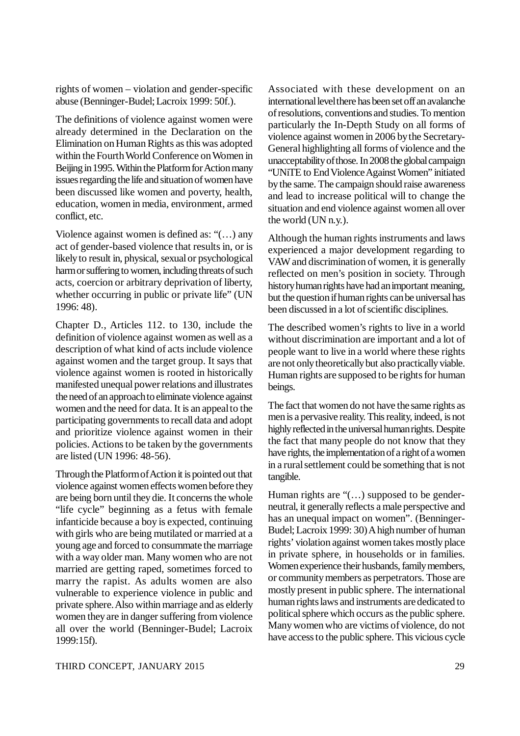rights of women – violation and gender-specific abuse (Benninger-Budel; Lacroix 1999: 50f.).

The definitions of violence against women were already determined in the Declaration on the Elimination on Human Rights as this was adopted within the Fourth World Conference on Women in Beijing in 1995. Within the Platform for Action many issues regarding the life and situation of women have been discussed like women and poverty, health, education, women in media, environment, armed conflict, etc.

Violence against women is defined as: "(…) any act of gender-based violence that results in, or is likely to result in, physical, sexual or psychological harm or suffering to women, including threats of such acts, coercion or arbitrary deprivation of liberty, whether occurring in public or private life" (UN 1996: 48).

Chapter D., Articles 112. to 130, include the definition of violence against women as well as a description of what kind of acts include violence against women and the target group. It says that violence against women is rooted in historically manifested unequal power relations and illustrates the need of an approach to eliminate violence against women and the need for data. It is an appeal to the participating governments to recall data and adopt and prioritize violence against women in their policies. Actions to be taken by the governments are listed (UN 1996: 48-56).

Through the Platform of Action it is pointed out that violence against women effects women before they are being born until they die. It concerns the whole "life cycle" beginning as a fetus with female infanticide because a boy is expected, continuing with girls who are being mutilated or married at a young age and forced to consummate the marriage with a way older man. Many women who are not married are getting raped, sometimes forced to marry the rapist. As adults women are also vulnerable to experience violence in public and private sphere. Also within marriage and as elderly women they are in danger suffering from violence all over the world (Benninger-Budel; Lacroix 1999:15f).

Associated with these development on an international level there has been set off an avalanche of resolutions, conventions and studies. To mention particularly the In-Depth Study on all forms of violence against women in 2006 by the Secretary-General highlighting all forms of violence and the unacceptability of those. In 2008 the global campaign "UNiTE to End Violence Against Women" initiated by the same. The campaign should raise awareness and lead to increase political will to change the situation and end violence against women all over the world (UN n.y.).

Although the human rights instruments and laws experienced a major development regarding to VAW and discrimination of women, it is generally reflected on men's position in society. Through history human rights have had an important meaning, but the question if human rights can be universal has been discussed in a lot of scientific disciplines.

The described women's rights to live in a world without discrimination are important and a lot of people want to live in a world where these rights are not only theoretically but also practically viable. Human rights are supposed to be rights for human beings.

The fact that women do not have the same rights as men is a pervasive reality. This reality, indeed, is not highly reflected in the universal human rights. Despite the fact that many people do not know that they have rights, the implementation of a right of a women in a rural settlement could be something that is not tangible.

Human rights are "(…) supposed to be gender-neutral, it generally reflects a male perspective and has an unequal impact on women". (Benninger-Budel; Lacroix 1999: 30) A high number of human rights' violation against women takes mostly place in private sphere, in households or in families. Women experience their husbands, family members, or community members as perpetrators. Those are mostly present in public sphere. The international human rights laws and instruments are dedicated to political sphere which occurs as the public sphere. Many women who are victims of violence, do not have access to the public sphere. This vicious cycle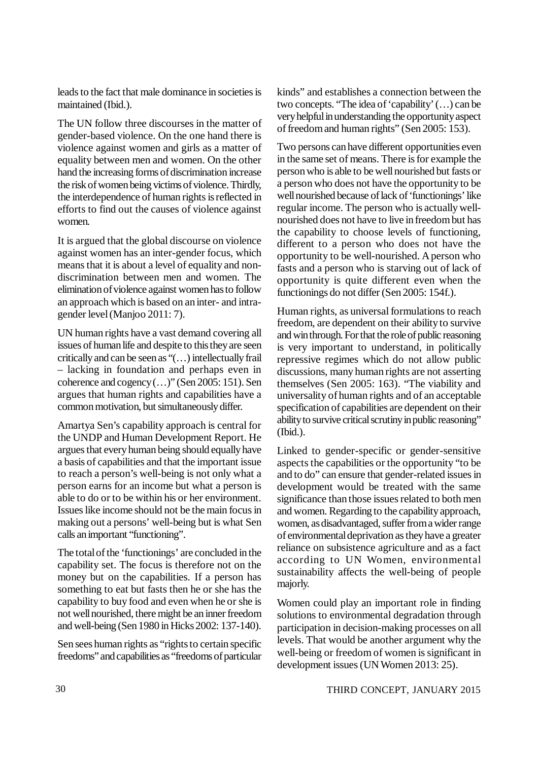leads to the fact that male dominance in societies is maintained (Ibid.).

The UN follow three discourses in the matter of gender-based violence. On the one hand there is violence against women and girls as a matter of equality between men and women. On the other hand the increasing forms of discrimination increase the risk of women being victims of violence. Thirdly, the interdependence of human rights is reflected in efforts to find out the causes of violence against women.

It is argued that the global discourse on violence against women has an inter-gender focus, which means that it is about a level of equality and non-discrimination between men and women. The elimination of violence against women has to follow an approach which is based on an inter- and intra-gender level (Manjoo 2011: 7).

UN human rights have a vast demand covering all issues of human life and despite to this they are seen critically and can be seen as "(…) intellectually frail – lacking in foundation and perhaps even in coherence and cogency (…)" (Sen 2005: 151). Sen argues that human rights and capabilities have a common motivation, but simultaneously differ.

Amartya Sen's capability approach is central for the UNDP and Human Development Report. He argues that every human being should equally have a basis of capabilities and that the important issue to reach a person's well-being is not only what a person earns for an income but what a person is able to do or to be within his or her environment. Issues like income should not be the main focus in making out a persons' well-being but is what Sen calls an important "functioning".

The total of the 'functionings' are concluded in the capability set. The focus is therefore not on the money but on the capabilities. If a person has something to eat but fasts then he or she has the capability to buy food and even when he or she is not well nourished, there might be an inner freedom and well-being (Sen 1980 in Hicks 2002: 137-140).

Sen sees human rights as "rights to certain specific freedoms" and capabilities as "freedoms of particular kinds" and establishes a connection between the two concepts. "The idea of 'capability' (…) can be very helpful in understanding the opportunity aspect of freedom and human rights" (Sen 2005: 153).

Two persons can have different opportunities even in the same set of means. There is for example the person who is able to be well nourished but fasts or a person who does not have the opportunity to be well nourished because of lack of 'functionings' like regular income. The person who is actually well-nourished does not have to live in freedom but has the capability to choose levels of functioning, different to a person who does not have the opportunity to be well-nourished. A person who fasts and a person who is starving out of lack of opportunity is quite different even when the functionings do not differ (Sen 2005: 154f.).

Human rights, as universal formulations to reach freedom, are dependent on their ability to survive and win through. For that the role of public reasoning is very important to understand, in politically repressive regimes which do not allow public discussions, many human rights are not asserting themselves (Sen 2005: 163). "The viability and universality of human rights and of an acceptable specification of capabilities are dependent on their ability to survive critical scrutiny in public reasoning" (Ibid.).

Linked to gender-specific or gender-sensitive aspects the capabilities or the opportunity "to be and to do" can ensure that gender-related issues in development would be treated with the same significance than those issues related to both men and women. Regarding to the capability approach, women, as disadvantaged, suffer from a wider range of environmental deprivation as they have a greater reliance on subsistence agriculture and as a fact according to UN Women, environmental sustainability affects the well-being of people majorly.

Women could play an important role in finding solutions to environmental degradation through participation in decision-making processes on all levels. That would be another argument why the well-being or freedom of women is significant in development issues (UN Women 2013: 25).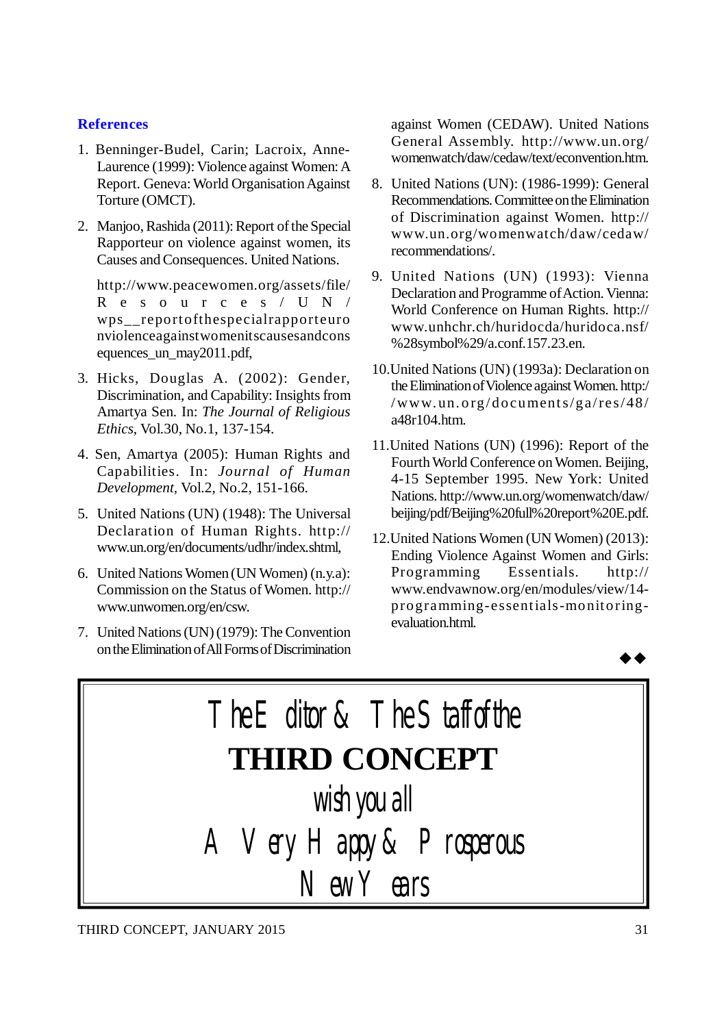### References

1. Benninger-Budel, Carin; Lacroix, Anne-Laurence (1999): Violence against Women: A Report. Geneva: World Organisation Against Torture (OMCT).

2. Manjoo, Rashida (2011): Report of the Special Rapporteur on violence against women, its Causes and Consequences. United Nations.

   http://www.peacewomen.org/assets/file/Resources/UN/wps__reportofthespecialrapporteuronviolenceagainstwomenitscausesandconsequences_un_may2011.pdf,

3. Hicks, Douglas A. (2002): Gender, Discrimination, and Capability: Insights from Amartya Sen. In: *The Journal of Religious Ethics*, Vol.30, No.1, 137-154.

4. Sen, Amartya (2005): Human Rights and Capabilities. In: *Journal of Human Development*, Vol.2, No.2, 151-166.

5. United Nations (UN) (1948): The Universal Declaration of Human Rights. http://www.un.org/en/documents/udhr/index.shtml,

6. United Nations Women (UN Women) (n.y.a): Commission on the Status of Women. http://www.unwomen.org/en/csw.

7. United Nations (UN) (1979): The Convention on the Elimination of All Forms of Discrimination against Women (CEDAW). United Nations General Assembly. http://www.un.org/womenwatch/daw/cedaw/text/econvention.htm.

8. United Nations (UN): (1986-1999): General Recommendations. Committee on the Elimination of Discrimination against Women. http://www.un.org/womenwatch/daw/cedaw/recommendations/.

9. United Nations (UN) (1993): Vienna Declaration and Programme of Action. Vienna: World Conference on Human Rights. http://www.unhchr.ch/huridocda/huridoca.nsf/%28symbol%29/a.conf.157.23.en.

10. United Nations (UN) (1993a): Declaration on the Elimination of Violence against Women. http://www.un.org/documents/ga/res/48/a48r104.htm.

11. United Nations (UN) (1996): Report of the Fourth World Conference on Women. Beijing, 4-15 September 1995. New York: United Nations. http://www.un.org/womenwatch/daw/beijing/pdf/Beijing%20full%20report%20E.pdf.

12. United Nations Women (UN Women) (2013): Ending Violence Against Women and Girls: Programming Essentials. http://www.endvawnow.org/en/modules/view/14-programming-essentials-monitoring-evaluation.html.

◆◆

The Editor & The Staff of the

**THIRD CONCEPT**

wish you all

A Very Happy & Prosperous

New Years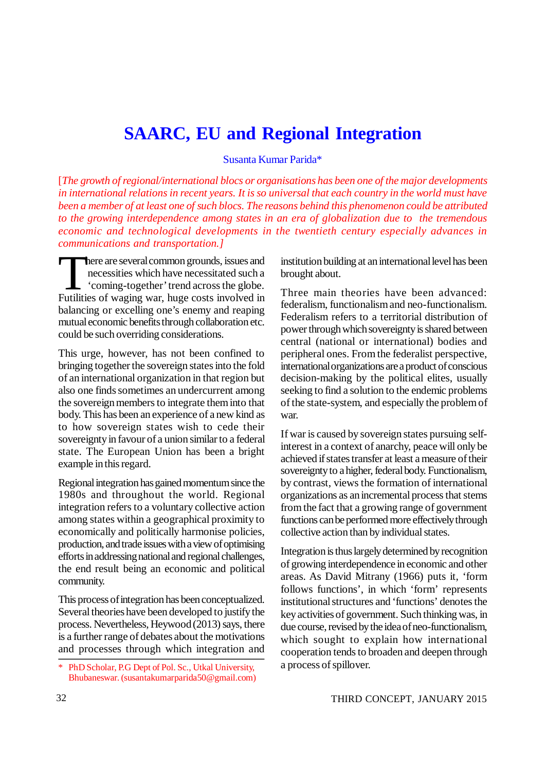# SAARC, EU and Regional Integration

Susanta Kumar Parida*

*[The growth of regional/international blocs or organisations has been one of the major developments in international relations in recent years. It is so universal that each country in the world must have been a member of at least one of such blocs. The reasons behind this phenomenon could be attributed to the growing interdependence among states in an era of globalization due to the tremendous economic and technological developments in the twentieth century especially advances in communications and transportation.]*

There are several common grounds, issues and necessities which have necessitated such a 'coming-together' trend across the globe. Futilities of waging war, huge costs involved in balancing or excelling one's enemy and reaping mutual economic benefits through collaboration etc. could be such overriding considerations.

This urge, however, has not been confined to bringing together the sovereign states into the fold of an international organization in that region but also one finds sometimes an undercurrent among the sovereign members to integrate them into that body. This has been an experience of a new kind as to how sovereign states wish to cede their sovereignty in favour of a union similar to a federal state. The European Union has been a bright example in this regard.

Regional integration has gained momentum since the 1980s and throughout the world. Regional integration refers to a voluntary collective action among states within a geographical proximity to economically and politically harmonise policies, production, and trade issues with a view of optimising efforts in addressing national and regional challenges, the end result being an economic and political community.

This process of integration has been conceptualized. Several theories have been developed to justify the process. Nevertheless, Heywood (2013) says, there is a further range of debates about the motivations and processes through which integration and institution building at an international level has been brought about.

Three main theories have been advanced: federalism, functionalism and neo-functionalism. Federalism refers to a territorial distribution of power through which sovereignty is shared between central (national or international) bodies and peripheral ones. From the federalist perspective, international organizations are a product of conscious decision-making by the political elites, usually seeking to find a solution to the endemic problems of the state-system, and especially the problem of war.

If war is caused by sovereign states pursuing self-interest in a context of anarchy, peace will only be achieved if states transfer at least a measure of their sovereignty to a higher, federal body. Functionalism, by contrast, views the formation of international organizations as an incremental process that stems from the fact that a growing range of government functions can be performed more effectively through collective action than by individual states.

Integration is thus largely determined by recognition of growing interdependence in economic and other areas. As David Mitrany (1966) puts it, 'form follows functions', in which 'form' represents institutional structures and 'functions' denotes the key activities of government. Such thinking was, in due course, revised by the idea of neo-functionalism, which sought to explain how international cooperation tends to broaden and deepen through a process of spillover.

\* PhD Scholar, P.G Dept of Pol. Sc., Utkal University, Bhubaneswar. (susantakumarparida50@gmail.com)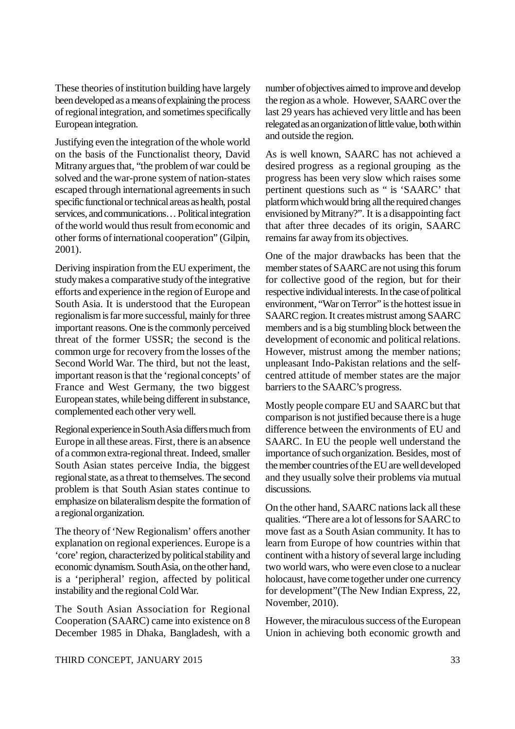These theories of institution building have largely been developed as a means of explaining the process of regional integration, and sometimes specifically European integration.

Justifying even the integration of the whole world on the basis of the Functionalist theory, David Mitrany argues that, "the problem of war could be solved and the war-prone system of nation-states escaped through international agreements in such specific functional or technical areas as health, postal services, and communications… Political integration of the world would thus result from economic and other forms of international cooperation" (Gilpin, 2001).

Deriving inspiration from the EU experiment, the study makes a comparative study of the integrative efforts and experience in the region of Europe and South Asia. It is understood that the European regionalism is far more successful, mainly for three important reasons. One is the commonly perceived threat of the former USSR; the second is the common urge for recovery from the losses of the Second World War. The third, but not the least, important reason is that the 'regional concepts' of France and West Germany, the two biggest European states, while being different in substance, complemented each other very well.

Regional experience in South Asia differs much from Europe in all these areas. First, there is an absence of a common extra-regional threat. Indeed, smaller South Asian states perceive India, the biggest regional state, as a threat to themselves. The second problem is that South Asian states continue to emphasize on bilateralism despite the formation of a regional organization.

The theory of 'New Regionalism' offers another explanation on regional experiences. Europe is a 'core' region, characterized by political stability and economic dynamism. South Asia, on the other hand, is a 'peripheral' region, affected by political instability and the regional Cold War.

The South Asian Association for Regional Cooperation (SAARC) came into existence on 8 December 1985 in Dhaka, Bangladesh, with a number of objectives aimed to improve and develop the region as a whole. However, SAARC over the last 29 years has achieved very little and has been relegated as an organization of little value, both within and outside the region.

As is well known, SAARC has not achieved a desired progress as a regional grouping as the progress has been very slow which raises some pertinent questions such as " is 'SAARC' that platform which would bring all the required changes envisioned by Mitrany?". It is a disappointing fact that after three decades of its origin, SAARC remains far away from its objectives.

One of the major drawbacks has been that the member states of SAARC are not using this forum for collective good of the region, but for their respective individual interests. In the case of political environment, "War on Terror" is the hottest issue in SAARC region. It creates mistrust among SAARC members and is a big stumbling block between the development of economic and political relations. However, mistrust among the member nations; unpleasant Indo-Pakistan relations and the self-centred attitude of member states are the major barriers to the SAARC's progress.

Mostly people compare EU and SAARC but that comparison is not justified because there is a huge difference between the environments of EU and SAARC. In EU the people well understand the importance of such organization. Besides, most of the member countries of the EU are well developed and they usually solve their problems via mutual discussions.

On the other hand, SAARC nations lack all these qualities. "There are a lot of lessons for SAARC to move fast as a South Asian community. It has to learn from Europe of how countries within that continent with a history of several large including two world wars, who were even close to a nuclear holocaust, have come together under one currency for development"(The New Indian Express, 22, November, 2010).

However, the miraculous success of the European Union in achieving both economic growth and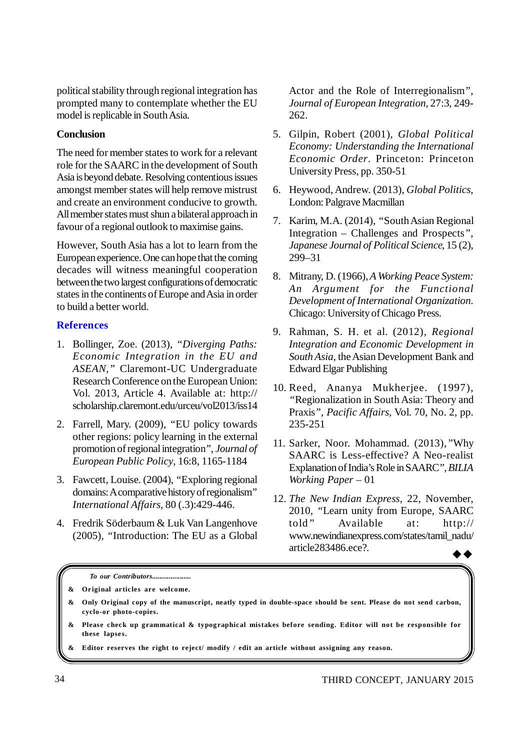political stability through regional integration has prompted many to contemplate whether the EU model is replicable in South Asia.

**Conclusion**

The need for member states to work for a relevant role for the SAARC in the development of South Asia is beyond debate. Resolving contentious issues amongst member states will help remove mistrust and create an environment conducive to growth. All member states must shun a bilateral approach in favour of a regional outlook to maximise gains.

However, South Asia has a lot to learn from the European experience. One can hope that the coming decades will witness meaningful cooperation between the two largest configurations of democratic states in the continents of Europe and Asia in order to build a better world.

## References

1. Bollinger, Zoe. (2013), *"Diverging Paths: Economic Integration in the EU and ASEAN,"* Claremont-UC Undergraduate Research Conference on the European Union: Vol. 2013, Article 4. Available at: http://scholarship.claremont.edu/urceu/vol2013/iss14
2. Farrell, Mary. (2009), "EU policy towards other regions: policy learning in the external promotion of regional integration", *Journal of European Public Policy*, 16:8, 1165-1184
3. Fawcett, Louise. (2004), "Exploring regional domains: A comparative history of regionalism" *International Affairs*, 80 (.3):429-446.
4. Fredrik Söderbaum & Luk Van Langenhove (2005), "Introduction: The EU as a Global Actor and the Role of Interregionalism", *Journal of European Integration*, 27:3, 249-262.
5. Gilpin, Robert (2001), *Global Political Economy: Understanding the International Economic Order*. Princeton: Princeton University Press, pp. 350-51
6. Heywood, Andrew. (2013), *Global Politics*, London: Palgrave Macmillan
7. Karim, M.A. (2014), "South Asian Regional Integration – Challenges and Prospects", *Japanese Journal of Political Science*, 15 (2), 299–31
8. Mitrany, D. (1966), *A Working Peace System: An Argument for the Functional Development of International Organization.* Chicago: University of Chicago Press.
9. Rahman, S. H. et al. (2012), *Regional Integration and Economic Development in South Asia*, the Asian Development Bank and Edward Elgar Publishing
10. Reed, Ananya Mukherjee. (1997), "Regionalization in South Asia: Theory and Praxis", *Pacific Affairs*, Vol. 70, No. 2, pp. 235-251
11. Sarker, Noor. Mohammad. (2013),"Why SAARC is Less-effective? A Neo-realist Explanation of India's Role in SAARC", *BILIA Working Paper* – 01
12. *The New Indian Express*, 22, November, 2010, "Learn unity from Europe, SAARC told" Available at: http://www.newindianexpress.com/states/tamil_nadu/article283486.ece?.

◆◆

*To our Contributors.....................*

- Original articles are welcome.
- Only Original copy of the manuscript, neatly typed in double-space should be sent. Please do not send carbon, cyclo-or photo-copies.
- Please check up grammatical & typographical mistakes before sending. Editor will not be responsible for these lapses.
- Editor reserves the right to reject/ modify / edit an article without assigning any reason.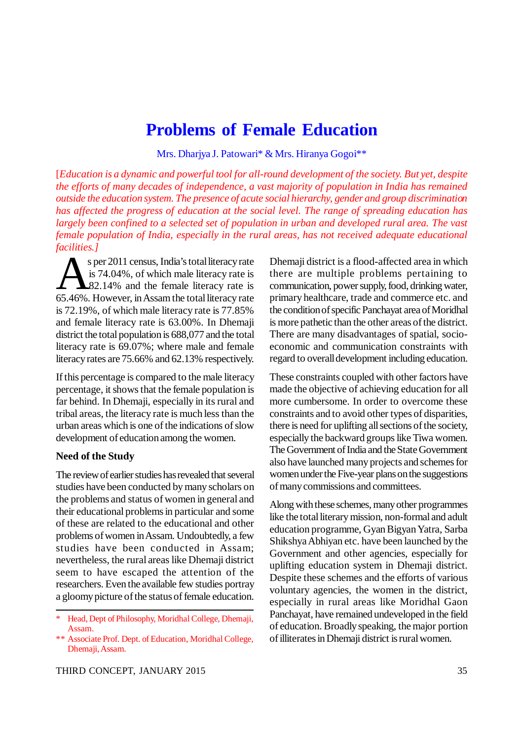# Problems of Female Education

Mrs. Dharjya J. Patowari* & Mrs. Hiranya Gogoi**

*[Education is a dynamic and powerful tool for all-round development of the society. But yet, despite the efforts of many decades of independence, a vast majority of population in India has remained outside the education system. The presence of acute social hierarchy, gender and group discrimination has affected the progress of education at the social level. The range of spreading education has largely been confined to a selected set of population in urban and developed rural area. The vast female population of India, especially in the rural areas, has not received adequate educational facilities.]*

As per 2011 census, India's total literacy rate is 74.04%, of which male literacy rate is 82.14% and the female literacy rate is 65.46%. However, in Assam the total literacy rate is 72.19%, of which male literacy rate is 77.85% and female literacy rate is 63.00%. In Dhemaji district the total population is 688,077 and the total literacy rate is 69.07%; where male and female literacy rates are 75.66% and 62.13% respectively.

If this percentage is compared to the male literacy percentage, it shows that the female population is far behind. In Dhemaji, especially in its rural and tribal areas, the literacy rate is much less than the urban areas which is one of the indications of slow development of education among the women.

### Need of the Study

The review of earlier studies has revealed that several studies have been conducted by many scholars on the problems and status of women in general and their educational problems in particular and some of these are related to the educational and other problems of women in Assam. Undoubtedly, a few studies have been conducted in Assam; nevertheless, the rural areas like Dhemaji district seem to have escaped the attention of the researchers. Even the available few studies portray a gloomy picture of the status of female education.

Dhemaji district is a flood-affected area in which there are multiple problems pertaining to communication, power supply, food, drinking water, primary healthcare, trade and commerce etc. and the condition of specific Panchayat area of Moridhal is more pathetic than the other areas of the district. There are many disadvantages of spatial, socio-economic and communication constraints with regard to overall development including education.

These constraints coupled with other factors have made the objective of achieving education for all more cumbersome. In order to overcome these constraints and to avoid other types of disparities, there is need for uplifting all sections of the society, especially the backward groups like Tiwa women. The Government of India and the State Government also have launched many projects and schemes for women under the Five-year plans on the suggestions of many commissions and committees.

Along with these schemes, many other programmes like the total literary mission, non-formal and adult education programme, Gyan Bigyan Yatra, Sarba Shikshya Abhiyan etc. have been launched by the Government and other agencies, especially for uplifting education system in Dhemaji district. Despite these schemes and the efforts of various voluntary agencies, the women in the district, especially in rural areas like Moridhal Gaon Panchayat, have remained undeveloped in the field of education. Broadly speaking, the major portion of illiterates in Dhemaji district is rural women.

---

\* Head, Dept of Philosophy, Moridhal College, Dhemaji, Assam.

\** Associate Prof. Dept. of Education, Moridhal College, Dhemaji, Assam.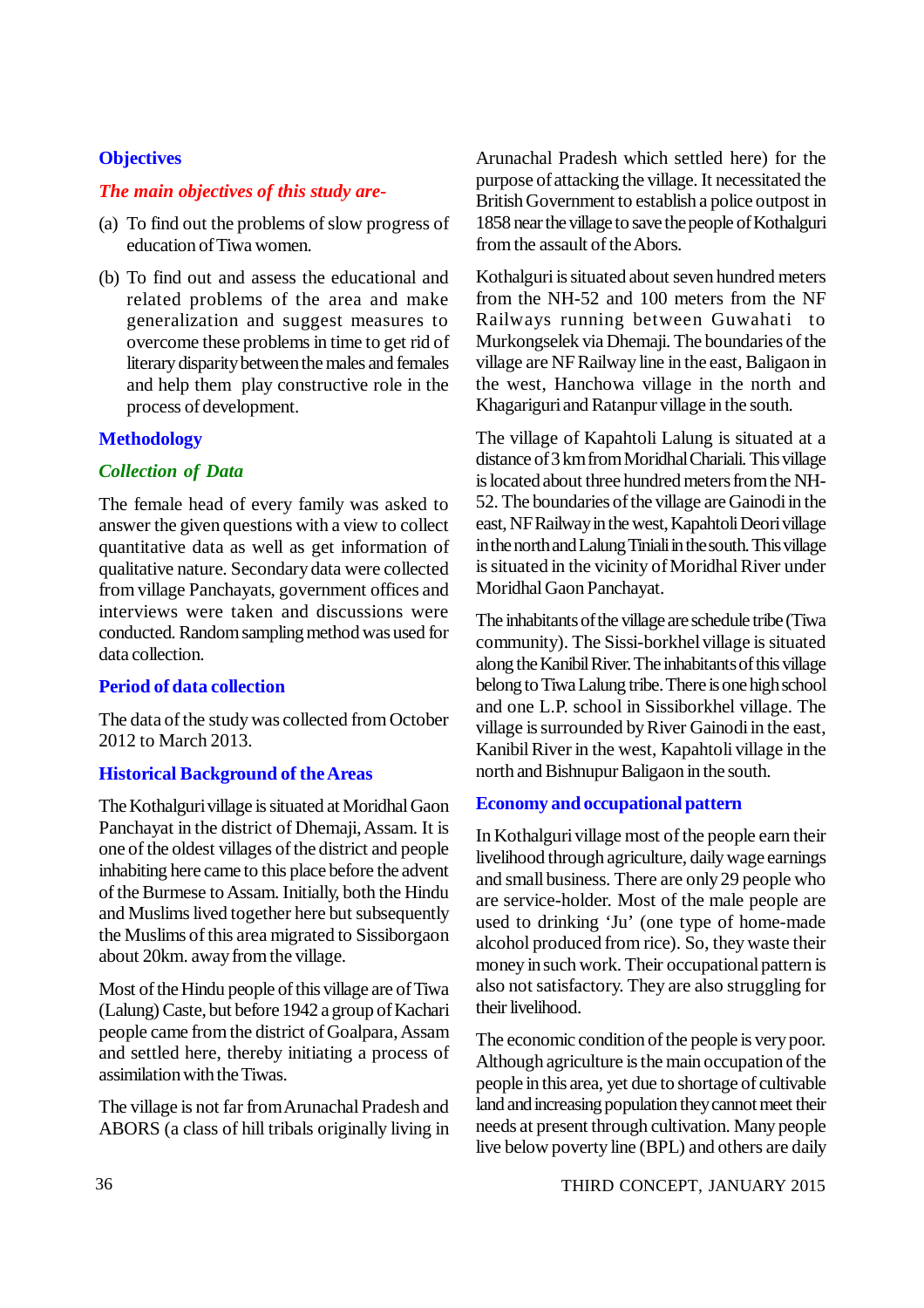## Objectives

*The main objectives of this study are-*

(a) To find out the problems of slow progress of education of Tiwa women.

(b) To find out and assess the educational and related problems of the area and make generalization and suggest measures to overcome these problems in time to get rid of literary disparity between the males and females and help them play constructive role in the process of development.

## Methodology

### *Collection of Data*

The female head of every family was asked to answer the given questions with a view to collect quantitative data as well as get information of qualitative nature. Secondary data were collected from village Panchayats, government offices and interviews were taken and discussions were conducted. Random sampling method was used for data collection.

## Period of data collection

The data of the study was collected from October 2012 to March 2013.

## Historical Background of the Areas

The Kothalguri village is situated at Moridhal Gaon Panchayat in the district of Dhemaji, Assam. It is one of the oldest villages of the district and people inhabiting here came to this place before the advent of the Burmese to Assam. Initially, both the Hindu and Muslims lived together here but subsequently the Muslims of this area migrated to Sissiborgaon about 20km. away from the village.

Most of the Hindu people of this village are of Tiwa (Lalung) Caste, but before 1942 a group of Kachari people came from the district of Goalpara, Assam and settled here, thereby initiating a process of assimilation with the Tiwas.

The village is not far from Arunachal Pradesh and ABORS (a class of hill tribals originally living in Arunachal Pradesh which settled here) for the purpose of attacking the village. It necessitated the British Government to establish a police outpost in 1858 near the village to save the people of Kothalguri from the assault of the Abors.

Kothalguri is situated about seven hundred meters from the NH-52 and 100 meters from the NF Railways running between Guwahati to Murkongselek via Dhemaji. The boundaries of the village are NF Railway line in the east, Baligaon in the west, Hanchowa village in the north and Khagariguri and Ratanpur village in the south.

The village of Kapahtoli Lalung is situated at a distance of 3 km from Moridhal Chariali. This village is located about three hundred meters from the NH-52. The boundaries of the village are Gainodi in the east, NF Railway in the west, Kapahtoli Deori village in the north and Lalung Tiniali in the south. This village is situated in the vicinity of Moridhal River under Moridhal Gaon Panchayat.

The inhabitants of the village are schedule tribe (Tiwa community). The Sissi-borkhel village is situated along the Kanibil River. The inhabitants of this village belong to Tiwa Lalung tribe. There is one high school and one L.P. school in Sissiborkhel village. The village is surrounded by River Gainodi in the east, Kanibil River in the west, Kapahtoli village in the north and Bishnupur Baligaon in the south.

## Economy and occupational pattern

In Kothalguri village most of the people earn their livelihood through agriculture, daily wage earnings and small business. There are only 29 people who are service-holder. Most of the male people are used to drinking 'Ju' (one type of home-made alcohol produced from rice). So, they waste their money in such work. Their occupational pattern is also not satisfactory. They are also struggling for their livelihood.

The economic condition of the people is very poor. Although agriculture is the main occupation of the people in this area, yet due to shortage of cultivable land and increasing population they cannot meet their needs at present through cultivation. Many people live below poverty line (BPL) and others are daily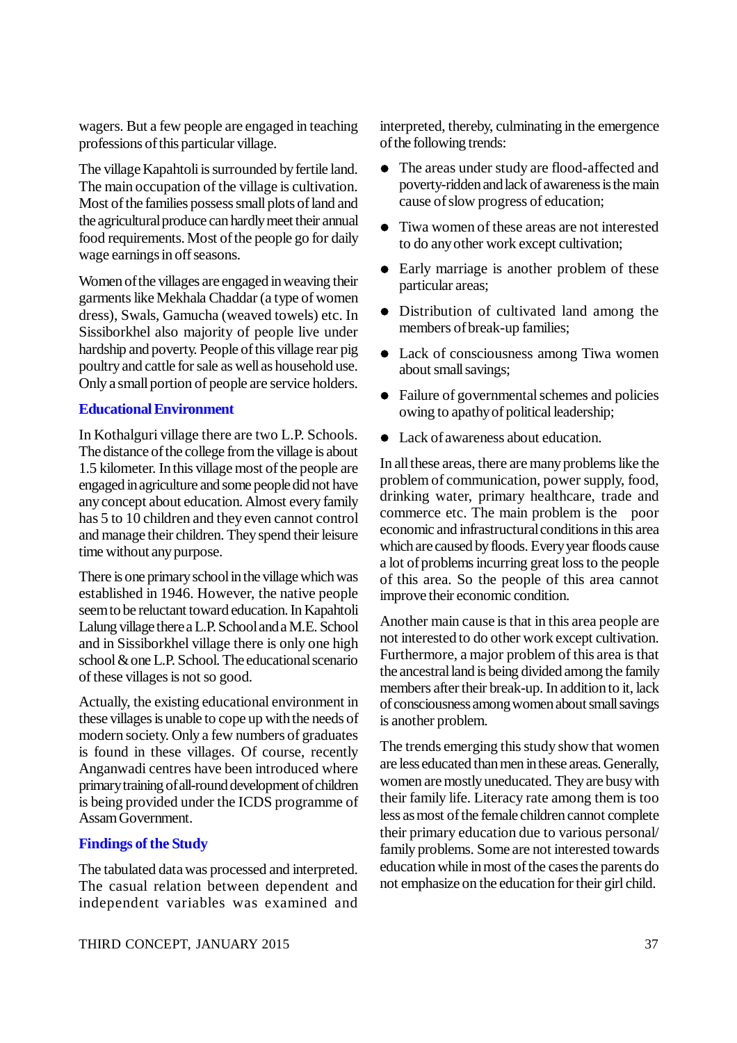wagers. But a few people are engaged in teaching professions of this particular village.

The village Kapahtoli is surrounded by fertile land. The main occupation of the village is cultivation. Most of the families possess small plots of land and the agricultural produce can hardly meet their annual food requirements. Most of the people go for daily wage earnings in off seasons.

Women of the villages are engaged in weaving their garments like Mekhala Chaddar (a type of women dress), Swals, Gamucha (weaved towels) etc. In Sissiborkhel also majority of people live under hardship and poverty. People of this village rear pig poultry and cattle for sale as well as household use. Only a small portion of people are service holders.

## Educational Environment

In Kothalguri village there are two L.P. Schools. The distance of the college from the village is about 1.5 kilometer. In this village most of the people are engaged in agriculture and some people did not have any concept about education. Almost every family has 5 to 10 children and they even cannot control and manage their children. They spend their leisure time without any purpose.

There is one primary school in the village which was established in 1946. However, the native people seem to be reluctant toward education. In Kapahtoli Lalung village there a L.P. School and a M.E. School and in Sissiborkhel village there is only one high school & one L.P. School. The educational scenario of these villages is not so good.

Actually, the existing educational environment in these villages is unable to cope up with the needs of modern society. Only a few numbers of graduates is found in these villages. Of course, recently Anganwadi centres have been introduced where primary training of all-round development of children is being provided under the ICDS programme of Assam Government.

## Findings of the Study

The tabulated data was processed and interpreted. The casual relation between dependent and independent variables was examined and interpreted, thereby, culminating in the emergence of the following trends:

- The areas under study are flood-affected and poverty-ridden and lack of awareness is the main cause of slow progress of education;
- Tiwa women of these areas are not interested to do any other work except cultivation;
- Early marriage is another problem of these particular areas;
- Distribution of cultivated land among the members of break-up families;
- Lack of consciousness among Tiwa women about small savings;
- Failure of governmental schemes and policies owing to apathy of political leadership;
- Lack of awareness about education.

In all these areas, there are many problems like the problem of communication, power supply, food, drinking water, primary healthcare, trade and commerce etc. The main problem is the poor economic and infrastructural conditions in this area which are caused by floods. Every year floods cause a lot of problems incurring great loss to the people of this area. So the people of this area cannot improve their economic condition.

Another main cause is that in this area people are not interested to do other work except cultivation. Furthermore, a major problem of this area is that the ancestral land is being divided among the family members after their break-up. In addition to it, lack of consciousness among women about small savings is another problem.

The trends emerging this study show that women are less educated than men in these areas. Generally, women are mostly uneducated. They are busy with their family life. Literacy rate among them is too less as most of the female children cannot complete their primary education due to various personal/ family problems. Some are not interested towards education while in most of the cases the parents do not emphasize on the education for their girl child.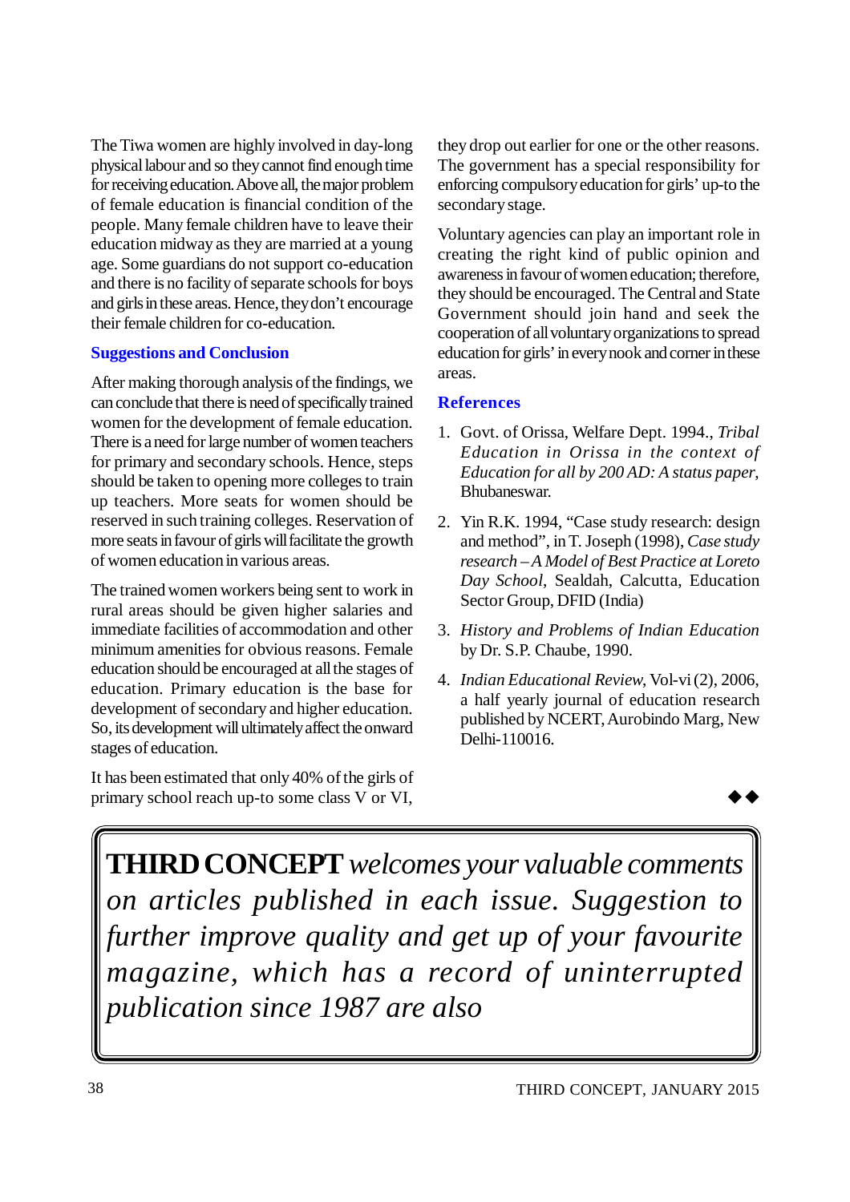The Tiwa women are highly involved in day-long physical labour and so they cannot find enough time for receiving education. Above all, the major problem of female education is financial condition of the people. Many female children have to leave their education midway as they are married at a young age. Some guardians do not support co-education and there is no facility of separate schools for boys and girls in these areas. Hence, they don't encourage their female children for co-education.

## Suggestions and Conclusion

After making thorough analysis of the findings, we can conclude that there is need of specifically trained women for the development of female education. There is a need for large number of women teachers for primary and secondary schools. Hence, steps should be taken to opening more colleges to train up teachers. More seats for women should be reserved in such training colleges. Reservation of more seats in favour of girls will facilitate the growth of women education in various areas.

The trained women workers being sent to work in rural areas should be given higher salaries and immediate facilities of accommodation and other minimum amenities for obvious reasons. Female education should be encouraged at all the stages of education. Primary education is the base for development of secondary and higher education. So, its development will ultimately affect the onward stages of education.

It has been estimated that only 40% of the girls of primary school reach up-to some class V or VI, they drop out earlier for one or the other reasons. The government has a special responsibility for enforcing compulsory education for girls' up-to the secondary stage.

Voluntary agencies can play an important role in creating the right kind of public opinion and awareness in favour of women education; therefore, they should be encouraged. The Central and State Government should join hand and seek the cooperation of all voluntary organizations to spread education for girls' in every nook and corner in these areas.

## References

1. Govt. of Orissa, Welfare Dept. 1994., *Tribal Education in Orissa in the context of Education for all by 200 AD: A status paper*, Bhubaneswar.
2. Yin R.K. 1994, "Case study research: design and method", in T. Joseph (1998), *Case study research – A Model of Best Practice at Loreto Day School*, Sealdah, Calcutta, Education Sector Group, DFID (India)
3. *History and Problems of Indian Education* by Dr. S.P. Chaube, 1990.
4. *Indian Educational Review*, Vol-vi (2), 2006, a half yearly journal of education research published by NCERT, Aurobindo Marg, New Delhi-110016.

◆◆

**THIRD CONCEPT** *welcomes your valuable comments on articles published in each issue. Suggestion to further improve quality and get up of your favourite magazine, which has a record of uninterrupted publication since 1987 are also*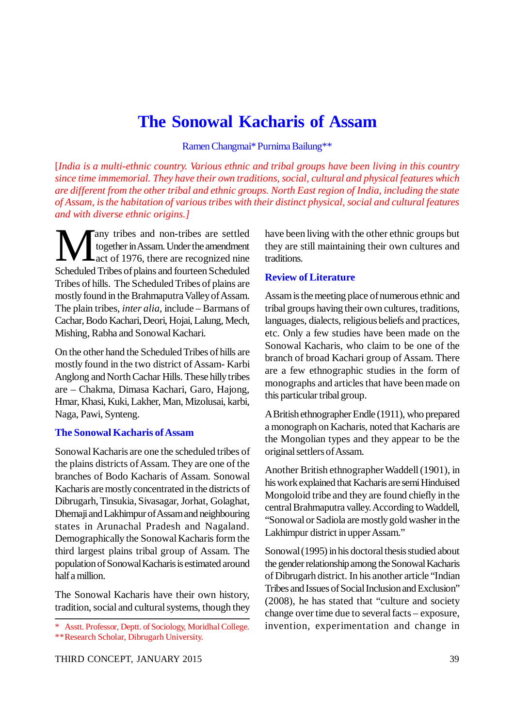# The Sonowal Kacharis of Assam

Ramen Changmai* Purnima Bailung**

*[India is a multi-ethnic country. Various ethnic and tribal groups have been living in this country since time immemorial. They have their own traditions, social, cultural and physical features which are different from the other tribal and ethnic groups. North East region of India, including the state of Assam, is the habitation of various tribes with their distinct physical, social and cultural features and with diverse ethnic origins.]*

Many tribes and non-tribes are settled together in Assam. Under the amendment act of 1976, there are recognized nine Scheduled Tribes of plains and fourteen Scheduled Tribes of hills. The Scheduled Tribes of plains are mostly found in the Brahmaputra Valley of Assam. The plain tribes, *inter alia*, include – Barmans of Cachar, Bodo Kachari, Deori, Hojai, Lalung, Mech, Mishing, Rabha and Sonowal Kachari.

On the other hand the Scheduled Tribes of hills are mostly found in the two district of Assam- Karbi Anglong and North Cachar Hills. These hilly tribes are – Chakma, Dimasa Kachari, Garo, Hajong, Hmar, Khasi, Kuki, Lakher, Man, Mizolusai, karbi, Naga, Pawi, Synteng.

## The Sonowal Kacharis of Assam

Sonowal Kacharis are one the scheduled tribes of the plains districts of Assam. They are one of the branches of Bodo Kacharis of Assam. Sonowal Kacharis are mostly concentrated in the districts of Dibrugarh, Tinsukia, Sivasagar, Jorhat, Golaghat, Dhemaji and Lakhimpur of Assam and neighbouring states in Arunachal Pradesh and Nagaland. Demographically the Sonowal Kacharis form the third largest plains tribal group of Assam. The population of Sonowal Kacharis is estimated around half a million.

The Sonowal Kacharis have their own history, tradition, social and cultural systems, though they have been living with the other ethnic groups but they are still maintaining their own cultures and traditions.

## Review of Literature

Assam is the meeting place of numerous ethnic and tribal groups having their own cultures, traditions, languages, dialects, religious beliefs and practices, etc. Only a few studies have been made on the Sonowal Kacharis, who claim to be one of the branch of broad Kachari group of Assam. There are a few ethnographic studies in the form of monographs and articles that have been made on this particular tribal group.

A British ethnographer Endle (1911), who prepared a monograph on Kacharis, noted that Kacharis are the Mongolian types and they appear to be the original settlers of Assam.

Another British ethnographer Waddell (1901), in his work explained that Kacharis are semi Hinduised Mongoloid tribe and they are found chiefly in the central Brahmaputra valley. According to Waddell, "Sonowal or Sadiola are mostly gold washer in the Lakhimpur district in upper Assam."

Sonowal (1995) in his doctoral thesis studied about the gender relationship among the Sonowal Kacharis of Dibrugarh district. In his another article "Indian Tribes and Issues of Social Inclusion and Exclusion" (2008), he has stated that "culture and society change over time due to several facts – exposure, invention, experimentation and change in

\* Asstt. Professor, Deptt. of Sociology, Moridhal College.
\*\*Research Scholar, Dibrugarh University.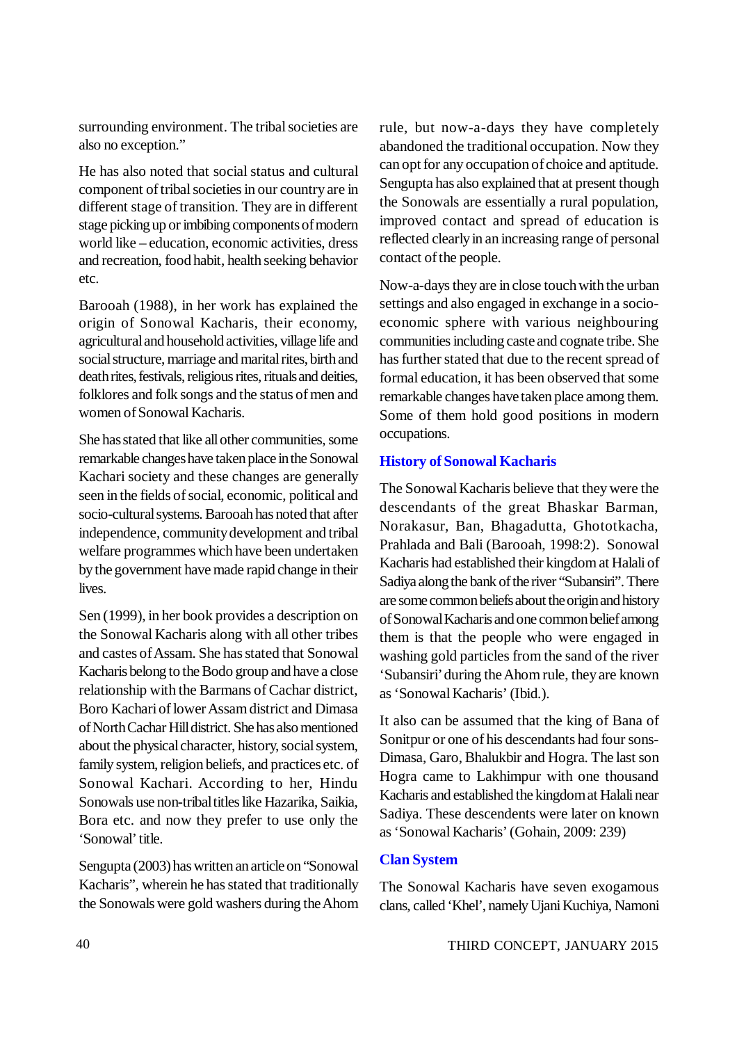surrounding environment. The tribal societies are also no exception."

He has also noted that social status and cultural component of tribal societies in our country are in different stage of transition. They are in different stage picking up or imbibing components of modern world like – education, economic activities, dress and recreation, food habit, health seeking behavior etc.

Barooah (1988), in her work has explained the origin of Sonowal Kacharis, their economy, agricultural and household activities, village life and social structure, marriage and marital rites, birth and death rites, festivals, religious rites, rituals and deities, folklores and folk songs and the status of men and women of Sonowal Kacharis.

She has stated that like all other communities, some remarkable changes have taken place in the Sonowal Kachari society and these changes are generally seen in the fields of social, economic, political and socio-cultural systems. Barooah has noted that after independence, community development and tribal welfare programmes which have been undertaken by the government have made rapid change in their lives.

Sen (1999), in her book provides a description on the Sonowal Kacharis along with all other tribes and castes of Assam. She has stated that Sonowal Kacharis belong to the Bodo group and have a close relationship with the Barmans of Cachar district, Boro Kachari of lower Assam district and Dimasa of North Cachar Hill district. She has also mentioned about the physical character, history, social system, family system, religion beliefs, and practices etc. of Sonowal Kachari. According to her, Hindu Sonowals use non-tribal titles like Hazarika, Saikia, Bora etc. and now they prefer to use only the 'Sonowal' title.

Sengupta (2003) has written an article on "Sonowal Kacharis", wherein he has stated that traditionally the Sonowals were gold washers during the Ahom rule, but now-a-days they have completely abandoned the traditional occupation. Now they can opt for any occupation of choice and aptitude. Sengupta has also explained that at present though the Sonowals are essentially a rural population, improved contact and spread of education is reflected clearly in an increasing range of personal contact of the people.

Now-a-days they are in close touch with the urban settings and also engaged in exchange in a socio-economic sphere with various neighbouring communities including caste and cognate tribe. She has further stated that due to the recent spread of formal education, it has been observed that some remarkable changes have taken place among them. Some of them hold good positions in modern occupations.

## History of Sonowal Kacharis

The Sonowal Kacharis believe that they were the descendants of the great Bhaskar Barman, Norakasur, Ban, Bhagadutta, Ghototkacha, Prahlada and Bali (Barooah, 1998:2). Sonowal Kacharis had established their kingdom at Halali of Sadiya along the bank of the river "Subansiri". There are some common beliefs about the origin and history of Sonowal Kacharis and one common belief among them is that the people who were engaged in washing gold particles from the sand of the river 'Subansiri' during the Ahom rule, they are known as 'Sonowal Kacharis' (Ibid.).

It also can be assumed that the king of Bana of Sonitpur or one of his descendants had four sons-Dimasa, Garo, Bhalukbir and Hogra. The last son Hogra came to Lakhimpur with one thousand Kacharis and established the kingdom at Halali near Sadiya. These descendents were later on known as 'Sonowal Kacharis' (Gohain, 2009: 239)

## Clan System

The Sonowal Kacharis have seven exogamous clans, called 'Khel', namely Ujani Kuchiya, Namoni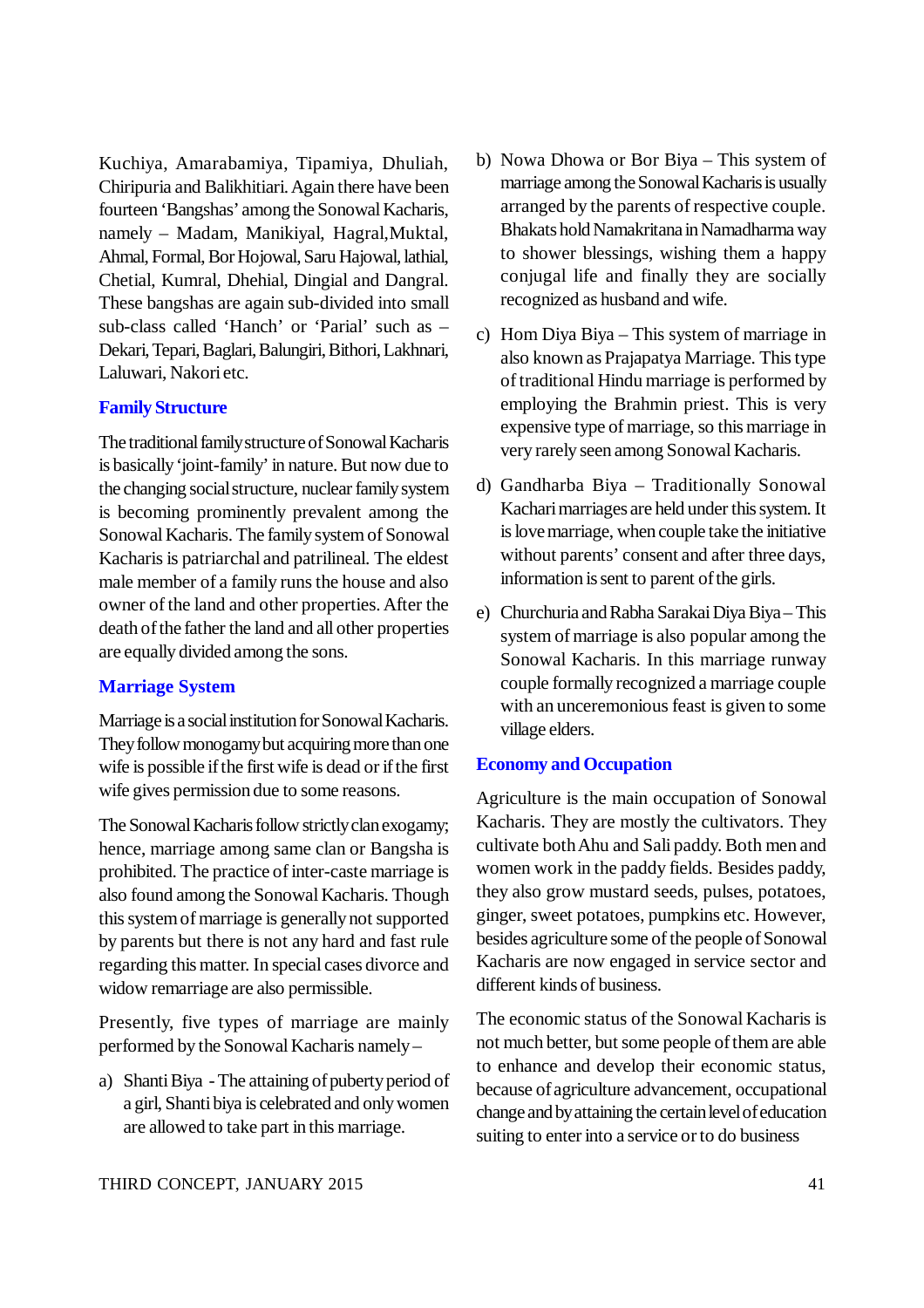Kuchiya, Amarabamiya, Tipamiya, Dhuliah, Chiripuria and Balikhitiari. Again there have been fourteen 'Bangshas' among the Sonowal Kacharis, namely – Madam, Manikiyal, Hagral,Muktal, Ahmal, Formal, Bor Hojowal, Saru Hajowal, lathial, Chetial, Kumral, Dhehial, Dingial and Dangral. These bangshas are again sub-divided into small sub-class called 'Hanch' or 'Parial' such as – Dekari, Tepari, Baglari, Balungiri, Bithori, Lakhnari, Laluwari, Nakori etc.

## Family Structure

The traditional family structure of Sonowal Kacharis is basically 'joint-family' in nature. But now due to the changing social structure, nuclear family system is becoming prominently prevalent among the Sonowal Kacharis. The family system of Sonowal Kacharis is patriarchal and patrilineal. The eldest male member of a family runs the house and also owner of the land and other properties. After the death of the father the land and all other properties are equally divided among the sons.

## Marriage System

Marriage is a social institution for Sonowal Kacharis. They follow monogamy but acquiring more than one wife is possible if the first wife is dead or if the first wife gives permission due to some reasons.

The Sonowal Kacharis follow strictly clan exogamy; hence, marriage among same clan or Bangsha is prohibited. The practice of inter-caste marriage is also found among the Sonowal Kacharis. Though this system of marriage is generally not supported by parents but there is not any hard and fast rule regarding this matter. In special cases divorce and widow remarriage are also permissible.

Presently, five types of marriage are mainly performed by the Sonowal Kacharis namely –

a) Shanti Biya - The attaining of puberty period of a girl, Shanti biya is celebrated and only women are allowed to take part in this marriage.

b) Nowa Dhowa or Bor Biya – This system of marriage among the Sonowal Kacharis is usually arranged by the parents of respective couple. Bhakats hold Namakritana in Namadharma way to shower blessings, wishing them a happy conjugal life and finally they are socially recognized as husband and wife.

c) Hom Diya Biya – This system of marriage in also known as Prajapatya Marriage. This type of traditional Hindu marriage is performed by employing the Brahmin priest. This is very expensive type of marriage, so this marriage in very rarely seen among Sonowal Kacharis.

d) Gandharba Biya – Traditionally Sonowal Kachari marriages are held under this system. It is love marriage, when couple take the initiative without parents' consent and after three days, information is sent to parent of the girls.

e) Churchuria and Rabha Sarakai Diya Biya – This system of marriage is also popular among the Sonowal Kacharis. In this marriage runway couple formally recognized a marriage couple with an unceremonious feast is given to some village elders.

## Economy and Occupation

Agriculture is the main occupation of Sonowal Kacharis. They are mostly the cultivators. They cultivate both Ahu and Sali paddy. Both men and women work in the paddy fields. Besides paddy, they also grow mustard seeds, pulses, potatoes, ginger, sweet potatoes, pumpkins etc. However, besides agriculture some of the people of Sonowal Kacharis are now engaged in service sector and different kinds of business.

The economic status of the Sonowal Kacharis is not much better, but some people of them are able to enhance and develop their economic status, because of agriculture advancement, occupational change and by attaining the certain level of education suiting to enter into a service or to do business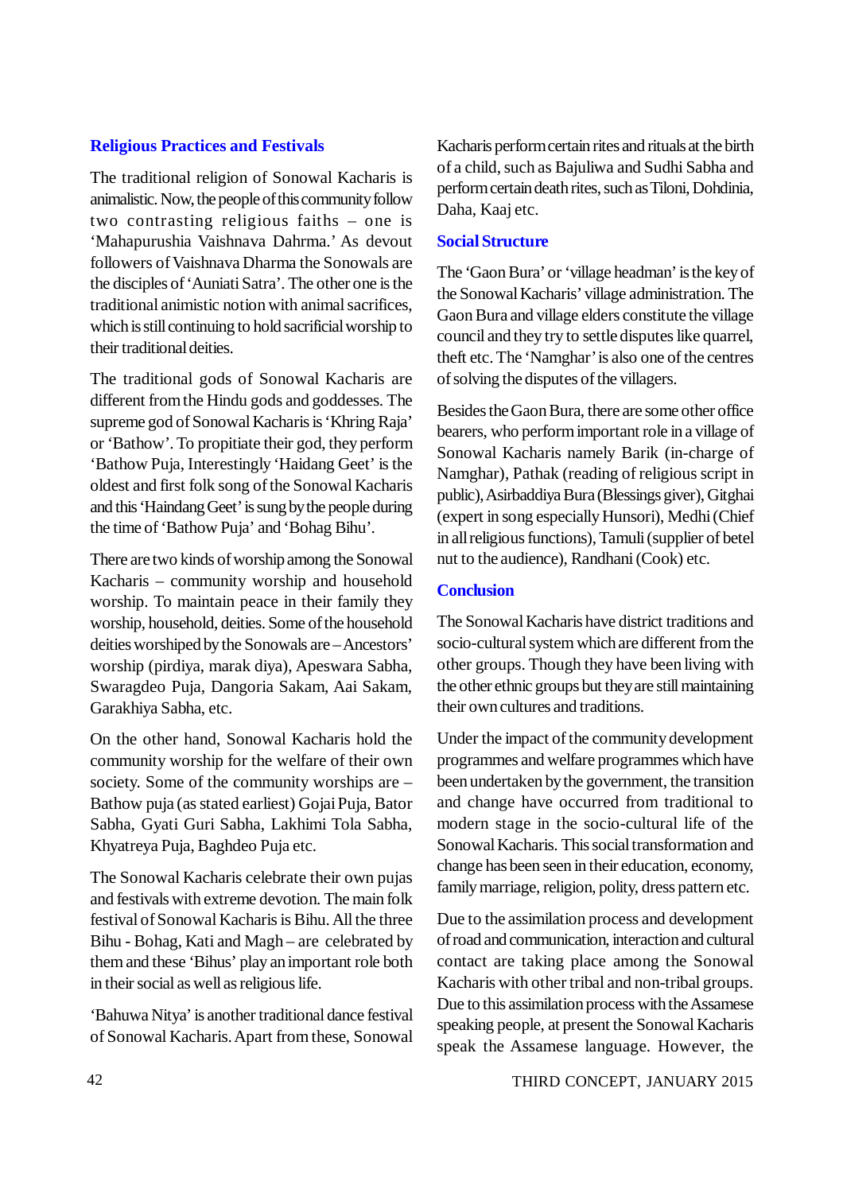## Religious Practices and Festivals

The traditional religion of Sonowal Kacharis is animalistic. Now, the people of this community follow two contrasting religious faiths – one is 'Mahapurushia Vaishnava Dahrma.' As devout followers of Vaishnava Dharma the Sonowals are the disciples of 'Auniati Satra'. The other one is the traditional animistic notion with animal sacrifices, which is still continuing to hold sacrificial worship to their traditional deities.

The traditional gods of Sonowal Kacharis are different from the Hindu gods and goddesses. The supreme god of Sonowal Kacharis is 'Khring Raja' or 'Bathow'. To propitiate their god, they perform 'Bathow Puja, Interestingly 'Haidang Geet' is the oldest and first folk song of the Sonowal Kacharis and this 'Haindang Geet' is sung by the people during the time of 'Bathow Puja' and 'Bohag Bihu'.

There are two kinds of worship among the Sonowal Kacharis – community worship and household worship. To maintain peace in their family they worship, household, deities. Some of the household deities worshiped by the Sonowals are – Ancestors' worship (pirdiya, marak diya), Apeswara Sabha, Swaragdeo Puja, Dangoria Sakam, Aai Sakam, Garakhiya Sabha, etc.

On the other hand, Sonowal Kacharis hold the community worship for the welfare of their own society. Some of the community worships are – Bathow puja (as stated earliest) Gojai Puja, Bator Sabha, Gyati Guri Sabha, Lakhimi Tola Sabha, Khyatreya Puja, Baghdeo Puja etc.

The Sonowal Kacharis celebrate their own pujas and festivals with extreme devotion. The main folk festival of Sonowal Kacharis is Bihu. All the three Bihu - Bohag, Kati and Magh – are celebrated by them and these 'Bihus' play an important role both in their social as well as religious life.

'Bahuwa Nitya' is another traditional dance festival of Sonowal Kacharis. Apart from these, Sonowal Kacharis perform certain rites and rituals at the birth of a child, such as Bajuliwa and Sudhi Sabha and perform certain death rites, such as Tiloni, Dohdinia, Daha, Kaaj etc.

## Social Structure

The 'Gaon Bura' or 'village headman' is the key of the Sonowal Kacharis' village administration. The Gaon Bura and village elders constitute the village council and they try to settle disputes like quarrel, theft etc. The 'Namghar' is also one of the centres of solving the disputes of the villagers.

Besides the Gaon Bura, there are some other office bearers, who perform important role in a village of Sonowal Kacharis namely Barik (in-charge of Namghar), Pathak (reading of religious script in public), Asirbaddiya Bura (Blessings giver), Gitghai (expert in song especially Hunsori), Medhi (Chief in all religious functions), Tamuli (supplier of betel nut to the audience), Randhani (Cook) etc.

## Conclusion

The Sonowal Kacharis have district traditions and socio-cultural system which are different from the other groups. Though they have been living with the other ethnic groups but they are still maintaining their own cultures and traditions.

Under the impact of the community development programmes and welfare programmes which have been undertaken by the government, the transition and change have occurred from traditional to modern stage in the socio-cultural life of the Sonowal Kacharis. This social transformation and change has been seen in their education, economy, family marriage, religion, polity, dress pattern etc.

Due to the assimilation process and development of road and communication, interaction and cultural contact are taking place among the Sonowal Kacharis with other tribal and non-tribal groups. Due to this assimilation process with the Assamese speaking people, at present the Sonowal Kacharis speak the Assamese language. However, the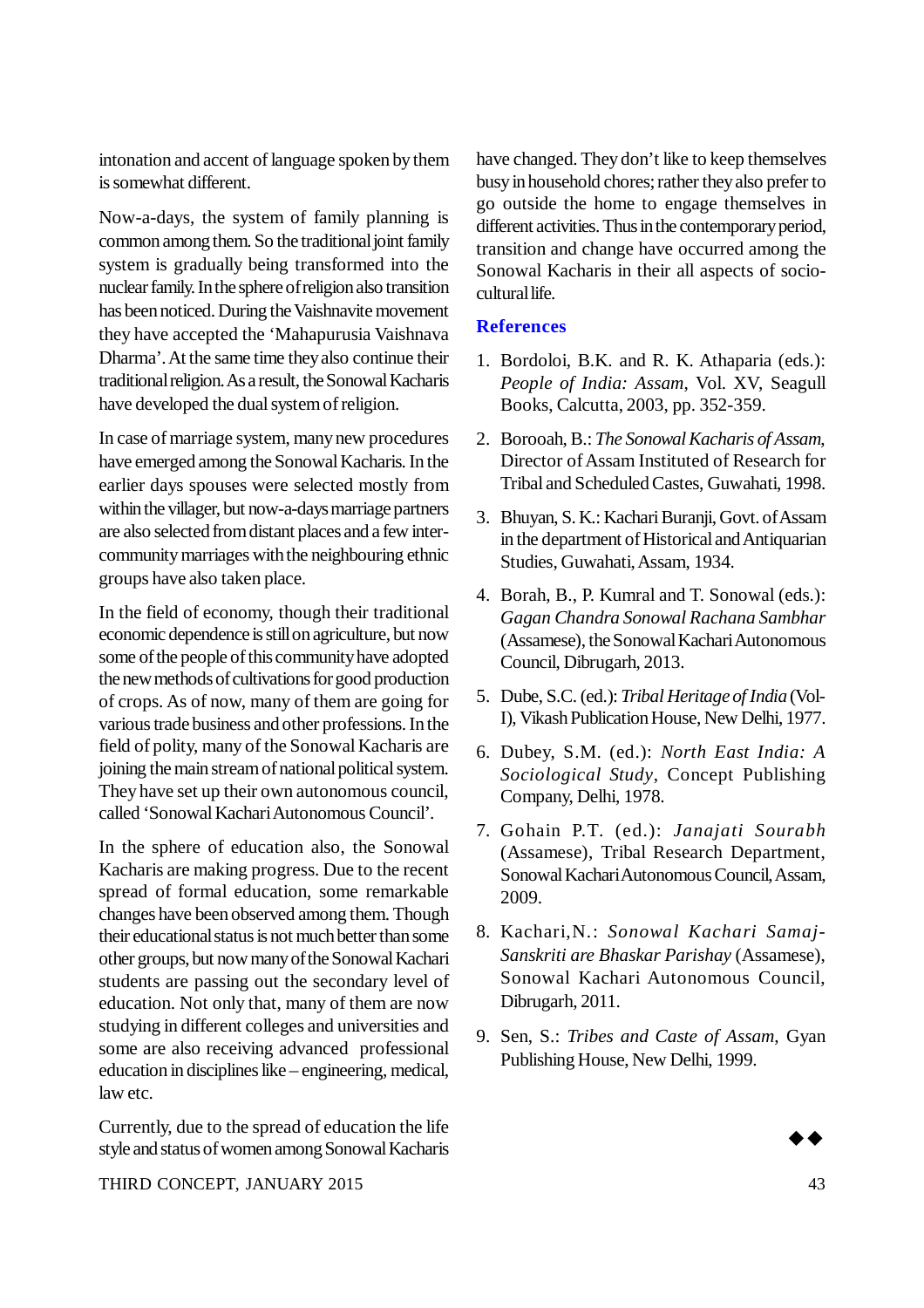intonation and accent of language spoken by them is somewhat different.

Now-a-days, the system of family planning is common among them. So the traditional joint family system is gradually being transformed into the nuclear family. In the sphere of religion also transition has been noticed. During the Vaishnavite movement they have accepted the 'Mahapurusia Vaishnava Dharma'. At the same time they also continue their traditional religion. As a result, the Sonowal Kacharis have developed the dual system of religion.

In case of marriage system, many new procedures have emerged among the Sonowal Kacharis. In the earlier days spouses were selected mostly from within the villager, but now-a-days marriage partners are also selected from distant places and a few inter-community marriages with the neighbouring ethnic groups have also taken place.

In the field of economy, though their traditional economic dependence is still on agriculture, but now some of the people of this community have adopted the new methods of cultivations for good production of crops. As of now, many of them are going for various trade business and other professions. In the field of polity, many of the Sonowal Kacharis are joining the main stream of national political system. They have set up their own autonomous council, called 'Sonowal Kachari Autonomous Council'.

In the sphere of education also, the Sonowal Kacharis are making progress. Due to the recent spread of formal education, some remarkable changes have been observed among them. Though their educational status is not much better than some other groups, but now many of the Sonowal Kachari students are passing out the secondary level of education. Not only that, many of them are now studying in different colleges and universities and some are also receiving advanced professional education in disciplines like – engineering, medical, law etc.

Currently, due to the spread of education the life style and status of women among Sonowal Kacharis have changed. They don't like to keep themselves busy in household chores; rather they also prefer to go outside the home to engage themselves in different activities. Thus in the contemporary period, transition and change have occurred among the Sonowal Kacharis in their all aspects of socio-cultural life.

## References

1. Bordoloi, B.K. and R. K. Athaparia (eds.): *People of India: Assam*, Vol. XV, Seagull Books, Calcutta, 2003, pp. 352-359.
2. Borooah, B.: *The Sonowal Kacharis of Assam*, Director of Assam Instituted of Research for Tribal and Scheduled Castes, Guwahati, 1998.
3. Bhuyan, S. K.: Kachari Buranji, Govt. of Assam in the department of Historical and Antiquarian Studies, Guwahati, Assam, 1934.
4. Borah, B., P. Kumral and T. Sonowal (eds.): *Gagan Chandra Sonowal Rachana Sambhar* (Assamese), the Sonowal Kachari Autonomous Council, Dibrugarh, 2013.
5. Dube, S.C. (ed.): *Tribal Heritage of India* (Vol-I), Vikash Publication House, New Delhi, 1977.
6. Dubey, S.M. (ed.): *North East India: A Sociological Study*, Concept Publishing Company, Delhi, 1978.
7. Gohain P.T. (ed.): *Janajati Sourabh* (Assamese), Tribal Research Department, Sonowal Kachari Autonomous Council, Assam, 2009.
8. Kachari, N.: *Sonowal Kachari Samaj-Sanskriti are Bhaskar Parishay* (Assamese), Sonowal Kachari Autonomous Council, Dibrugarh, 2011.
9. Sen, S.: *Tribes and Caste of Assam*, Gyan Publishing House, New Delhi, 1999.

◆◆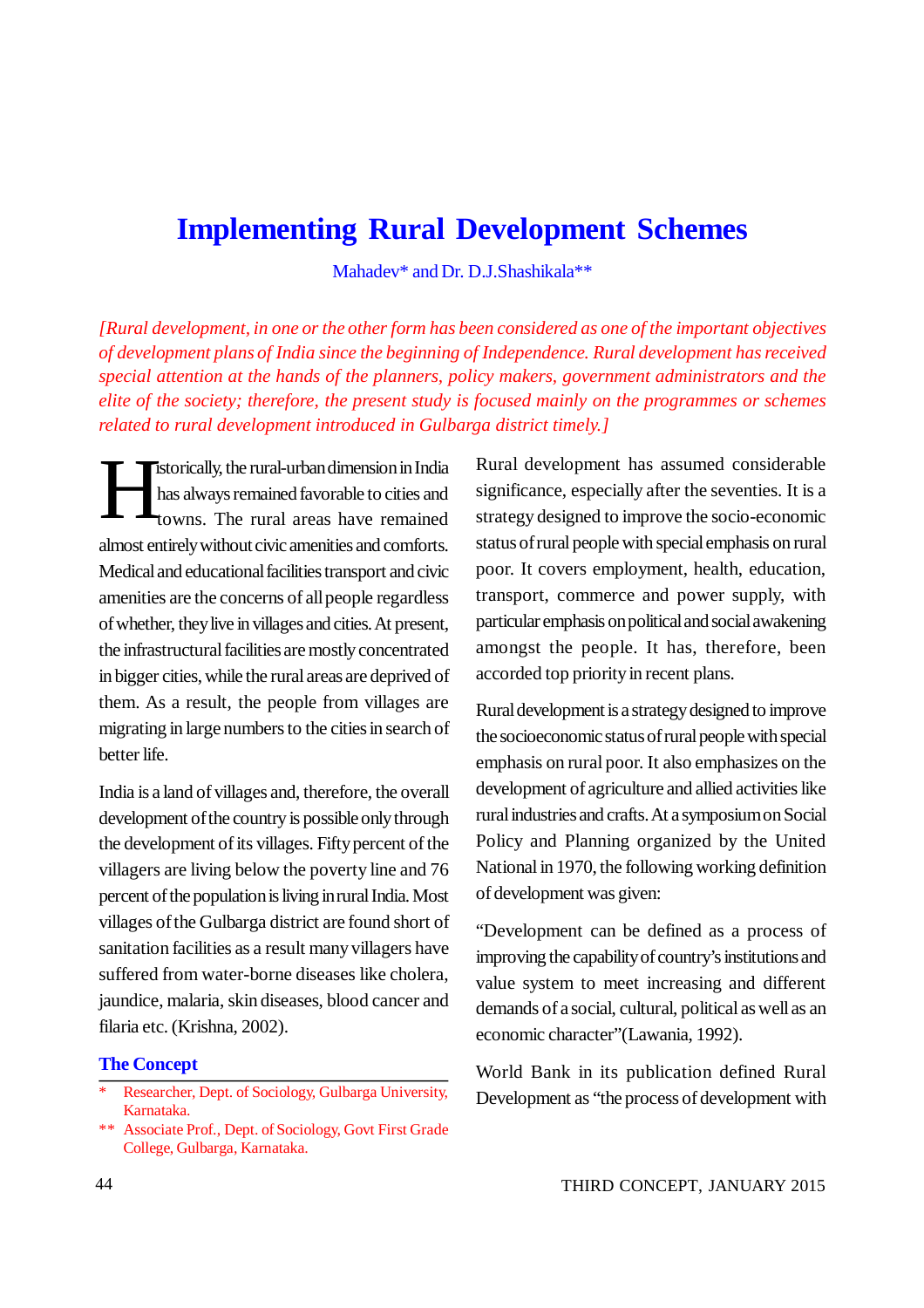# Implementing Rural Development Schemes

Mahadev* and Dr. D.J.Shashikala**

*[Rural development, in one or the other form has been considered as one of the important objectives of development plans of India since the beginning of Independence. Rural development has received special attention at the hands of the planners, policy makers, government administrators and the elite of the society; therefore, the present study is focused mainly on the programmes or schemes related to rural development introduced in Gulbarga district timely.]*

Historically, the rural-urban dimension in India has always remained favorable to cities and towns. The rural areas have remained almost entirely without civic amenities and comforts. Medical and educational facilities transport and civic amenities are the concerns of all people regardless of whether, they live in villages and cities. At present, the infrastructural facilities are mostly concentrated in bigger cities, while the rural areas are deprived of them. As a result, the people from villages are migrating in large numbers to the cities in search of better life.

India is a land of villages and, therefore, the overall development of the country is possible only through the development of its villages. Fifty percent of the villagers are living below the poverty line and 76 percent of the population is living in rural India. Most villages of the Gulbarga district are found short of sanitation facilities as a result many villagers have suffered from water-borne diseases like cholera, jaundice, malaria, skin diseases, blood cancer and filaria etc. (Krishna, 2002).

## The Concept

Rural development has assumed considerable significance, especially after the seventies. It is a strategy designed to improve the socio-economic status of rural people with special emphasis on rural poor. It covers employment, health, education, transport, commerce and power supply, with particular emphasis on political and social awakening amongst the people. It has, therefore, been accorded top priority in recent plans.

Rural development is a strategy designed to improve the socioeconomic status of rural people with special emphasis on rural poor. It also emphasizes on the development of agriculture and allied activities like rural industries and crafts. At a symposium on Social Policy and Planning organized by the United National in 1970, the following working definition of development was given:

"Development can be defined as a process of improving the capability of country's institutions and value system to meet increasing and different demands of a social, cultural, political as well as an economic character"(Lawania, 1992).

World Bank in its publication defined Rural Development as "the process of development with

---

\* Researcher, Dept. of Sociology, Gulbarga University, Karnataka.

\*\* Associate Prof., Dept. of Sociology, Govt First Grade College, Gulbarga, Karnataka.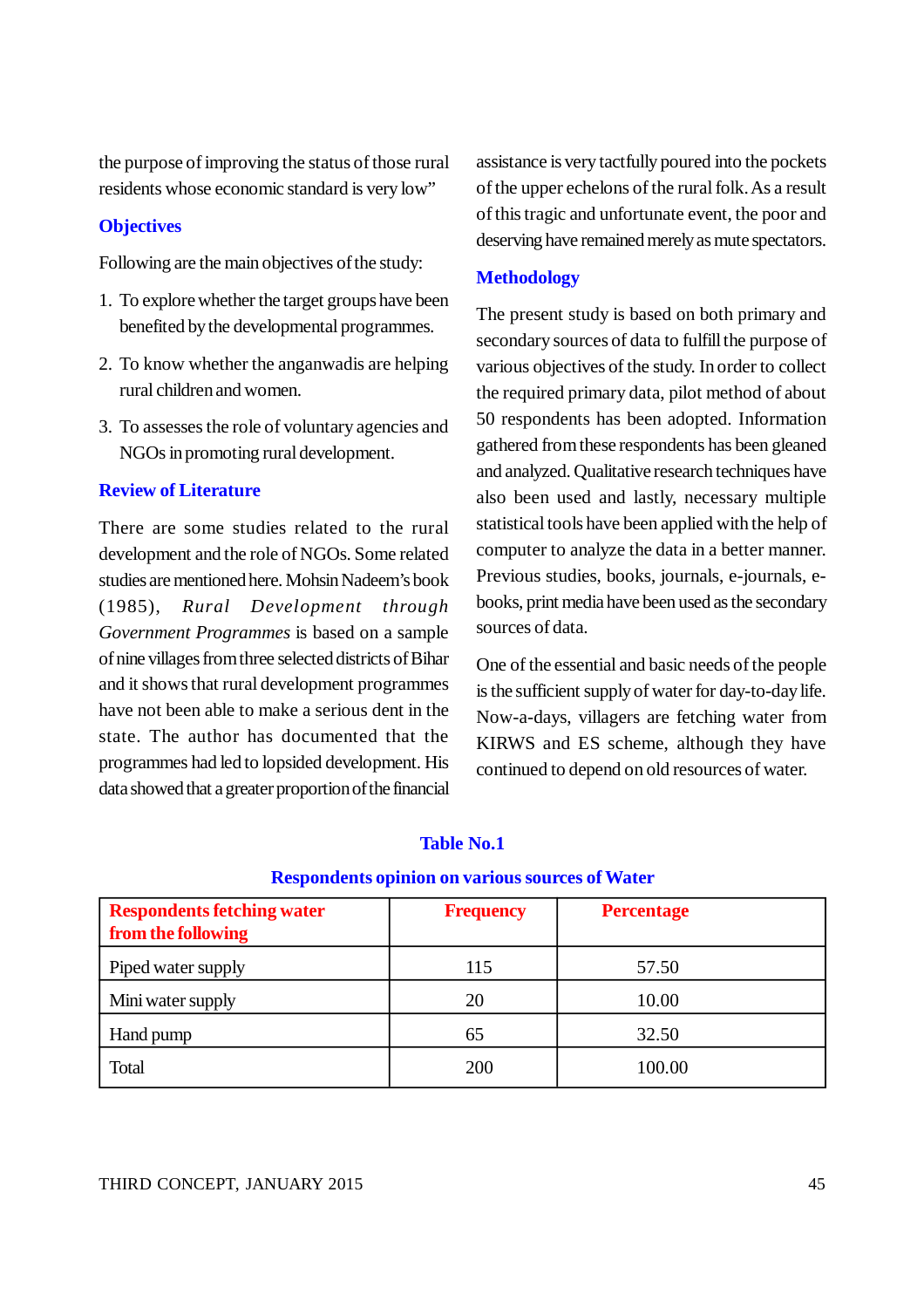the purpose of improving the status of those rural residents whose economic standard is very low"

## Objectives

Following are the main objectives of the study:

1. To explore whether the target groups have been benefited by the developmental programmes.
2. To know whether the anganwadis are helping rural children and women.
3. To assesses the role of voluntary agencies and NGOs in promoting rural development.

## Review of Literature

There are some studies related to the rural development and the role of NGOs. Some related studies are mentioned here. Mohsin Nadeem's book (1985), *Rural Development through Government Programmes* is based on a sample of nine villages from three selected districts of Bihar and it shows that rural development programmes have not been able to make a serious dent in the state. The author has documented that the programmes had led to lopsided development. His data showed that a greater proportion of the financial assistance is very tactfully poured into the pockets of the upper echelons of the rural folk. As a result of this tragic and unfortunate event, the poor and deserving have remained merely as mute spectators.

## Methodology

The present study is based on both primary and secondary sources of data to fulfill the purpose of various objectives of the study. In order to collect the required primary data, pilot method of about 50 respondents has been adopted. Information gathered from these respondents has been gleaned and analyzed. Qualitative research techniques have also been used and lastly, necessary multiple statistical tools have been applied with the help of computer to analyze the data in a better manner. Previous studies, books, journals, e-journals, e-books, print media have been used as the secondary sources of data.

One of the essential and basic needs of the people is the sufficient supply of water for day-to-day life. Now-a-days, villagers are fetching water from KIRWS and ES scheme, although they have continued to depend on old resources of water.

**Table No.1**

**Respondents opinion on various sources of Water**

| Respondents fetching water from the following | Frequency | Percentage |
|---|---|---|
| Piped water supply | 115 | 57.50 |
| Mini water supply | 20 | 10.00 |
| Hand pump | 65 | 32.50 |
| Total | 200 | 100.00 |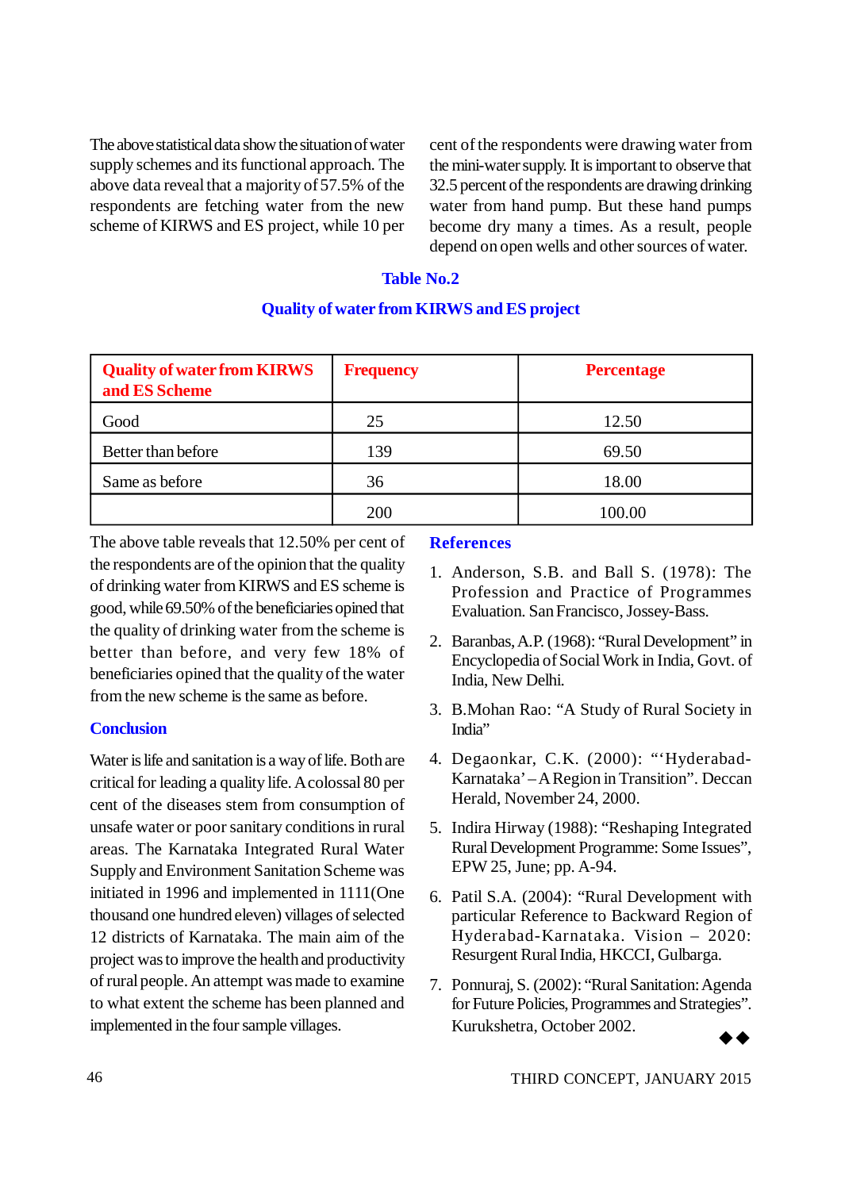The above statistical data show the situation of water supply schemes and its functional approach. The above data reveal that a majority of 57.5% of the respondents are fetching water from the new scheme of KIRWS and ES project, while 10 per cent of the respondents were drawing water from the mini-water supply. It is important to observe that 32.5 percent of the respondents are drawing drinking water from hand pump. But these hand pumps become dry many a times. As a result, people depend on open wells and other sources of water.

### Table No.2

### Quality of water from KIRWS and ES project

| Quality of water from KIRWS and ES Scheme | Frequency | Percentage |
|---|---|---|
| Good | 25 | 12.50 |
| Better than before | 139 | 69.50 |
| Same as before | 36 | 18.00 |
| | 200 | 100.00 |

The above table reveals that 12.50% per cent of the respondents are of the opinion that the quality of drinking water from KIRWS and ES scheme is good, while 69.50% of the beneficiaries opined that the quality of drinking water from the scheme is better than before, and very few 18% of beneficiaries opined that the quality of the water from the new scheme is the same as before.

## Conclusion

Water is life and sanitation is a way of life. Both are critical for leading a quality life. A colossal 80 per cent of the diseases stem from consumption of unsafe water or poor sanitary conditions in rural areas. The Karnataka Integrated Rural Water Supply and Environment Sanitation Scheme was initiated in 1996 and implemented in 1111(One thousand one hundred eleven) villages of selected 12 districts of Karnataka. The main aim of the project was to improve the health and productivity of rural people. An attempt was made to examine to what extent the scheme has been planned and implemented in the four sample villages.

## References

1. Anderson, S.B. and Ball S. (1978): The Profession and Practice of Programmes Evaluation. San Francisco, Jossey-Bass.
2. Baranbas, A.P. (1968): "Rural Development" in Encyclopedia of Social Work in India, Govt. of India, New Delhi.
3. B.Mohan Rao: "A Study of Rural Society in India"
4. Degaonkar, C.K. (2000): "'Hyderabad-Karnataka' – A Region in Transition". Deccan Herald, November 24, 2000.
5. Indira Hirway (1988): "Reshaping Integrated Rural Development Programme: Some Issues", EPW 25, June; pp. A-94.
6. Patil S.A. (2004): "Rural Development with particular Reference to Backward Region of Hyderabad-Karnataka. Vision – 2020: Resurgent Rural India, HKCCI, Gulbarga.
7. Ponnuraj, S. (2002): "Rural Sanitation: Agenda for Future Policies, Programmes and Strategies". Kurukshetra, October 2002.

◆◆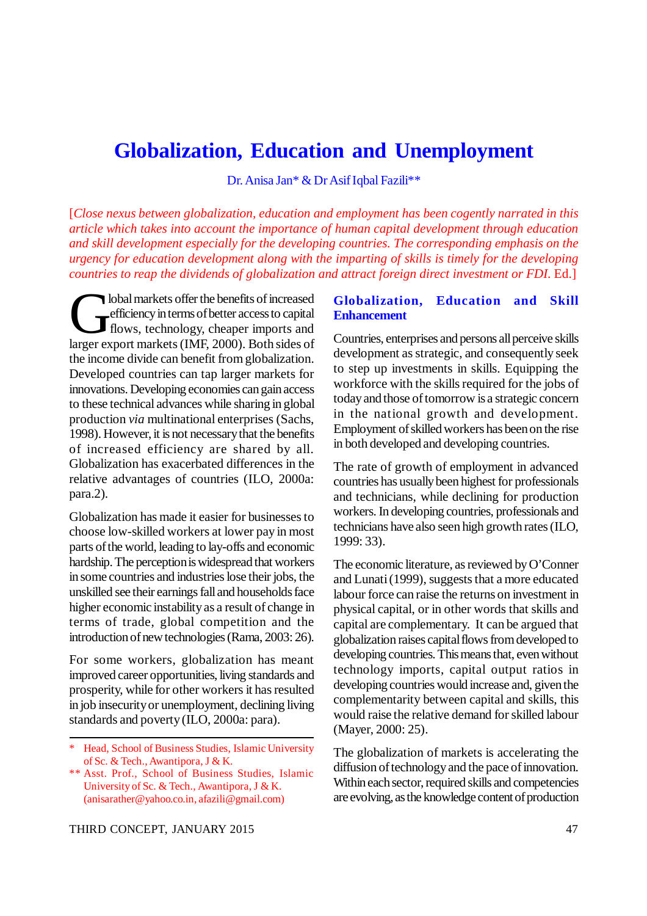# Globalization, Education and Unemployment

Dr. Anisa Jan* & Dr Asif Iqbal Fazili**

[*Close nexus between globalization, education and employment has been cogently narrated in this article which takes into account the importance of human capital development through education and skill development especially for the developing countries. The corresponding emphasis on the urgency for education development along with the imparting of skills is timely for the developing countries to reap the dividends of globalization and attract foreign direct investment or FDI.* Ed.]

Global markets offer the benefits of increased efficiency in terms of better access to capital flows, technology, cheaper imports and larger export markets (IMF, 2000). Both sides of the income divide can benefit from globalization. Developed countries can tap larger markets for innovations. Developing economies can gain access to these technical advances while sharing in global production *via* multinational enterprises (Sachs, 1998). However, it is not necessary that the benefits of increased efficiency are shared by all. Globalization has exacerbated differences in the relative advantages of countries (ILO, 2000a: para.2).

Globalization has made it easier for businesses to choose low-skilled workers at lower pay in most parts of the world, leading to lay-offs and economic hardship. The perception is widespread that workers in some countries and industries lose their jobs, the unskilled see their earnings fall and households face higher economic instability as a result of change in terms of trade, global competition and the introduction of new technologies (Rama, 2003: 26).

For some workers, globalization has meant improved career opportunities, living standards and prosperity, while for other workers it has resulted in job insecurity or unemployment, declining living standards and poverty (ILO, 2000a: para).

\* Head, School of Business Studies, Islamic University of Sc. & Tech., Awantipora, J & K.

** Asst. Prof., School of Business Studies, Islamic University of Sc. & Tech., Awantipora, J & K. (anisarather@yahoo.co.in, afazili@gmail.com)

## Globalization, Education and Skill Enhancement

Countries, enterprises and persons all perceive skills development as strategic, and consequently seek to step up investments in skills. Equipping the workforce with the skills required for the jobs of today and those of tomorrow is a strategic concern in the national growth and development. Employment of skilled workers has been on the rise in both developed and developing countries.

The rate of growth of employment in advanced countries has usually been highest for professionals and technicians, while declining for production workers. In developing countries, professionals and technicians have also seen high growth rates (ILO, 1999: 33).

The economic literature, as reviewed by O'Conner and Lunati (1999), suggests that a more educated labour force can raise the returns on investment in physical capital, or in other words that skills and capital are complementary. It can be argued that globalization raises capital flows from developed to developing countries. This means that, even without technology imports, capital output ratios in developing countries would increase and, given the complementarity between capital and skills, this would raise the relative demand for skilled labour (Mayer, 2000: 25).

The globalization of markets is accelerating the diffusion of technology and the pace of innovation. Within each sector, required skills and competencies are evolving, as the knowledge content of production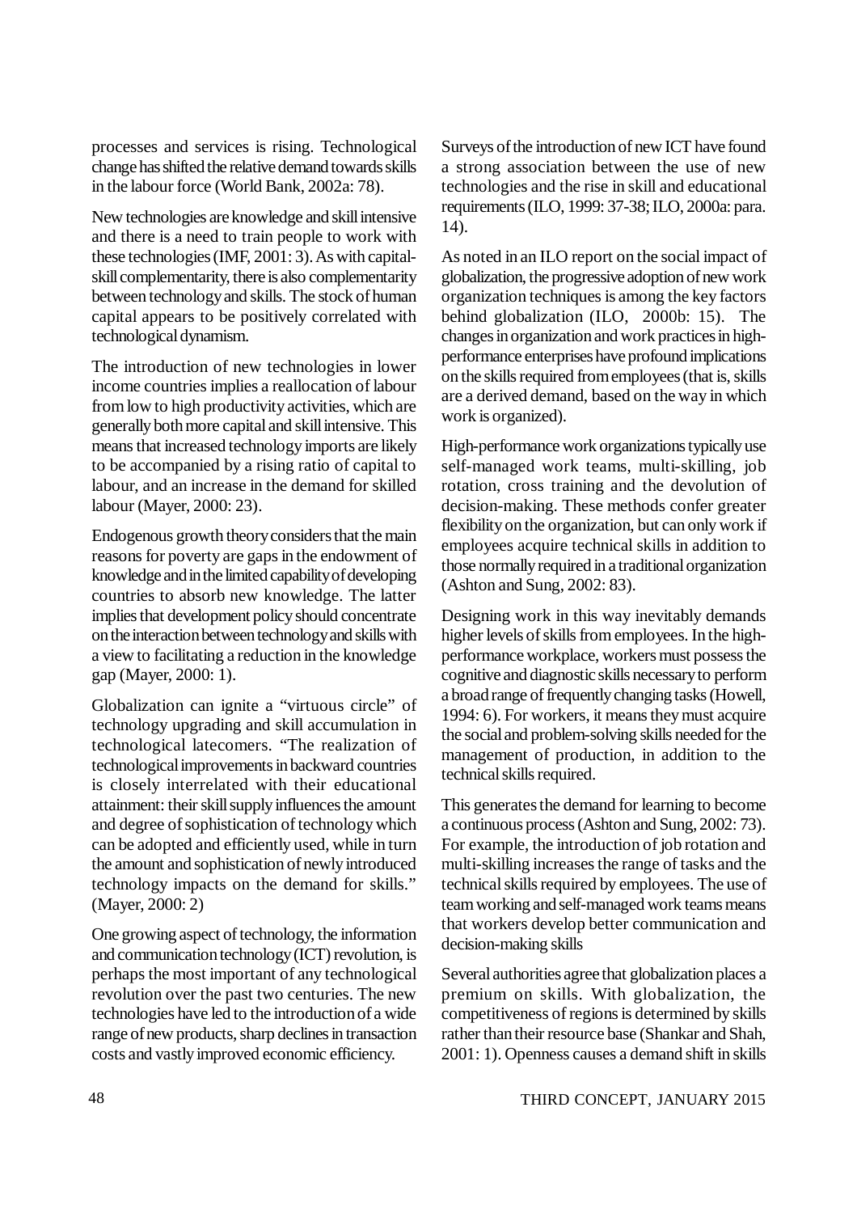processes and services is rising. Technological change has shifted the relative demand towards skills in the labour force (World Bank, 2002a: 78).

New technologies are knowledge and skill intensive and there is a need to train people to work with these technologies (IMF, 2001: 3). As with capital-skill complementarity, there is also complementarity between technology and skills. The stock of human capital appears to be positively correlated with technological dynamism.

The introduction of new technologies in lower income countries implies a reallocation of labour from low to high productivity activities, which are generally both more capital and skill intensive. This means that increased technology imports are likely to be accompanied by a rising ratio of capital to labour, and an increase in the demand for skilled labour (Mayer, 2000: 23).

Endogenous growth theory considers that the main reasons for poverty are gaps in the endowment of knowledge and in the limited capability of developing countries to absorb new knowledge. The latter implies that development policy should concentrate on the interaction between technology and skills with a view to facilitating a reduction in the knowledge gap (Mayer, 2000: 1).

Globalization can ignite a "virtuous circle" of technology upgrading and skill accumulation in technological latecomers. "The realization of technological improvements in backward countries is closely interrelated with their educational attainment: their skill supply influences the amount and degree of sophistication of technology which can be adopted and efficiently used, while in turn the amount and sophistication of newly introduced technology impacts on the demand for skills." (Mayer, 2000: 2)

One growing aspect of technology, the information and communication technology (ICT) revolution, is perhaps the most important of any technological revolution over the past two centuries. The new technologies have led to the introduction of a wide range of new products, sharp declines in transaction costs and vastly improved economic efficiency.

Surveys of the introduction of new ICT have found a strong association between the use of new technologies and the rise in skill and educational requirements (ILO, 1999: 37-38; ILO, 2000a: para. 14).

As noted in an ILO report on the social impact of globalization, the progressive adoption of new work organization techniques is among the key factors behind globalization (ILO, 2000b: 15). The changes in organization and work practices in high-performance enterprises have profound implications on the skills required from employees (that is, skills are a derived demand, based on the way in which work is organized).

High-performance work organizations typically use self-managed work teams, multi-skilling, job rotation, cross training and the devolution of decision-making. These methods confer greater flexibility on the organization, but can only work if employees acquire technical skills in addition to those normally required in a traditional organization (Ashton and Sung, 2002: 83).

Designing work in this way inevitably demands higher levels of skills from employees. In the high-performance workplace, workers must possess the cognitive and diagnostic skills necessary to perform a broad range of frequently changing tasks (Howell, 1994: 6). For workers, it means they must acquire the social and problem-solving skills needed for the management of production, in addition to the technical skills required.

This generates the demand for learning to become a continuous process (Ashton and Sung, 2002: 73). For example, the introduction of job rotation and multi-skilling increases the range of tasks and the technical skills required by employees. The use of team working and self-managed work teams means that workers develop better communication and decision-making skills

Several authorities agree that globalization places a premium on skills. With globalization, the competitiveness of regions is determined by skills rather than their resource base (Shankar and Shah, 2001: 1). Openness causes a demand shift in skills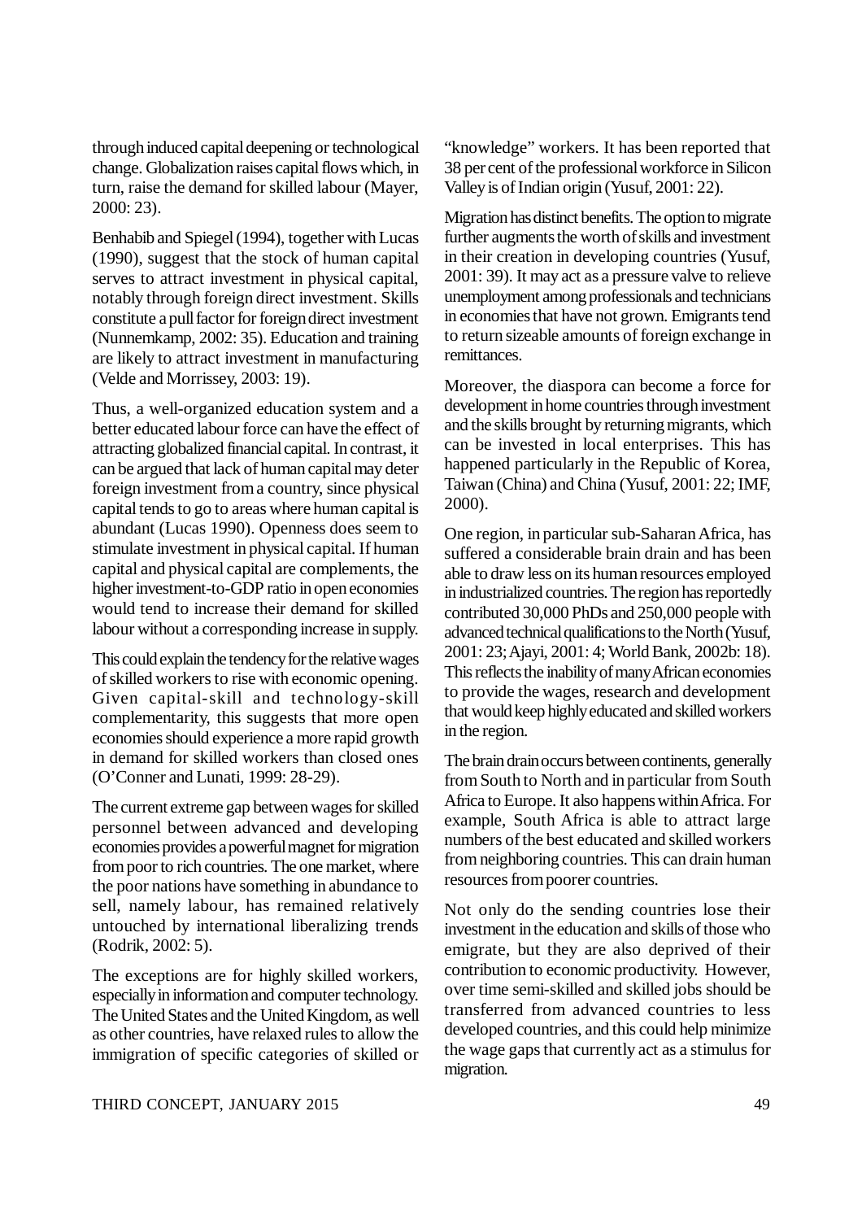through induced capital deepening or technological change. Globalization raises capital flows which, in turn, raise the demand for skilled labour (Mayer, 2000: 23).

Benhabib and Spiegel (1994), together with Lucas (1990), suggest that the stock of human capital serves to attract investment in physical capital, notably through foreign direct investment. Skills constitute a pull factor for foreign direct investment (Nunnemkamp, 2002: 35). Education and training are likely to attract investment in manufacturing (Velde and Morrissey, 2003: 19).

Thus, a well-organized education system and a better educated labour force can have the effect of attracting globalized financial capital. In contrast, it can be argued that lack of human capital may deter foreign investment from a country, since physical capital tends to go to areas where human capital is abundant (Lucas 1990). Openness does seem to stimulate investment in physical capital. If human capital and physical capital are complements, the higher investment-to-GDP ratio in open economies would tend to increase their demand for skilled labour without a corresponding increase in supply.

This could explain the tendency for the relative wages of skilled workers to rise with economic opening. Given capital-skill and technology-skill complementarity, this suggests that more open economies should experience a more rapid growth in demand for skilled workers than closed ones (O'Conner and Lunati, 1999: 28-29).

The current extreme gap between wages for skilled personnel between advanced and developing economies provides a powerful magnet for migration from poor to rich countries. The one market, where the poor nations have something in abundance to sell, namely labour, has remained relatively untouched by international liberalizing trends (Rodrik, 2002: 5).

The exceptions are for highly skilled workers, especially in information and computer technology. The United States and the United Kingdom, as well as other countries, have relaxed rules to allow the immigration of specific categories of skilled or "knowledge" workers. It has been reported that 38 per cent of the professional workforce in Silicon Valley is of Indian origin (Yusuf, 2001: 22).

Migration has distinct benefits. The option to migrate further augments the worth of skills and investment in their creation in developing countries (Yusuf, 2001: 39). It may act as a pressure valve to relieve unemployment among professionals and technicians in economies that have not grown. Emigrants tend to return sizeable amounts of foreign exchange in remittances.

Moreover, the diaspora can become a force for development in home countries through investment and the skills brought by returning migrants, which can be invested in local enterprises. This has happened particularly in the Republic of Korea, Taiwan (China) and China (Yusuf, 2001: 22; IMF, 2000).

One region, in particular sub-Saharan Africa, has suffered a considerable brain drain and has been able to draw less on its human resources employed in industrialized countries. The region has reportedly contributed 30,000 PhDs and 250,000 people with advanced technical qualifications to the North (Yusuf, 2001: 23; Ajayi, 2001: 4; World Bank, 2002b: 18). This reflects the inability of many African economies to provide the wages, research and development that would keep highly educated and skilled workers in the region.

The brain drain occurs between continents, generally from South to North and in particular from South Africa to Europe. It also happens within Africa. For example, South Africa is able to attract large numbers of the best educated and skilled workers from neighboring countries. This can drain human resources from poorer countries.

Not only do the sending countries lose their investment in the education and skills of those who emigrate, but they are also deprived of their contribution to economic productivity. However, over time semi-skilled and skilled jobs should be transferred from advanced countries to less developed countries, and this could help minimize the wage gaps that currently act as a stimulus for migration.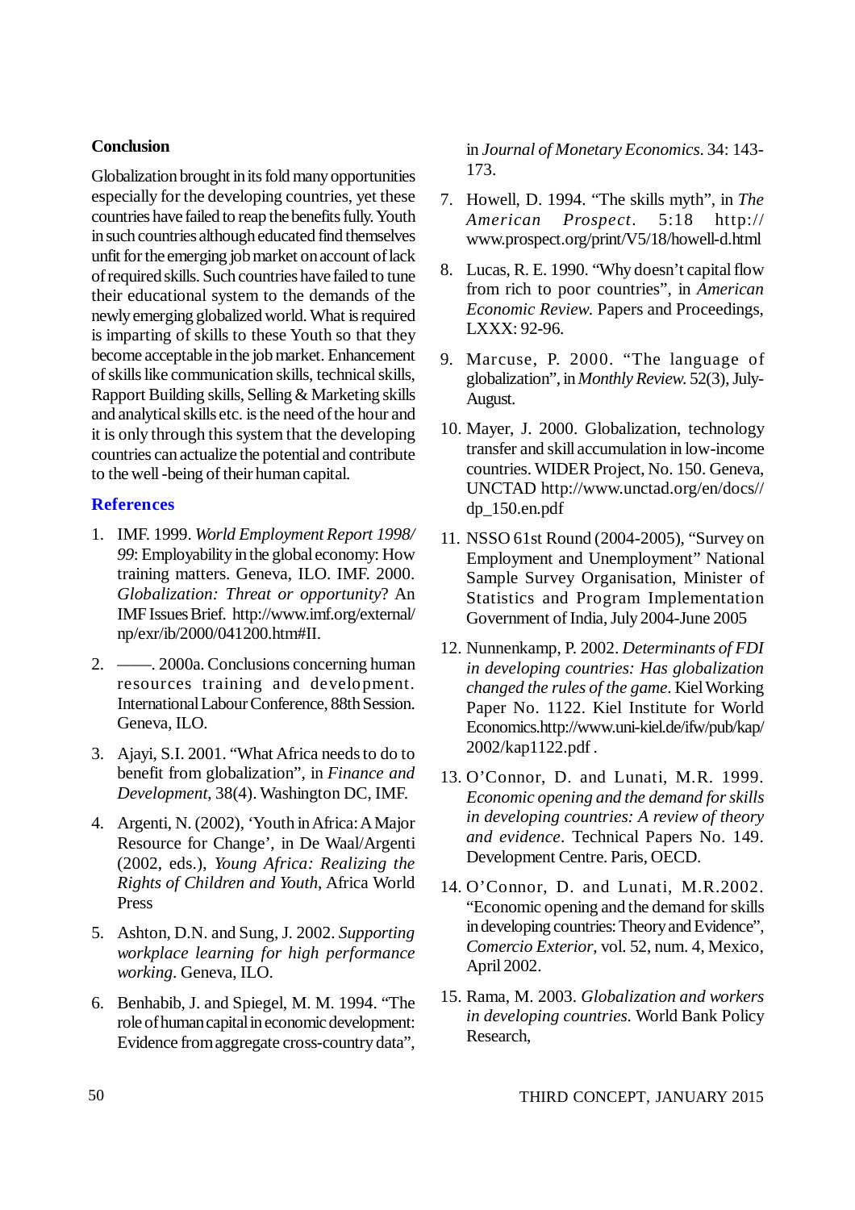## Conclusion

Globalization brought in its fold many opportunities especially for the developing countries, yet these countries have failed to reap the benefits fully. Youth in such countries although educated find themselves unfit for the emerging job market on account of lack of required skills. Such countries have failed to tune their educational system to the demands of the newly emerging globalized world. What is required is imparting of skills to these Youth so that they become acceptable in the job market. Enhancement of skills like communication skills, technical skills, Rapport Building skills, Selling & Marketing skills and analytical skills etc. is the need of the hour and it is only through this system that the developing countries can actualize the potential and contribute to the well -being of their human capital.

## References

1. IMF. 1999. *World Employment Report 1998/ 99*: Employability in the global economy: How training matters. Geneva, ILO. IMF. 2000. *Globalization: Threat or opportunity*? An IMF Issues Brief. http://www.imf.org/external/ np/exr/ib/2000/041200.htm#II.
2. ——. 2000a. Conclusions concerning human resources training and development. International Labour Conference, 88th Session. Geneva, ILO.
3. Ajayi, S.I. 2001. "What Africa needs to do to benefit from globalization", in *Finance and Development*, 38(4). Washington DC, IMF.
4. Argenti, N. (2002), 'Youth in Africa: A Major Resource for Change', in De Waal/Argenti (2002, eds.), *Young Africa: Realizing the Rights of Children and Youth*, Africa World Press
5. Ashton, D.N. and Sung, J. 2002. *Supporting workplace learning for high performance working*. Geneva, ILO.
6. Benhabib, J. and Spiegel, M. M. 1994. "The role of human capital in economic development: Evidence from aggregate cross-country data", in *Journal of Monetary Economics*. 34: 143-173.
7. Howell, D. 1994. "The skills myth", in *The American Prospect*. 5:18 http:// www.prospect.org/print/V5/18/howell-d.html
8. Lucas, R. E. 1990. "Why doesn't capital flow from rich to poor countries", in *American Economic Review*. Papers and Proceedings, LXXX: 92-96.
9. Marcuse, P. 2000. "The language of globalization", in *Monthly Review*. 52(3), July-August.
10. Mayer, J. 2000. Globalization, technology transfer and skill accumulation in low-income countries. WIDER Project, No. 150. Geneva, UNCTAD http://www.unctad.org/en/docs// dp_150.en.pdf
11. NSSO 61st Round (2004-2005), "Survey on Employment and Unemployment" National Sample Survey Organisation, Minister of Statistics and Program Implementation Government of India, July 2004-June 2005
12. Nunnenkamp, P. 2002. *Determinants of FDI in developing countries: Has globalization changed the rules of the game*. Kiel Working Paper No. 1122. Kiel Institute for World Economics.http://www.uni-kiel.de/ifw/pub/kap/ 2002/kap1122.pdf .
13. O'Connor, D. and Lunati, M.R. 1999. *Economic opening and the demand for skills in developing countries: A review of theory and evidence*. Technical Papers No. 149. Development Centre. Paris, OECD.
14. O'Connor, D. and Lunati, M.R.2002. "Economic opening and the demand for skills in developing countries: Theory and Evidence", *Comercio Exterior*, vol. 52, num. 4, Mexico, April 2002.
15. Rama, M. 2003. *Globalization and workers in developing countries*. World Bank Policy Research,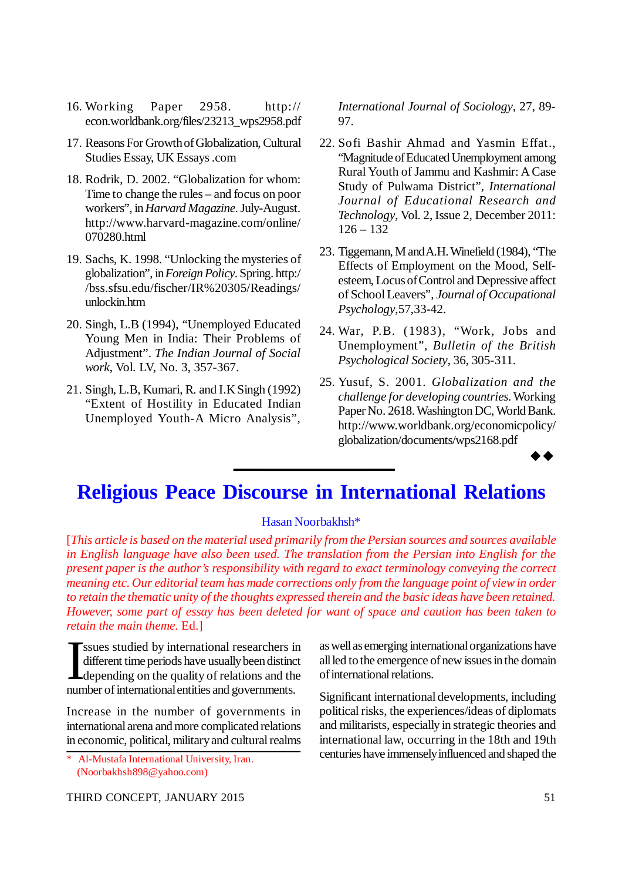16. Working Paper 2958. http://econ.worldbank.org/files/23213_wps2958.pdf

17. Reasons For Growth of Globalization, Cultural Studies Essay, UK Essays .com

18. Rodrik, D. 2002. "Globalization for whom: Time to change the rules – and focus on poor workers", in *Harvard Magazine*. July-August. http://www.harvard-magazine.com/online/070280.html

19. Sachs, K. 1998. "Unlocking the mysteries of globalization", in *Foreign Policy*. Spring. http://bss.sfsu.edu/fischer/IR%20305/Readings/unlockin.htm

20. Singh, L.B (1994), "Unemployed Educated Young Men in India: Their Problems of Adjustment". *The Indian Journal of Social work*, Vol. LV, No. 3, 357-367.

21. Singh, L.B, Kumari, R. and I.K Singh (1992) "Extent of Hostility in Educated Indian Unemployed Youth-A Micro Analysis", *International Journal of Sociology*, 27, 89-97.

22. Sofi Bashir Ahmad and Yasmin Effat., "Magnitude of Educated Unemployment among Rural Youth of Jammu and Kashmir: A Case Study of Pulwama District", *International Journal of Educational Research and Technology*, Vol. 2, Issue 2, December 2011: 126 – 132

23. Tiggemann, M and A.H. Winefield (1984), "The Effects of Employment on the Mood, Self-esteem, Locus of Control and Depressive affect of School Leavers", *Journal of Occupational Psychology*,57,33-42.

24. War, P.B. (1983), "Work, Jobs and Unemployment", *Bulletin of the British Psychological Society*, 36, 305-311.

25. Yusuf, S. 2001. *Globalization and the challenge for developing countries.* Working Paper No. 2618. Washington DC, World Bank. http://www.worldbank.org/economicpolicy/globalization/documents/wps2168.pdf

◆◆

# Religious Peace Discourse in International Relations

Hasan Noorbakhsh*

[*This article is based on the material used primarily from the Persian sources and sources available in English language have also been used. The translation from the Persian into English for the present paper is the author's responsibility with regard to exact terminology conveying the correct meaning etc. Our editorial team has made corrections only from the language point of view in order to retain the thematic unity of the thoughts expressed therein and the basic ideas have been retained. However, some part of essay has been deleted for want of space and caution has been taken to retain the main theme.* Ed.]

Issues studied by international researchers in different time periods have usually been distinct depending on the quality of relations and the number of international entities and governments.

Increase in the number of governments in international arena and more complicated relations in economic, political, military and cultural realms as well as emerging international organizations have all led to the emergence of new issues in the domain of international relations.

Significant international developments, including political risks, the experiences/ideas of diplomats and militarists, especially in strategic theories and international law, occurring in the 18th and 19th centuries have immensely influenced and shaped the

\* Al-Mustafa International University, Iran. (Noorbakhsh898@yahoo.com)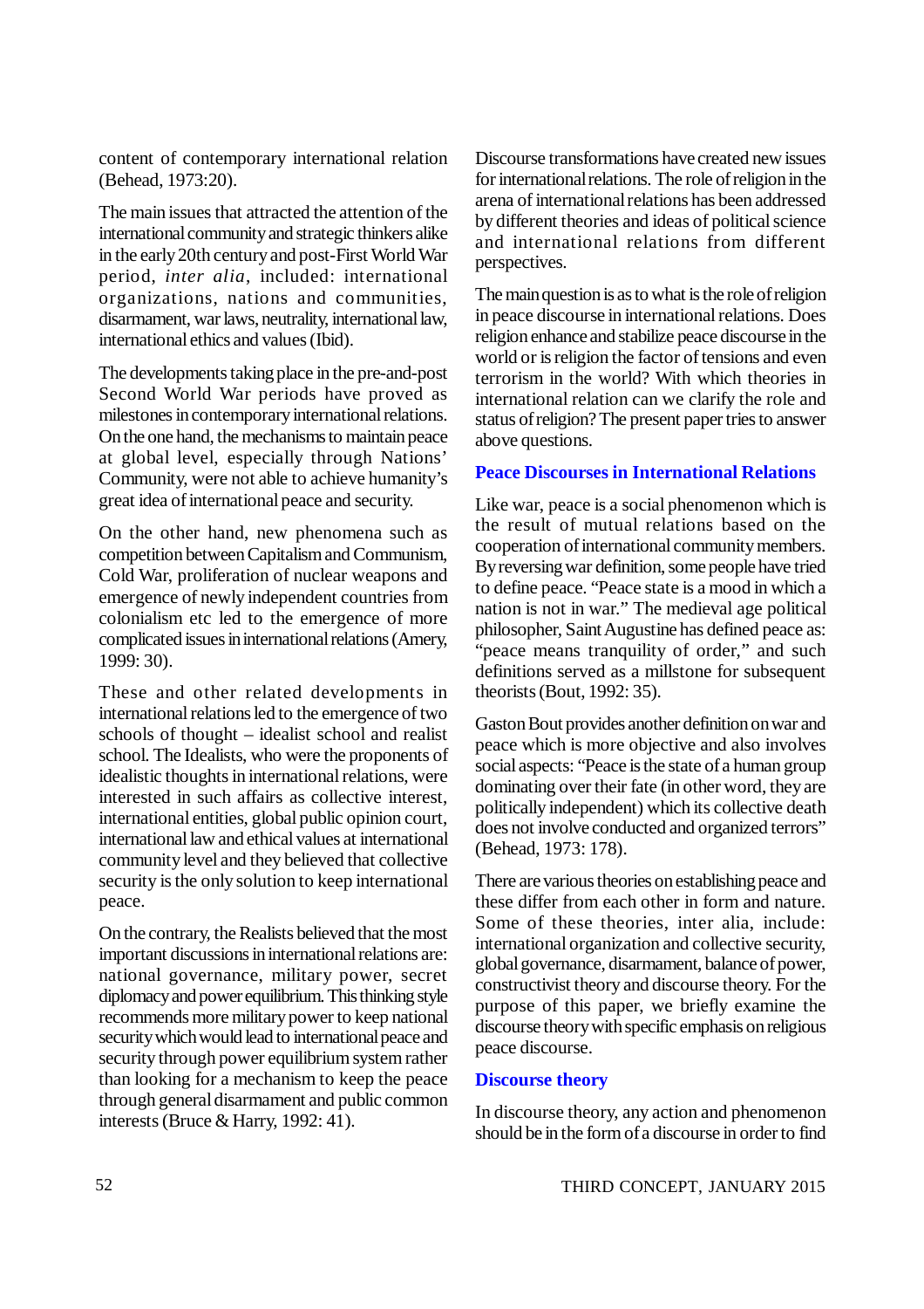content of contemporary international relation (Behead, 1973:20).

The main issues that attracted the attention of the international community and strategic thinkers alike in the early 20th century and post-First World War period, *inter alia*, included: international organizations, nations and communities, disarmament, war laws, neutrality, international law, international ethics and values (Ibid).

The developments taking place in the pre-and-post Second World War periods have proved as milestones in contemporary international relations. On the one hand, the mechanisms to maintain peace at global level, especially through Nations' Community, were not able to achieve humanity's great idea of international peace and security.

On the other hand, new phenomena such as competition between Capitalism and Communism, Cold War, proliferation of nuclear weapons and emergence of newly independent countries from colonialism etc led to the emergence of more complicated issues in international relations (Amery, 1999: 30).

These and other related developments in international relations led to the emergence of two schools of thought – idealist school and realist school. The Idealists, who were the proponents of idealistic thoughts in international relations, were interested in such affairs as collective interest, international entities, global public opinion court, international law and ethical values at international community level and they believed that collective security is the only solution to keep international peace.

On the contrary, the Realists believed that the most important discussions in international relations are: national governance, military power, secret diplomacy and power equilibrium. This thinking style recommends more military power to keep national security which would lead to international peace and security through power equilibrium system rather than looking for a mechanism to keep the peace through general disarmament and public common interests (Bruce & Harry, 1992: 41).

Discourse transformations have created new issues for international relations. The role of religion in the arena of international relations has been addressed by different theories and ideas of political science and international relations from different perspectives.

The main question is as to what is the role of religion in peace discourse in international relations. Does religion enhance and stabilize peace discourse in the world or is religion the factor of tensions and even terrorism in the world? With which theories in international relation can we clarify the role and status of religion? The present paper tries to answer above questions.

## Peace Discourses in International Relations

Like war, peace is a social phenomenon which is the result of mutual relations based on the cooperation of international community members. By reversing war definition, some people have tried to define peace. "Peace state is a mood in which a nation is not in war." The medieval age political philosopher, Saint Augustine has defined peace as: "peace means tranquility of order," and such definitions served as a millstone for subsequent theorists (Bout, 1992: 35).

Gaston Bout provides another definition on war and peace which is more objective and also involves social aspects: "Peace is the state of a human group dominating over their fate (in other word, they are politically independent) which its collective death does not involve conducted and organized terrors" (Behead, 1973: 178).

There are various theories on establishing peace and these differ from each other in form and nature. Some of these theories, inter alia, include: international organization and collective security, global governance, disarmament, balance of power, constructivist theory and discourse theory. For the purpose of this paper, we briefly examine the discourse theory with specific emphasis on religious peace discourse.

## Discourse theory

In discourse theory, any action and phenomenon should be in the form of a discourse in order to find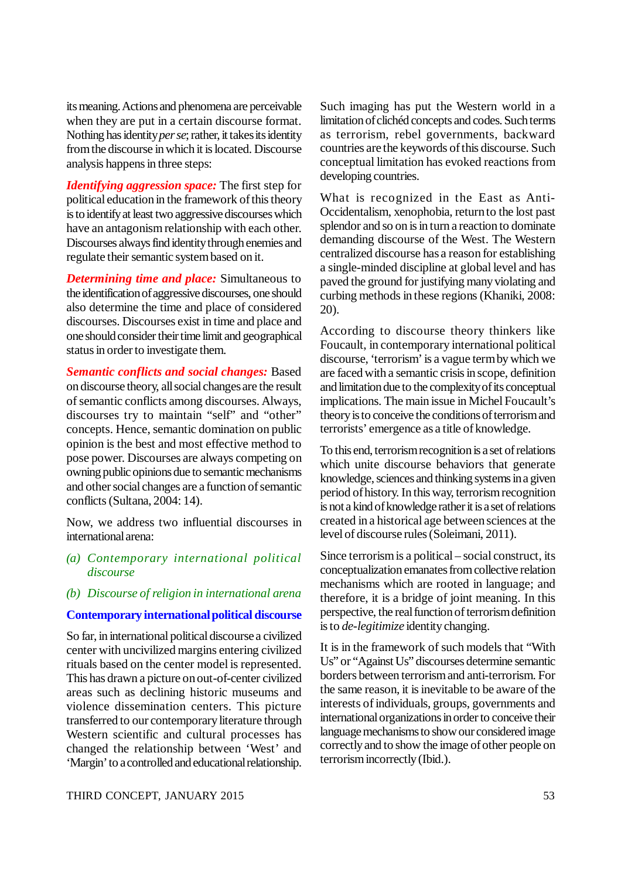its meaning. Actions and phenomena are perceivable when they are put in a certain discourse format. Nothing has identity *per se*; rather, it takes its identity from the discourse in which it is located. Discourse analysis happens in three steps:

***Identifying aggression space:*** The first step for political education in the framework of this theory is to identify at least two aggressive discourses which have an antagonism relationship with each other. Discourses always find identity through enemies and regulate their semantic system based on it.

***Determining time and place:*** Simultaneous to the identification of aggressive discourses, one should also determine the time and place of considered discourses. Discourses exist in time and place and one should consider their time limit and geographical status in order to investigate them.

***Semantic conflicts and social changes:*** Based on discourse theory, all social changes are the result of semantic conflicts among discourses. Always, discourses try to maintain "self" and "other" concepts. Hence, semantic domination on public opinion is the best and most effective method to pose power. Discourses are always competing on owning public opinions due to semantic mechanisms and other social changes are a function of semantic conflicts (Sultana, 2004: 14).

Now, we address two influential discourses in international arena:

*(a) Contemporary international political discourse*

*(b) Discourse of religion in international arena*

## Contemporary international political discourse

So far, in international political discourse a civilized center with uncivilized margins entering civilized rituals based on the center model is represented. This has drawn a picture on out-of-center civilized areas such as declining historic museums and violence dissemination centers. This picture transferred to our contemporary literature through Western scientific and cultural processes has changed the relationship between 'West' and 'Margin' to a controlled and educational relationship. Such imaging has put the Western world in a limitation of clichéd concepts and codes. Such terms as terrorism, rebel governments, backward countries are the keywords of this discourse. Such conceptual limitation has evoked reactions from developing countries.

What is recognized in the East as Anti-Occidentalism, xenophobia, return to the lost past splendor and so on is in turn a reaction to dominate demanding discourse of the West. The Western centralized discourse has a reason for establishing a single-minded discipline at global level and has paved the ground for justifying many violating and curbing methods in these regions (Khaniki, 2008: 20).

According to discourse theory thinkers like Foucault, in contemporary international political discourse, 'terrorism' is a vague term by which we are faced with a semantic crisis in scope, definition and limitation due to the complexity of its conceptual implications. The main issue in Michel Foucault's theory is to conceive the conditions of terrorism and terrorists' emergence as a title of knowledge.

To this end, terrorism recognition is a set of relations which unite discourse behaviors that generate knowledge, sciences and thinking systems in a given period of history. In this way, terrorism recognition is not a kind of knowledge rather it is a set of relations created in a historical age between sciences at the level of discourse rules (Soleimani, 2011).

Since terrorism is a political – social construct, its conceptualization emanates from collective relation mechanisms which are rooted in language; and therefore, it is a bridge of joint meaning. In this perspective, the real function of terrorism definition is to *de-legitimize* identity changing.

It is in the framework of such models that "With Us" or "Against Us" discourses determine semantic borders between terrorism and anti-terrorism. For the same reason, it is inevitable to be aware of the interests of individuals, groups, governments and international organizations in order to conceive their language mechanisms to show our considered image correctly and to show the image of other people on terrorism incorrectly (Ibid.).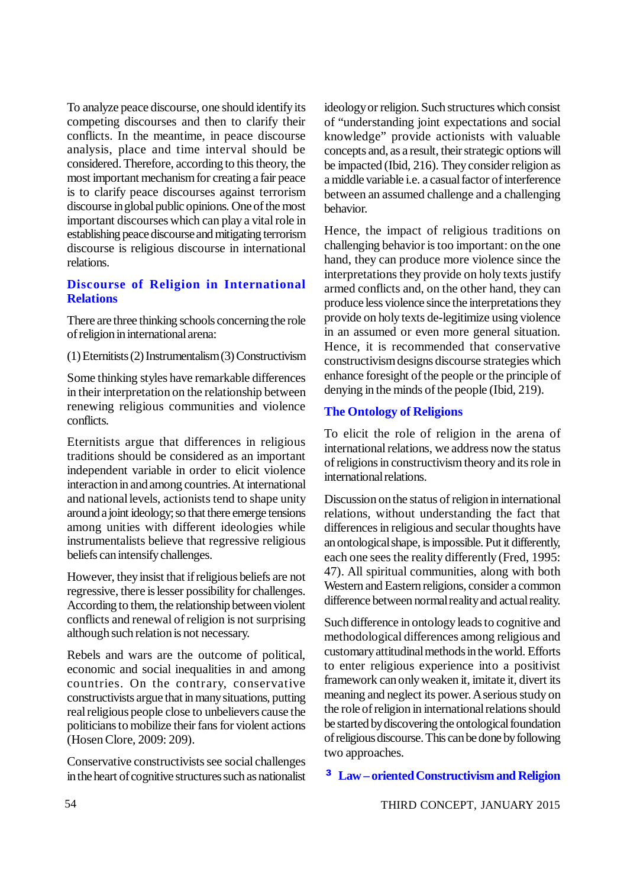To analyze peace discourse, one should identify its competing discourses and then to clarify their conflicts. In the meantime, in peace discourse analysis, place and time interval should be considered. Therefore, according to this theory, the most important mechanism for creating a fair peace is to clarify peace discourses against terrorism discourse in global public opinions. One of the most important discourses which can play a vital role in establishing peace discourse and mitigating terrorism discourse is religious discourse in international relations.

## Discourse of Religion in International Relations

There are three thinking schools concerning the role of religion in international arena:

(1) Eternitists (2) Instrumentalism (3) Constructivism

Some thinking styles have remarkable differences in their interpretation on the relationship between renewing religious communities and violence conflicts.

Eternitists argue that differences in religious traditions should be considered as an important independent variable in order to elicit violence interaction in and among countries. At international and national levels, actionists tend to shape unity around a joint ideology; so that there emerge tensions among unities with different ideologies while instrumentalists believe that regressive religious beliefs can intensify challenges.

However, they insist that if religious beliefs are not regressive, there is lesser possibility for challenges. According to them, the relationship between violent conflicts and renewal of religion is not surprising although such relation is not necessary.

Rebels and wars are the outcome of political, economic and social inequalities in and among countries. On the contrary, conservative constructivists argue that in many situations, putting real religious people close to unbelievers cause the politicians to mobilize their fans for violent actions (Hosen Clore, 2009: 209).

Conservative constructivists see social challenges in the heart of cognitive structures such as nationalist ideology or religion. Such structures which consist of "understanding joint expectations and social knowledge" provide actionists with valuable concepts and, as a result, their strategic options will be impacted (Ibid, 216). They consider religion as a middle variable i.e. a casual factor of interference between an assumed challenge and a challenging behavior.

Hence, the impact of religious traditions on challenging behavior is too important: on the one hand, they can produce more violence since the interpretations they provide on holy texts justify armed conflicts and, on the other hand, they can produce less violence since the interpretations they provide on holy texts de-legitimize using violence in an assumed or even more general situation. Hence, it is recommended that conservative constructivism designs discourse strategies which enhance foresight of the people or the principle of denying in the minds of the people (Ibid, 219).

## The Ontology of Religions

To elicit the role of religion in the arena of international relations, we address now the status of religions in constructivism theory and its role in international relations.

Discussion on the status of religion in international relations, without understanding the fact that differences in religious and secular thoughts have an ontological shape, is impossible. Put it differently, each one sees the reality differently (Fred, 1995: 47). All spiritual communities, along with both Western and Eastern religions, consider a common difference between normal reality and actual reality.

Such difference in ontology leads to cognitive and methodological differences among religious and customary attitudinal methods in the world. Efforts to enter religious experience into a positivist framework can only weaken it, imitate it, divert its meaning and neglect its power. A serious study on the role of religion in international relations should be started by discovering the ontological foundation of religious discourse. This can be done by following two approaches.

### 3 Law – oriented Constructivism and Religion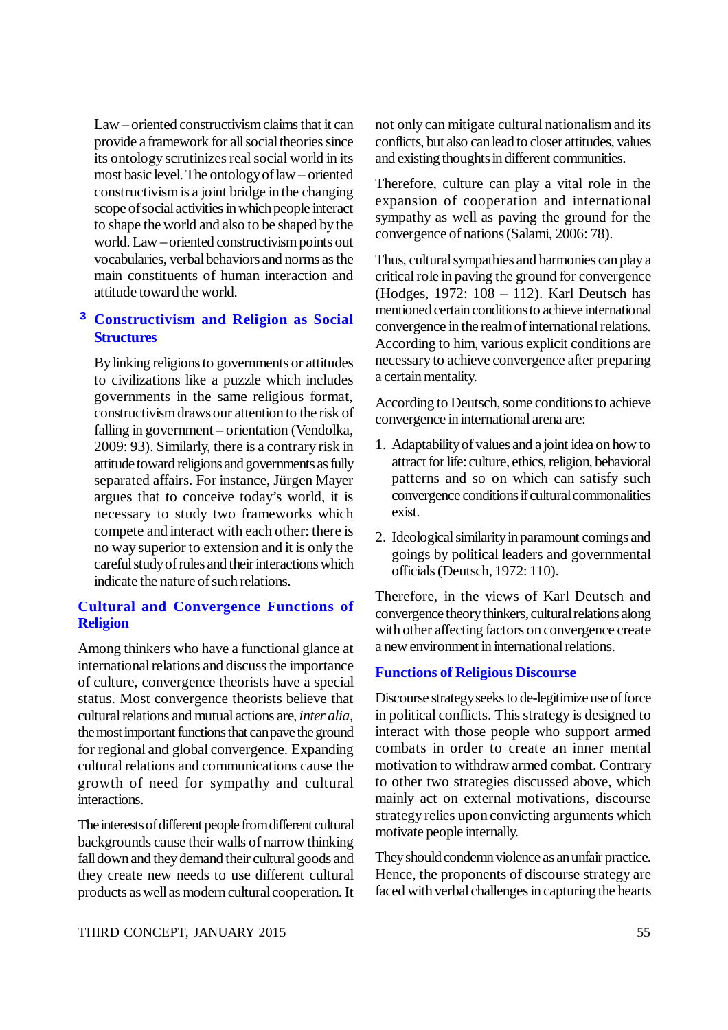Law – oriented constructivism claims that it can provide a framework for all social theories since its ontology scrutinizes real social world in its most basic level. The ontology of law – oriented constructivism is a joint bridge in the changing scope of social activities in which people interact to shape the world and also to be shaped by the world. Law – oriented constructivism points out vocabularies, verbal behaviors and norms as the main constituents of human interaction and attitude toward the world.

### ³ Constructivism and Religion as Social Structures

By linking religions to governments or attitudes to civilizations like a puzzle which includes governments in the same religious format, constructivism draws our attention to the risk of falling in government – orientation (Vendolka, 2009: 93). Similarly, there is a contrary risk in attitude toward religions and governments as fully separated affairs. For instance, Jürgen Mayer argues that to conceive today's world, it is necessary to study two frameworks which compete and interact with each other: there is no way superior to extension and it is only the careful study of rules and their interactions which indicate the nature of such relations.

### Cultural and Convergence Functions of Religion

Among thinkers who have a functional glance at international relations and discuss the importance of culture, convergence theorists have a special status. Most convergence theorists believe that cultural relations and mutual actions are, *inter alia*, the most important functions that can pave the ground for regional and global convergence. Expanding cultural relations and communications cause the growth of need for sympathy and cultural interactions.

The interests of different people from different cultural backgrounds cause their walls of narrow thinking fall down and they demand their cultural goods and they create new needs to use different cultural products as well as modern cultural cooperation. It not only can mitigate cultural nationalism and its conflicts, but also can lead to closer attitudes, values and existing thoughts in different communities.

Therefore, culture can play a vital role in the expansion of cooperation and international sympathy as well as paving the ground for the convergence of nations (Salami, 2006: 78).

Thus, cultural sympathies and harmonies can play a critical role in paving the ground for convergence (Hodges, 1972: 108 – 112). Karl Deutsch has mentioned certain conditions to achieve international convergence in the realm of international relations. According to him, various explicit conditions are necessary to achieve convergence after preparing a certain mentality.

According to Deutsch, some conditions to achieve convergence in international arena are:

1. Adaptability of values and a joint idea on how to attract for life: culture, ethics, religion, behavioral patterns and so on which can satisfy such convergence conditions if cultural commonalities exist.
2. Ideological similarity in paramount comings and goings by political leaders and governmental officials (Deutsch, 1972: 110).

Therefore, in the views of Karl Deutsch and convergence theory thinkers, cultural relations along with other affecting factors on convergence create a new environment in international relations.

### Functions of Religious Discourse

Discourse strategy seeks to de-legitimize use of force in political conflicts. This strategy is designed to interact with those people who support armed combats in order to create an inner mental motivation to withdraw armed combat. Contrary to other two strategies discussed above, which mainly act on external motivations, discourse strategy relies upon convicting arguments which motivate people internally.

They should condemn violence as an unfair practice. Hence, the proponents of discourse strategy are faced with verbal challenges in capturing the hearts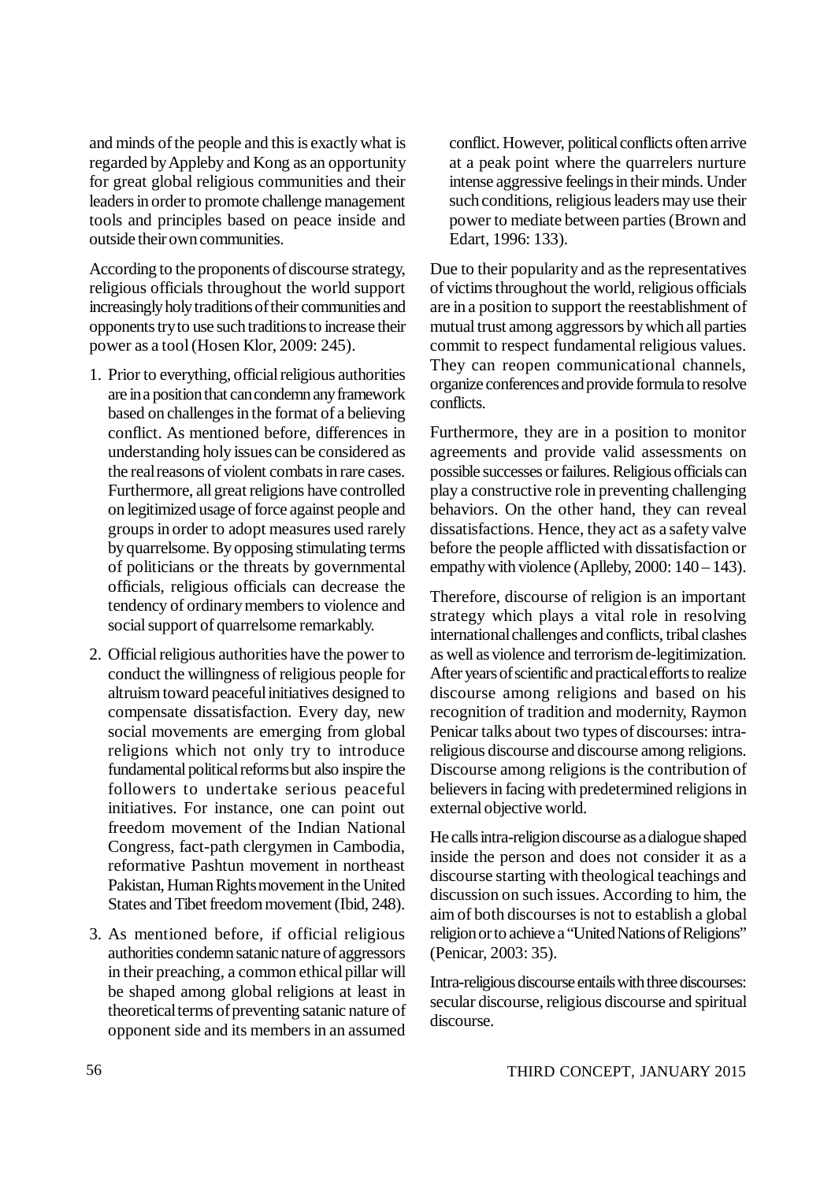and minds of the people and this is exactly what is regarded by Appleby and Kong as an opportunity for great global religious communities and their leaders in order to promote challenge management tools and principles based on peace inside and outside their own communities.

According to the proponents of discourse strategy, religious officials throughout the world support increasingly holy traditions of their communities and opponents try to use such traditions to increase their power as a tool (Hosen Klor, 2009: 245).

1. Prior to everything, official religious authorities are in a position that can condemn any framework based on challenges in the format of a believing conflict. As mentioned before, differences in understanding holy issues can be considered as the real reasons of violent combats in rare cases. Furthermore, all great religions have controlled on legitimized usage of force against people and groups in order to adopt measures used rarely by quarrelsome. By opposing stimulating terms of politicians or the threats by governmental officials, religious officials can decrease the tendency of ordinary members to violence and social support of quarrelsome remarkably.

2. Official religious authorities have the power to conduct the willingness of religious people for altruism toward peaceful initiatives designed to compensate dissatisfaction. Every day, new social movements are emerging from global religions which not only try to introduce fundamental political reforms but also inspire the followers to undertake serious peaceful initiatives. For instance, one can point out freedom movement of the Indian National Congress, fact-path clergymen in Cambodia, reformative Pashtun movement in northeast Pakistan, Human Rights movement in the United States and Tibet freedom movement (Ibid, 248).

3. As mentioned before, if official religious authorities condemn satanic nature of aggressors in their preaching, a common ethical pillar will be shaped among global religions at least in theoretical terms of preventing satanic nature of opponent side and its members in an assumed conflict. However, political conflicts often arrive at a peak point where the quarrelers nurture intense aggressive feelings in their minds. Under such conditions, religious leaders may use their power to mediate between parties (Brown and Edart, 1996: 133).

Due to their popularity and as the representatives of victims throughout the world, religious officials are in a position to support the reestablishment of mutual trust among aggressors by which all parties commit to respect fundamental religious values. They can reopen communicational channels, organize conferences and provide formula to resolve conflicts.

Furthermore, they are in a position to monitor agreements and provide valid assessments on possible successes or failures. Religious officials can play a constructive role in preventing challenging behaviors. On the other hand, they can reveal dissatisfactions. Hence, they act as a safety valve before the people afflicted with dissatisfaction or empathy with violence (Aplleby, 2000: 140 – 143).

Therefore, discourse of religion is an important strategy which plays a vital role in resolving international challenges and conflicts, tribal clashes as well as violence and terrorism de-legitimization. After years of scientific and practical efforts to realize discourse among religions and based on his recognition of tradition and modernity, Raymon Penicar talks about two types of discourses: intra-religious discourse and discourse among religions. Discourse among religions is the contribution of believers in facing with predetermined religions in external objective world.

He calls intra-religion discourse as a dialogue shaped inside the person and does not consider it as a discourse starting with theological teachings and discussion on such issues. According to him, the aim of both discourses is not to establish a global religion or to achieve a "United Nations of Religions" (Penicar, 2003: 35).

Intra-religious discourse entails with three discourses: secular discourse, religious discourse and spiritual discourse.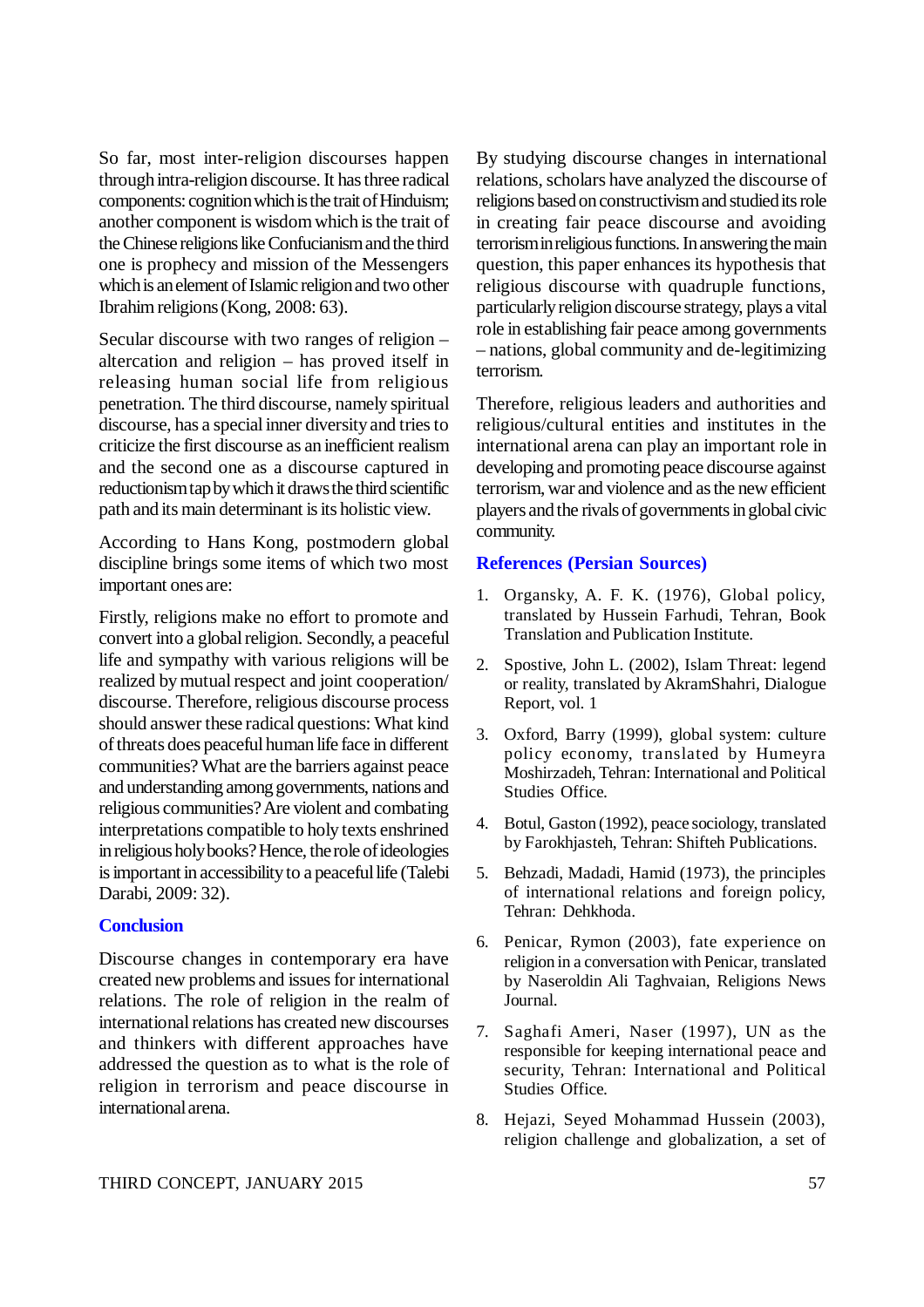So far, most inter-religion discourses happen through intra-religion discourse. It has three radical components: cognition which is the trait of Hinduism; another component is wisdom which is the trait of the Chinese religions like Confucianism and the third one is prophecy and mission of the Messengers which is an element of Islamic religion and two other Ibrahim religions (Kong, 2008: 63).

Secular discourse with two ranges of religion – altercation and religion – has proved itself in releasing human social life from religious penetration. The third discourse, namely spiritual discourse, has a special inner diversity and tries to criticize the first discourse as an inefficient realism and the second one as a discourse captured in reductionism tap by which it draws the third scientific path and its main determinant is its holistic view.

According to Hans Kong, postmodern global discipline brings some items of which two most important ones are:

Firstly, religions make no effort to promote and convert into a global religion. Secondly, a peaceful life and sympathy with various religions will be realized by mutual respect and joint cooperation/ discourse. Therefore, religious discourse process should answer these radical questions: What kind of threats does peaceful human life face in different communities? What are the barriers against peace and understanding among governments, nations and religious communities? Are violent and combating interpretations compatible to holy texts enshrined in religious holy books? Hence, the role of ideologies is important in accessibility to a peaceful life (Talebi Darabi, 2009: 32).

## Conclusion

Discourse changes in contemporary era have created new problems and issues for international relations. The role of religion in the realm of international relations has created new discourses and thinkers with different approaches have addressed the question as to what is the role of religion in terrorism and peace discourse in international arena.

By studying discourse changes in international relations, scholars have analyzed the discourse of religions based on constructivism and studied its role in creating fair peace discourse and avoiding terrorism in religious functions. In answering the main question, this paper enhances its hypothesis that religious discourse with quadruple functions, particularly religion discourse strategy, plays a vital role in establishing fair peace among governments – nations, global community and de-legitimizing terrorism.

Therefore, religious leaders and authorities and religious/cultural entities and institutes in the international arena can play an important role in developing and promoting peace discourse against terrorism, war and violence and as the new efficient players and the rivals of governments in global civic community.

## References (Persian Sources)

1. Organsky, A. F. K. (1976), Global policy, translated by Hussein Farhudi, Tehran, Book Translation and Publication Institute.
2. Spostive, John L. (2002), Islam Threat: legend or reality, translated by AkramShahri, Dialogue Report, vol. 1
3. Oxford, Barry (1999), global system: culture policy economy, translated by Humeyra Moshirzadeh, Tehran: International and Political Studies Office.
4. Botul, Gaston (1992), peace sociology, translated by Farokhjasteh, Tehran: Shifteh Publications.
5. Behzadi, Madadi, Hamid (1973), the principles of international relations and foreign policy, Tehran: Dehkhoda.
6. Penicar, Rymon (2003), fate experience on religion in a conversation with Penicar, translated by Naseroldin Ali Taghvaian, Religions News Journal.
7. Saghafi Ameri, Naser (1997), UN as the responsible for keeping international peace and security, Tehran: International and Political Studies Office.
8. Hejazi, Seyed Mohammad Hussein (2003), religion challenge and globalization, a set of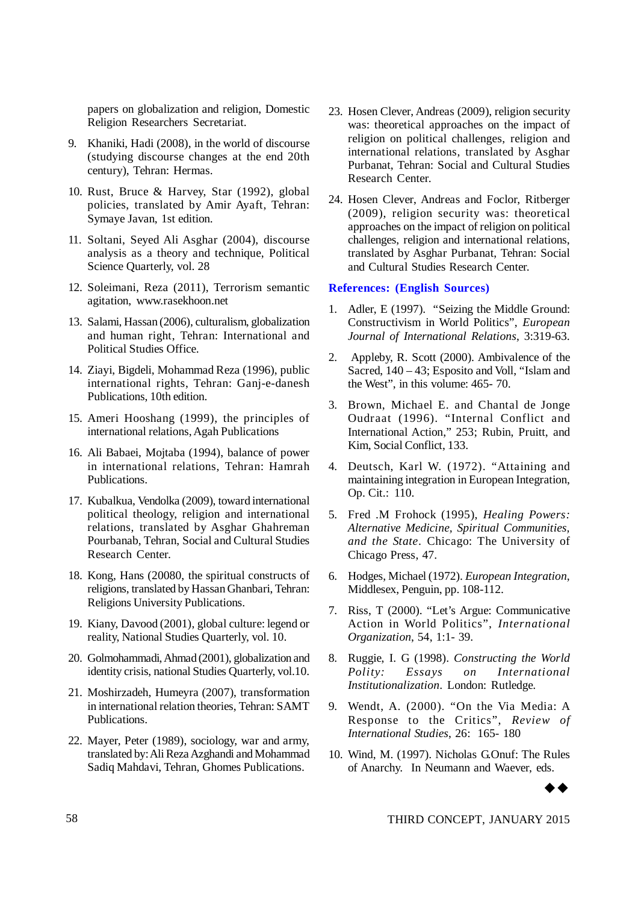papers on globalization and religion, Domestic Religion Researchers Secretariat.

9. Khaniki, Hadi (2008), in the world of discourse (studying discourse changes at the end 20th century), Tehran: Hermas.

10. Rust, Bruce & Harvey, Star (1992), global policies, translated by Amir Ayaft, Tehran: Symaye Javan, 1st edition.

11. Soltani, Seyed Ali Asghar (2004), discourse analysis as a theory and technique, Political Science Quarterly, vol. 28

12. Soleimani, Reza (2011), Terrorism semantic agitation, www.rasekhoon.net

13. Salami, Hassan (2006), culturalism, globalization and human right, Tehran: International and Political Studies Office.

14. Ziayi, Bigdeli, Mohammad Reza (1996), public international rights, Tehran: Ganj-e-danesh Publications, 10th edition.

15. Ameri Hooshang (1999), the principles of international relations, Agah Publications

16. Ali Babaei, Mojtaba (1994), balance of power in international relations, Tehran: Hamrah Publications.

17. Kubalkua, Vendolka (2009), toward international political theology, religion and international relations, translated by Asghar Ghahreman Pourbanab, Tehran, Social and Cultural Studies Research Center.

18. Kong, Hans (20080, the spiritual constructs of religions, translated by Hassan Ghanbari, Tehran: Religions University Publications.

19. Kiany, Davood (2001), global culture: legend or reality, National Studies Quarterly, vol. 10.

20. Golmohammadi, Ahmad (2001), globalization and identity crisis, national Studies Quarterly, vol.10.

21. Moshirzadeh, Humeyra (2007), transformation in international relation theories, Tehran: SAMT Publications.

22. Mayer, Peter (1989), sociology, war and army, translated by: Ali Reza Azghandi and Mohammad Sadiq Mahdavi, Tehran, Ghomes Publications.

23. Hosen Clever, Andreas (2009), religion security was: theoretical approaches on the impact of religion on political challenges, religion and international relations, translated by Asghar Purbanat, Tehran: Social and Cultural Studies Research Center.

24. Hosen Clever, Andreas and Foclor, Ritberger (2009), religion security was: theoretical approaches on the impact of religion on political challenges, religion and international relations, translated by Asghar Purbanat, Tehran: Social and Cultural Studies Research Center.

**References: (English Sources)**

1. Adler, E (1997). "Seizing the Middle Ground: Constructivism in World Politics", *European Journal of International Relations*, 3:319-63.

2. Appleby, R. Scott (2000). Ambivalence of the Sacred, 140 – 43; Esposito and Voll, "Islam and the West", in this volume: 465- 70.

3. Brown, Michael E. and Chantal de Jonge Oudraat (1996). "Internal Conflict and International Action," 253; Rubin, Pruitt, and Kim, Social Conflict, 133.

4. Deutsch, Karl W. (1972). "Attaining and maintaining integration in European Integration, Op. Cit.: 110.

5. Fred .M Frohock (1995), *Healing Powers: Alternative Medicine, Spiritual Communities, and the State*. Chicago: The University of Chicago Press, 47.

6. Hodges, Michael (1972). *European Integration*, Middlesex, Penguin, pp. 108-112.

7. Riss, T (2000). "Let's Argue: Communicative Action in World Politics", *International Organization*, 54, 1:1- 39.

8. Ruggie, I. G (1998). *Constructing the World Polity: Essays on International Institutionalization*. London: Rutledge.

9. Wendt, A. (2000). "On the Via Media: A Response to the Critics", *Review of International Studies*, 26: 165- 180

10. Wind, M. (1997). Nicholas G.Onuf: The Rules of Anarchy. In Neumann and Waever, eds.

◆◆